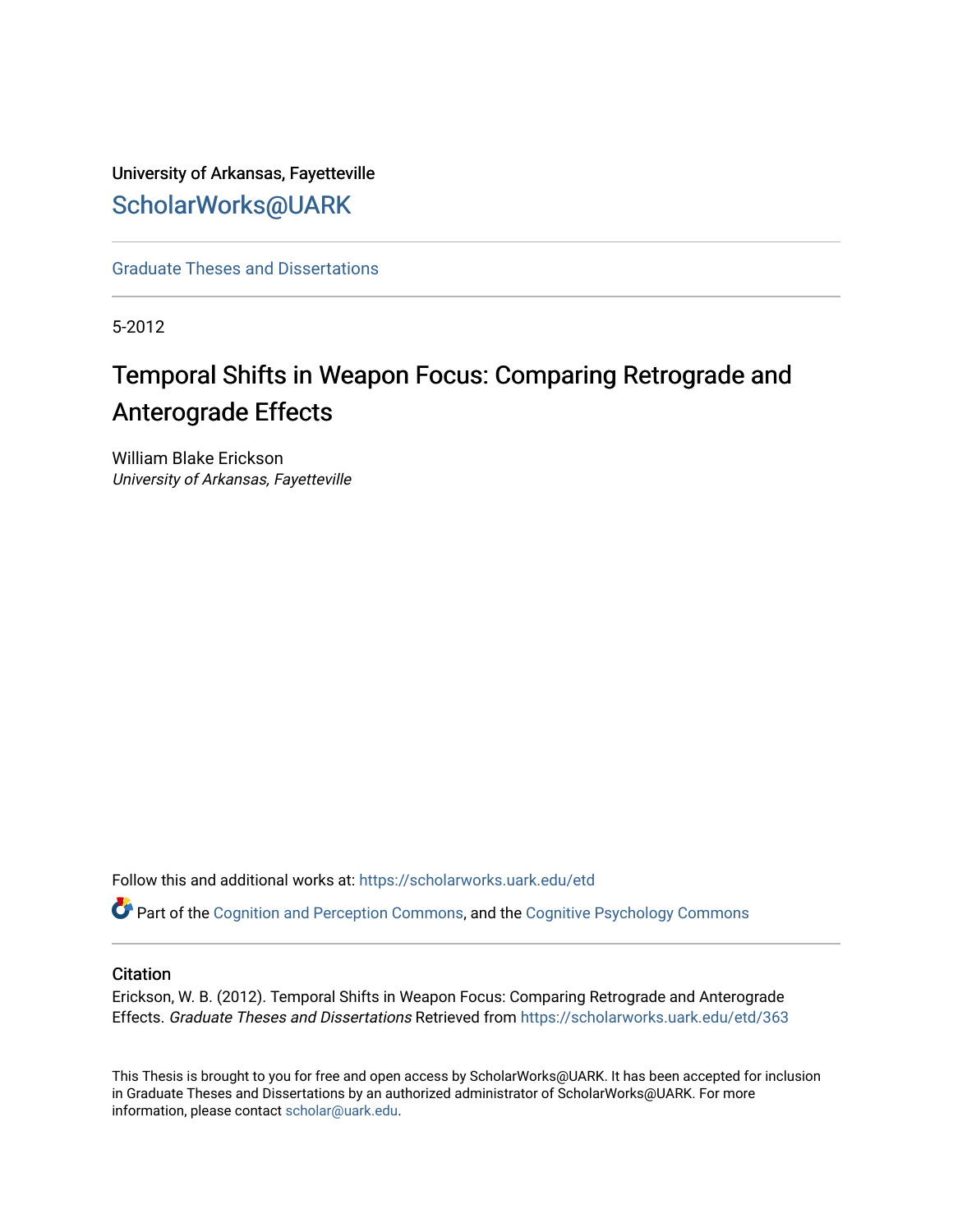University of Arkansas, Fayetteville

ScholarWorks@UARK

Graduate Theses and Dissertations

5-2012

# Temporal Shifts in Weapon Focus: Comparing Retrograde and Anterograde Effects

William Blake Erickson
*University of Arkansas, Fayetteville*

Follow this and additional works at: https://scholarworks.uark.edu/etd

Part of the Cognition and Perception Commons, and the Cognitive Psychology Commons

## Citation

Erickson, W. B. (2012). Temporal Shifts in Weapon Focus: Comparing Retrograde and Anterograde Effects. *Graduate Theses and Dissertations* Retrieved from https://scholarworks.uark.edu/etd/363

This Thesis is brought to you for free and open access by ScholarWorks@UARK. It has been accepted for inclusion in Graduate Theses and Dissertations by an authorized administrator of ScholarWorks@UARK. For more information, please contact scholar@uark.edu.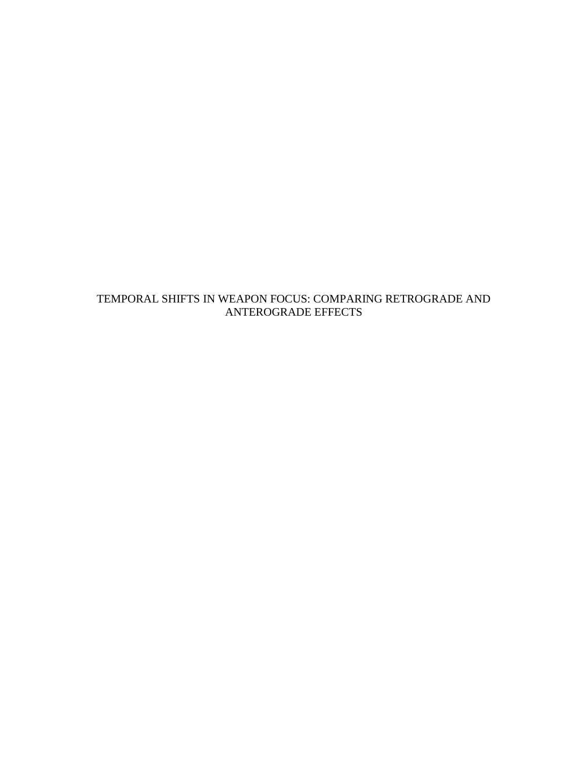TEMPORAL SHIFTS IN WEAPON FOCUS: COMPARING RETROGRADE AND ANTEROGRADE EFFECTS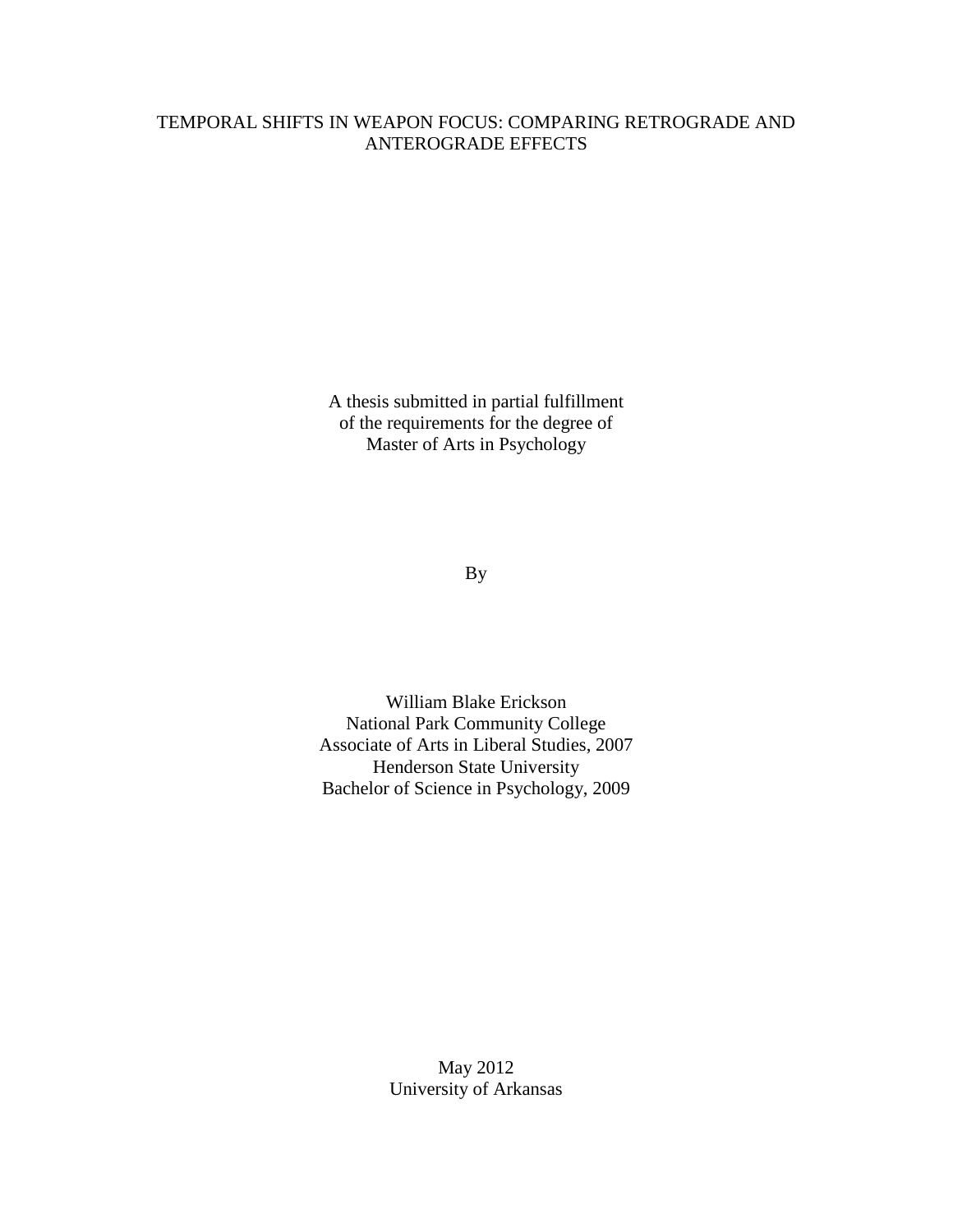# TEMPORAL SHIFTS IN WEAPON FOCUS: COMPARING RETROGRADE AND ANTEROGRADE EFFECTS

A thesis submitted in partial fulfillment
of the requirements for the degree of
Master of Arts in Psychology

By

William Blake Erickson
National Park Community College
Associate of Arts in Liberal Studies, 2007
Henderson State University
Bachelor of Science in Psychology, 2009

May 2012
University of Arkansas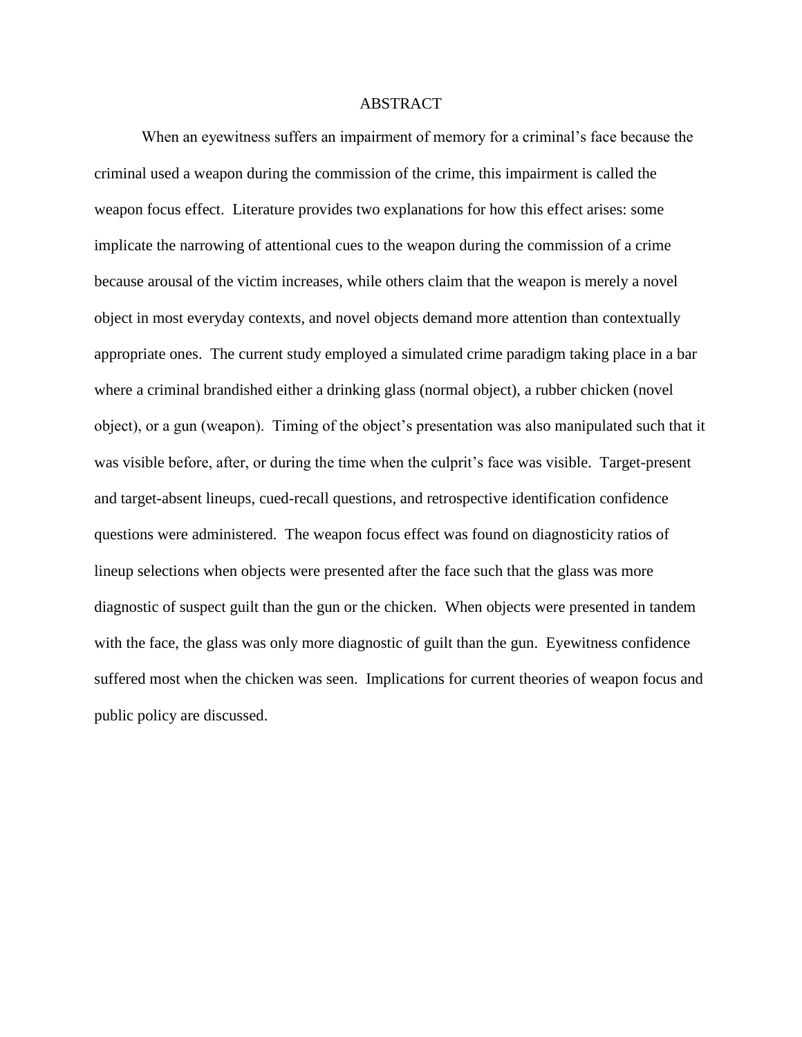# ABSTRACT

When an eyewitness suffers an impairment of memory for a criminal's face because the criminal used a weapon during the commission of the crime, this impairment is called the weapon focus effect. Literature provides two explanations for how this effect arises: some implicate the narrowing of attentional cues to the weapon during the commission of a crime because arousal of the victim increases, while others claim that the weapon is merely a novel object in most everyday contexts, and novel objects demand more attention than contextually appropriate ones. The current study employed a simulated crime paradigm taking place in a bar where a criminal brandished either a drinking glass (normal object), a rubber chicken (novel object), or a gun (weapon). Timing of the object's presentation was also manipulated such that it was visible before, after, or during the time when the culprit's face was visible. Target-present and target-absent lineups, cued-recall questions, and retrospective identification confidence questions were administered. The weapon focus effect was found on diagnosticity ratios of lineup selections when objects were presented after the face such that the glass was more diagnostic of suspect guilt than the gun or the chicken. When objects were presented in tandem with the face, the glass was only more diagnostic of guilt than the gun. Eyewitness confidence suffered most when the chicken was seen. Implications for current theories of weapon focus and public policy are discussed.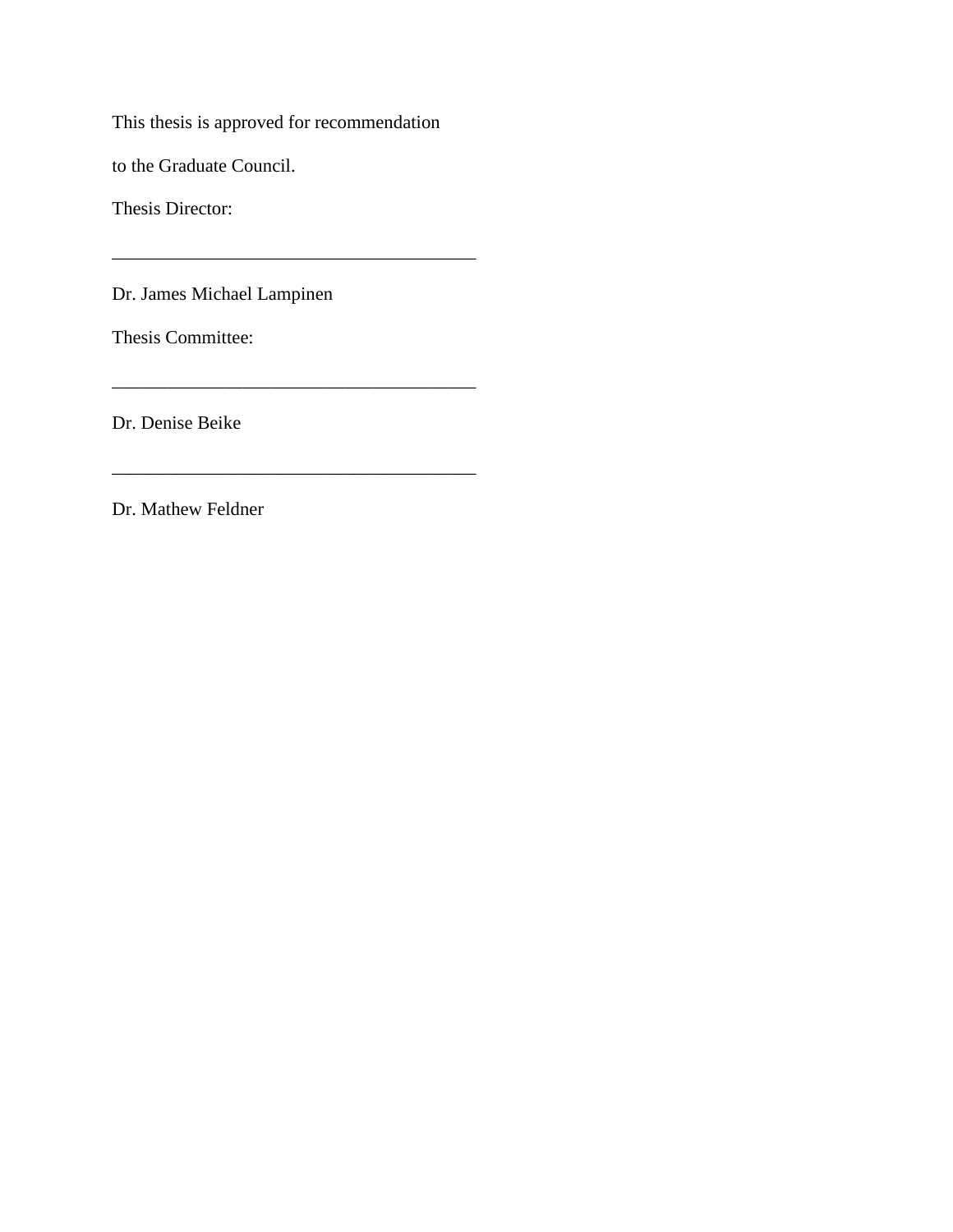This thesis is approved for recommendation

to the Graduate Council.

Thesis Director:

________________________________________

Dr. James Michael Lampinen

Thesis Committee:

________________________________________

Dr. Denise Beike

________________________________________

Dr. Mathew Feldner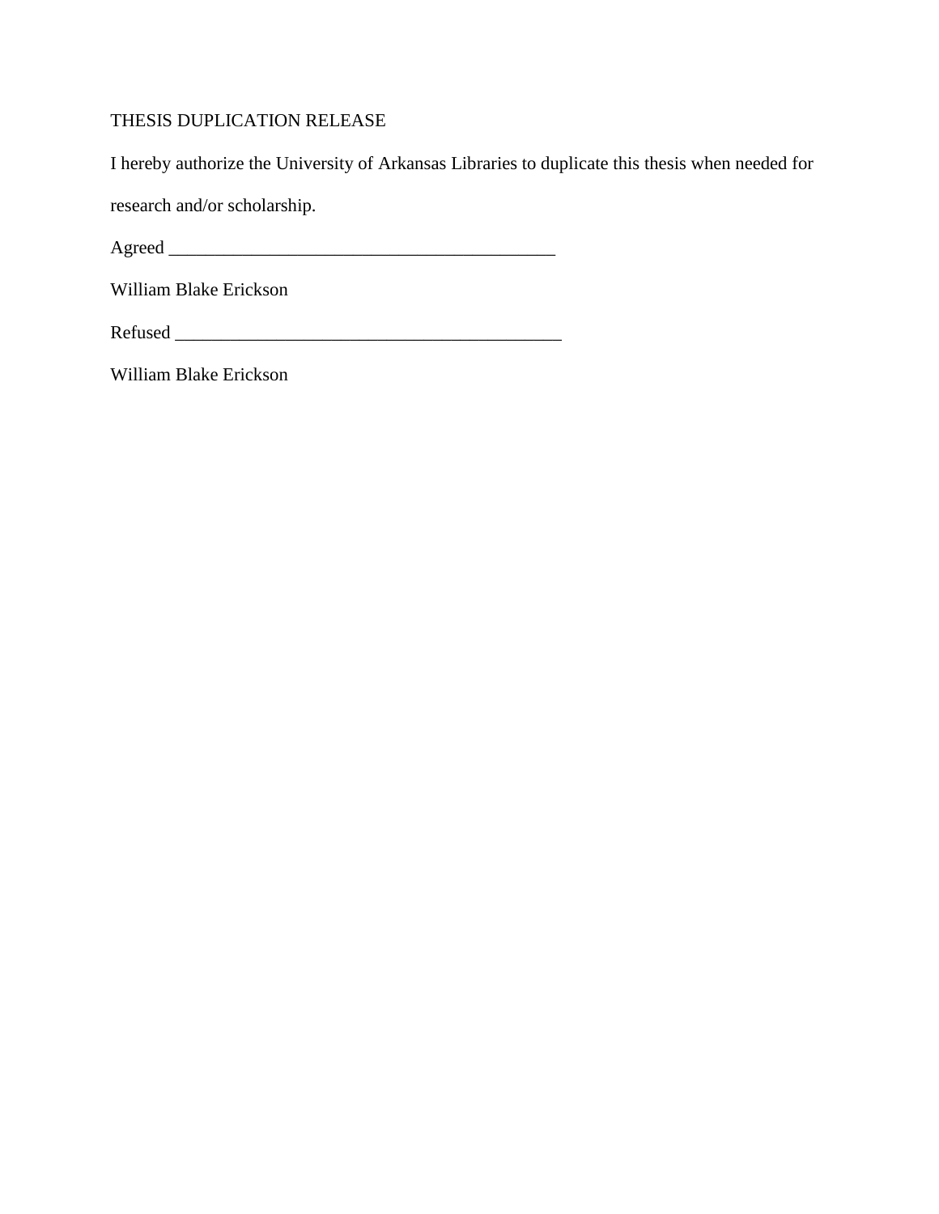THESIS DUPLICATION RELEASE

I hereby authorize the University of Arkansas Libraries to duplicate this thesis when needed for research and/or scholarship.

Agreed ___________________________________________

William Blake Erickson

Refused ___________________________________________

William Blake Erickson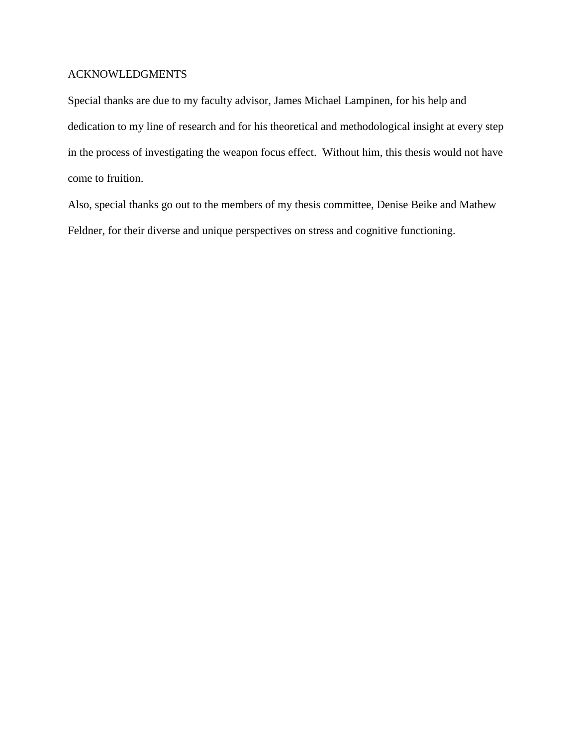# ACKNOWLEDGMENTS

Special thanks are due to my faculty advisor, James Michael Lampinen, for his help and dedication to my line of research and for his theoretical and methodological insight at every step in the process of investigating the weapon focus effect. Without him, this thesis would not have come to fruition.

Also, special thanks go out to the members of my thesis committee, Denise Beike and Mathew Feldner, for their diverse and unique perspectives on stress and cognitive functioning.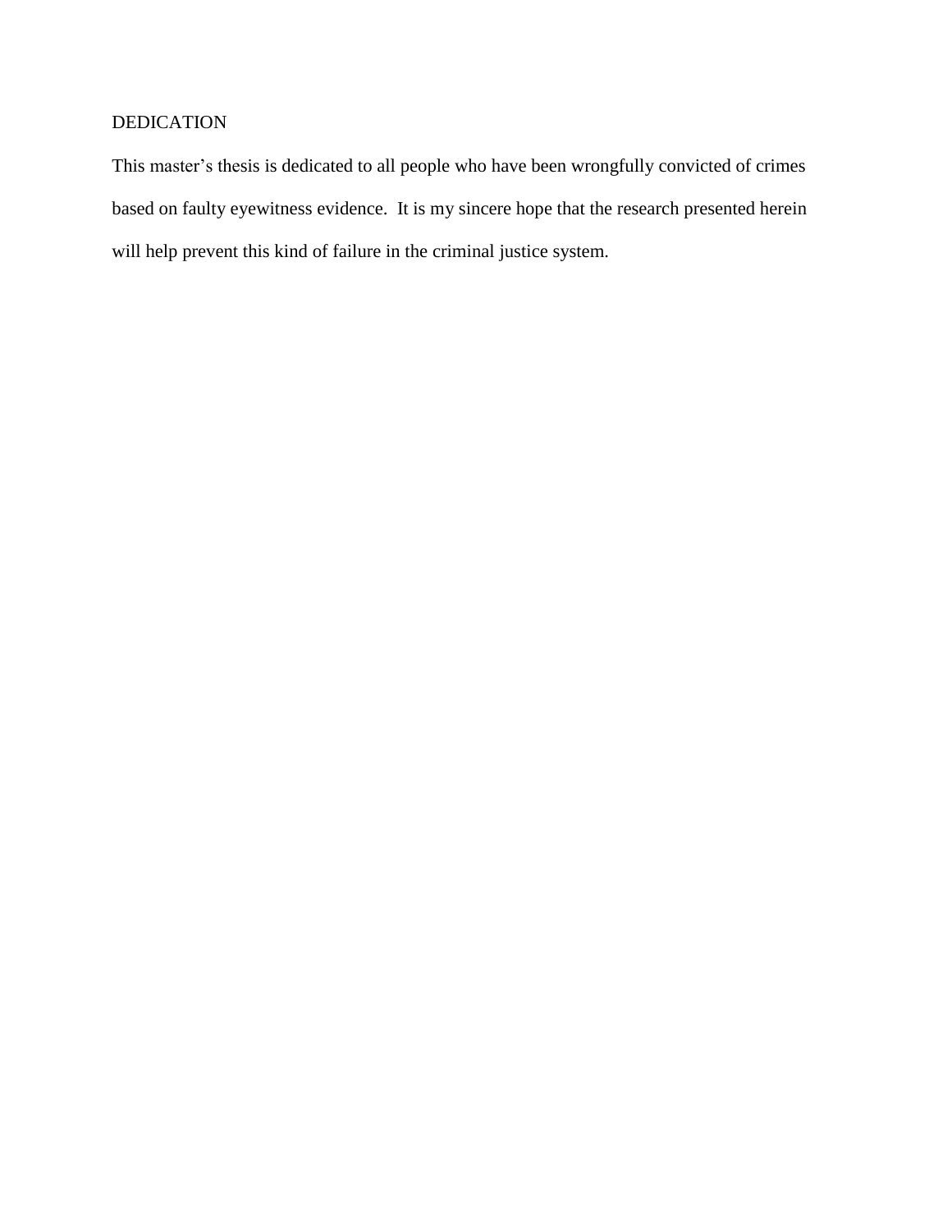## DEDICATION

This master's thesis is dedicated to all people who have been wrongfully convicted of crimes based on faulty eyewitness evidence. It is my sincere hope that the research presented herein will help prevent this kind of failure in the criminal justice system.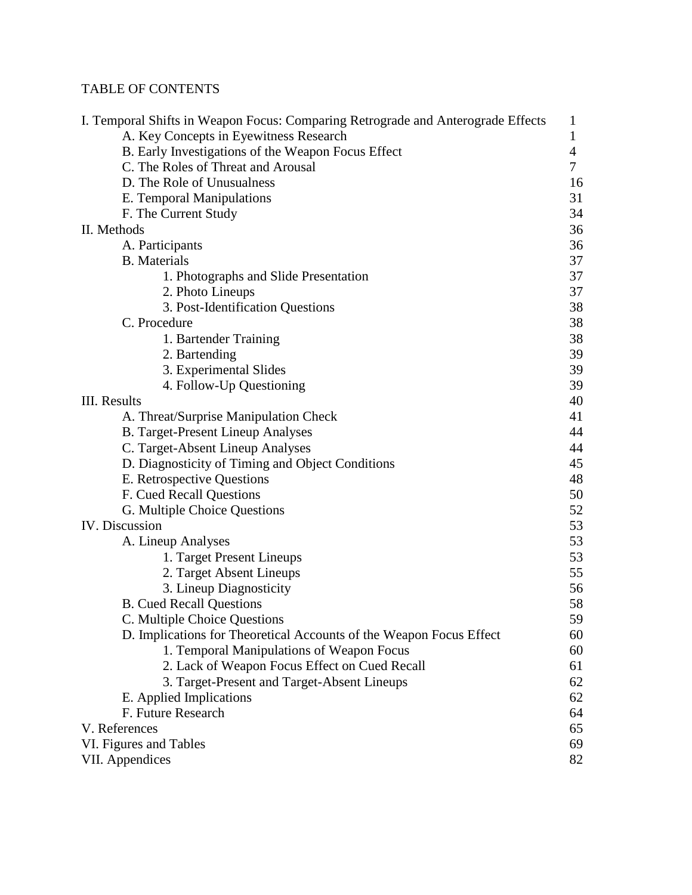TABLE OF CONTENTS

| | |
|---|---|
| I. Temporal Shifts in Weapon Focus: Comparing Retrograde and Anterograde Effects | 1 |
| A. Key Concepts in Eyewitness Research | 1 |
| B. Early Investigations of the Weapon Focus Effect | 4 |
| C. The Roles of Threat and Arousal | 7 |
| D. The Role of Unusualness | 16 |
| E. Temporal Manipulations | 31 |
| F. The Current Study | 34 |
| II. Methods | 36 |
| A. Participants | 36 |
| B. Materials | 37 |
| 1. Photographs and Slide Presentation | 37 |
| 2. Photo Lineups | 37 |
| 3. Post-Identification Questions | 38 |
| C. Procedure | 38 |
| 1. Bartender Training | 38 |
| 2. Bartending | 39 |
| 3. Experimental Slides | 39 |
| 4. Follow-Up Questioning | 39 |
| III. Results | 40 |
| A. Threat/Surprise Manipulation Check | 41 |
| B. Target-Present Lineup Analyses | 44 |
| C. Target-Absent Lineup Analyses | 44 |
| D. Diagnosticity of Timing and Object Conditions | 45 |
| E. Retrospective Questions | 48 |
| F. Cued Recall Questions | 50 |
| G. Multiple Choice Questions | 52 |
| IV. Discussion | 53 |
| A. Lineup Analyses | 53 |
| 1. Target Present Lineups | 53 |
| 2. Target Absent Lineups | 55 |
| 3. Lineup Diagnosticity | 56 |
| B. Cued Recall Questions | 58 |
| C. Multiple Choice Questions | 59 |
| D. Implications for Theoretical Accounts of the Weapon Focus Effect | 60 |
| 1. Temporal Manipulations of Weapon Focus | 60 |
| 2. Lack of Weapon Focus Effect on Cued Recall | 61 |
| 3. Target-Present and Target-Absent Lineups | 62 |
| E. Applied Implications | 62 |
| F. Future Research | 64 |
| V. References | 65 |
| VI. Figures and Tables | 69 |
| VII. Appendices | 82 |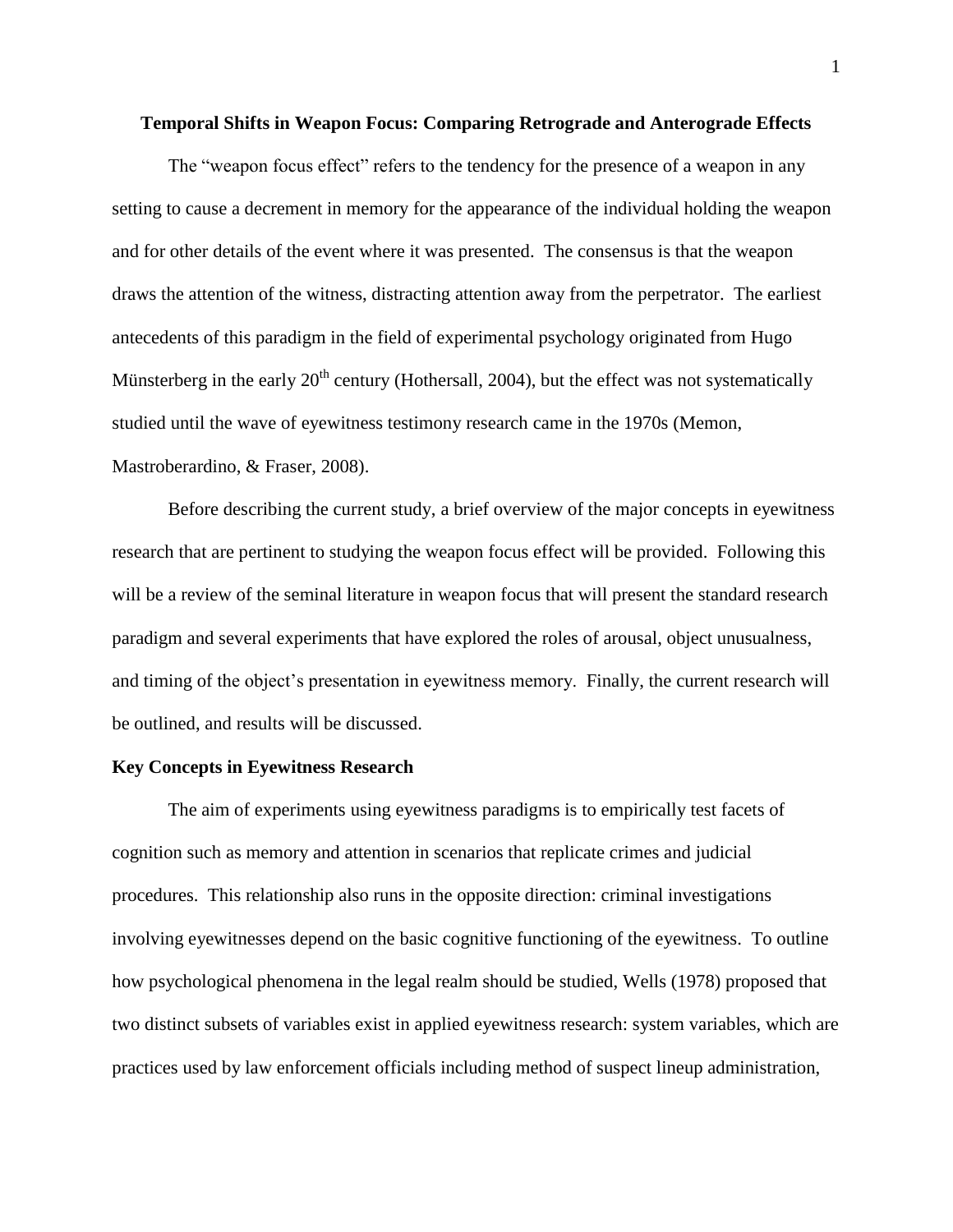**Temporal Shifts in Weapon Focus: Comparing Retrograde and Anterograde Effects**

The "weapon focus effect" refers to the tendency for the presence of a weapon in any setting to cause a decrement in memory for the appearance of the individual holding the weapon and for other details of the event where it was presented. The consensus is that the weapon draws the attention of the witness, distracting attention away from the perpetrator. The earliest antecedents of this paradigm in the field of experimental psychology originated from Hugo Münsterberg in the early 20th century (Hothersall, 2004), but the effect was not systematically studied until the wave of eyewitness testimony research came in the 1970s (Memon, Mastroberardino, & Fraser, 2008).

Before describing the current study, a brief overview of the major concepts in eyewitness research that are pertinent to studying the weapon focus effect will be provided. Following this will be a review of the seminal literature in weapon focus that will present the standard research paradigm and several experiments that have explored the roles of arousal, object unusualness, and timing of the object's presentation in eyewitness memory. Finally, the current research will be outlined, and results will be discussed.

## Key Concepts in Eyewitness Research

The aim of experiments using eyewitness paradigms is to empirically test facets of cognition such as memory and attention in scenarios that replicate crimes and judicial procedures. This relationship also runs in the opposite direction: criminal investigations involving eyewitnesses depend on the basic cognitive functioning of the eyewitness. To outline how psychological phenomena in the legal realm should be studied, Wells (1978) proposed that two distinct subsets of variables exist in applied eyewitness research: system variables, which are practices used by law enforcement officials including method of suspect lineup administration,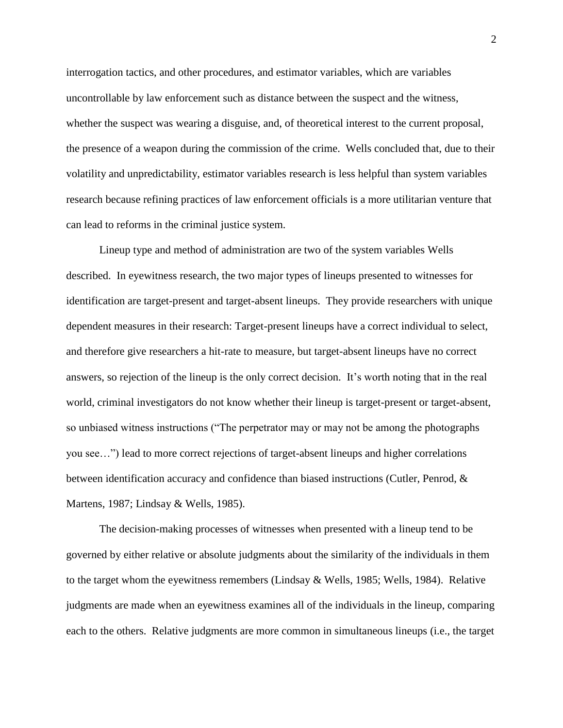interrogation tactics, and other procedures, and estimator variables, which are variables uncontrollable by law enforcement such as distance between the suspect and the witness, whether the suspect was wearing a disguise, and, of theoretical interest to the current proposal, the presence of a weapon during the commission of the crime. Wells concluded that, due to their volatility and unpredictability, estimator variables research is less helpful than system variables research because refining practices of law enforcement officials is a more utilitarian venture that can lead to reforms in the criminal justice system.

Lineup type and method of administration are two of the system variables Wells described. In eyewitness research, the two major types of lineups presented to witnesses for identification are target-present and target-absent lineups. They provide researchers with unique dependent measures in their research: Target-present lineups have a correct individual to select, and therefore give researchers a hit-rate to measure, but target-absent lineups have no correct answers, so rejection of the lineup is the only correct decision. It's worth noting that in the real world, criminal investigators do not know whether their lineup is target-present or target-absent, so unbiased witness instructions ("The perpetrator may or may not be among the photographs you see…") lead to more correct rejections of target-absent lineups and higher correlations between identification accuracy and confidence than biased instructions (Cutler, Penrod, & Martens, 1987; Lindsay & Wells, 1985).

The decision-making processes of witnesses when presented with a lineup tend to be governed by either relative or absolute judgments about the similarity of the individuals in them to the target whom the eyewitness remembers (Lindsay & Wells, 1985; Wells, 1984). Relative judgments are made when an eyewitness examines all of the individuals in the lineup, comparing each to the others. Relative judgments are more common in simultaneous lineups (i.e., the target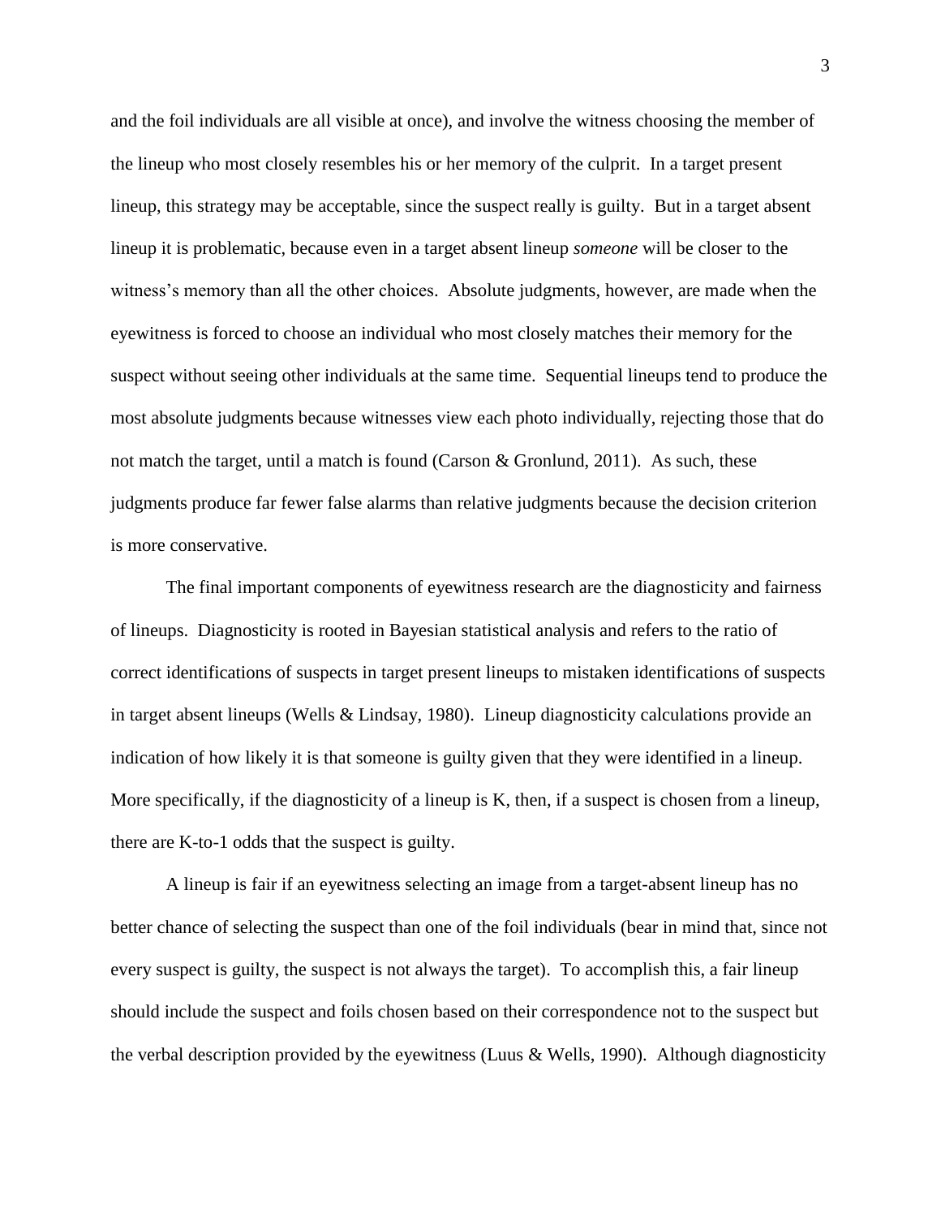and the foil individuals are all visible at once), and involve the witness choosing the member of the lineup who most closely resembles his or her memory of the culprit. In a target present lineup, this strategy may be acceptable, since the suspect really is guilty. But in a target absent lineup it is problematic, because even in a target absent lineup *someone* will be closer to the witness's memory than all the other choices. Absolute judgments, however, are made when the eyewitness is forced to choose an individual who most closely matches their memory for the suspect without seeing other individuals at the same time. Sequential lineups tend to produce the most absolute judgments because witnesses view each photo individually, rejecting those that do not match the target, until a match is found (Carson & Gronlund, 2011). As such, these judgments produce far fewer false alarms than relative judgments because the decision criterion is more conservative.

The final important components of eyewitness research are the diagnosticity and fairness of lineups. Diagnosticity is rooted in Bayesian statistical analysis and refers to the ratio of correct identifications of suspects in target present lineups to mistaken identifications of suspects in target absent lineups (Wells & Lindsay, 1980). Lineup diagnosticity calculations provide an indication of how likely it is that someone is guilty given that they were identified in a lineup. More specifically, if the diagnosticity of a lineup is K, then, if a suspect is chosen from a lineup, there are K-to-1 odds that the suspect is guilty.

A lineup is fair if an eyewitness selecting an image from a target-absent lineup has no better chance of selecting the suspect than one of the foil individuals (bear in mind that, since not every suspect is guilty, the suspect is not always the target). To accomplish this, a fair lineup should include the suspect and foils chosen based on their correspondence not to the suspect but the verbal description provided by the eyewitness (Luus & Wells, 1990). Although diagnosticity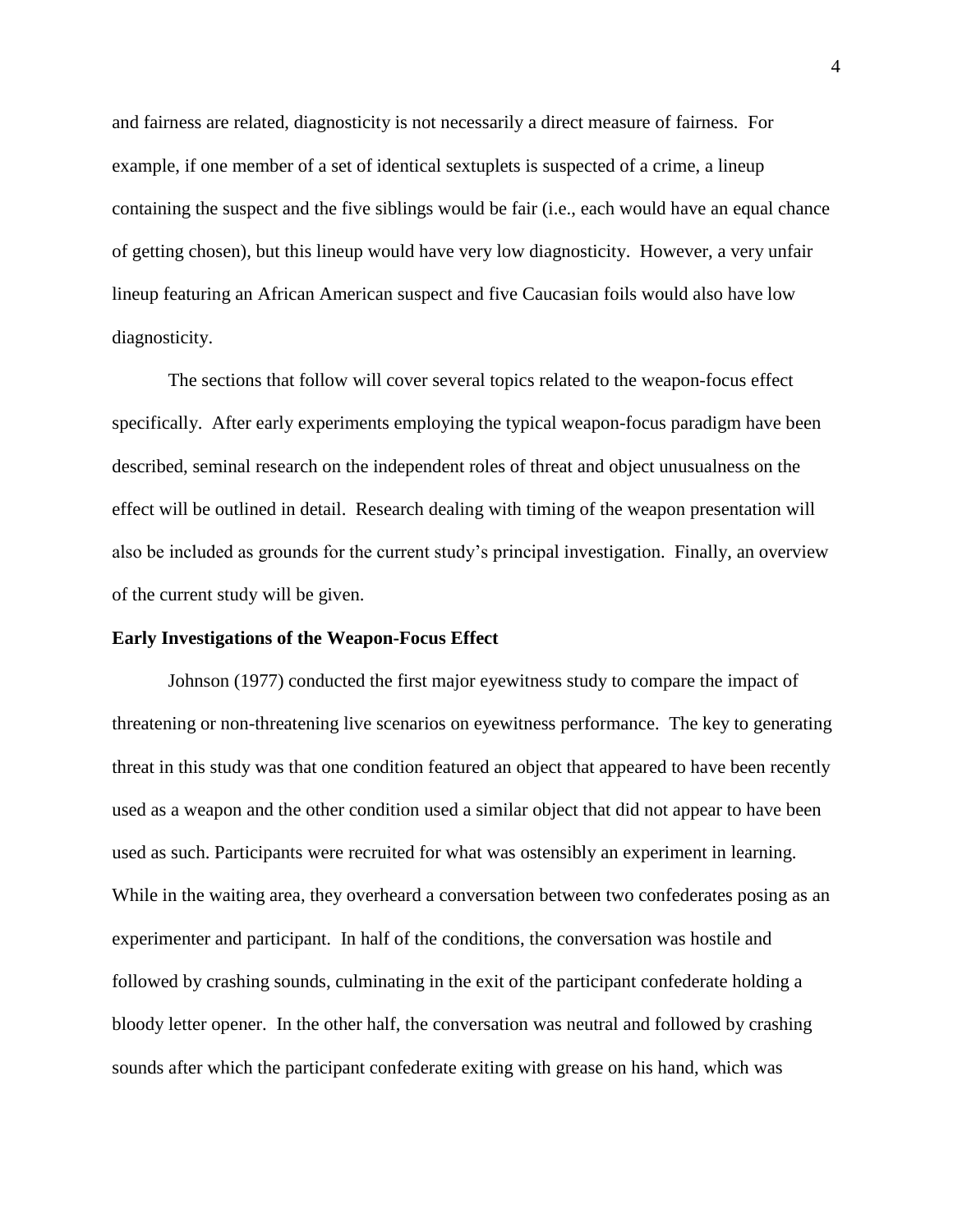and fairness are related, diagnosticity is not necessarily a direct measure of fairness. For example, if one member of a set of identical sextuplets is suspected of a crime, a lineup containing the suspect and the five siblings would be fair (i.e., each would have an equal chance of getting chosen), but this lineup would have very low diagnosticity. However, a very unfair lineup featuring an African American suspect and five Caucasian foils would also have low diagnosticity.

The sections that follow will cover several topics related to the weapon-focus effect specifically. After early experiments employing the typical weapon-focus paradigm have been described, seminal research on the independent roles of threat and object unusualness on the effect will be outlined in detail. Research dealing with timing of the weapon presentation will also be included as grounds for the current study's principal investigation. Finally, an overview of the current study will be given.

**Early Investigations of the Weapon-Focus Effect**

Johnson (1977) conducted the first major eyewitness study to compare the impact of threatening or non-threatening live scenarios on eyewitness performance. The key to generating threat in this study was that one condition featured an object that appeared to have been recently used as a weapon and the other condition used a similar object that did not appear to have been used as such. Participants were recruited for what was ostensibly an experiment in learning. While in the waiting area, they overheard a conversation between two confederates posing as an experimenter and participant. In half of the conditions, the conversation was hostile and followed by crashing sounds, culminating in the exit of the participant confederate holding a bloody letter opener. In the other half, the conversation was neutral and followed by crashing sounds after which the participant confederate exiting with grease on his hand, which was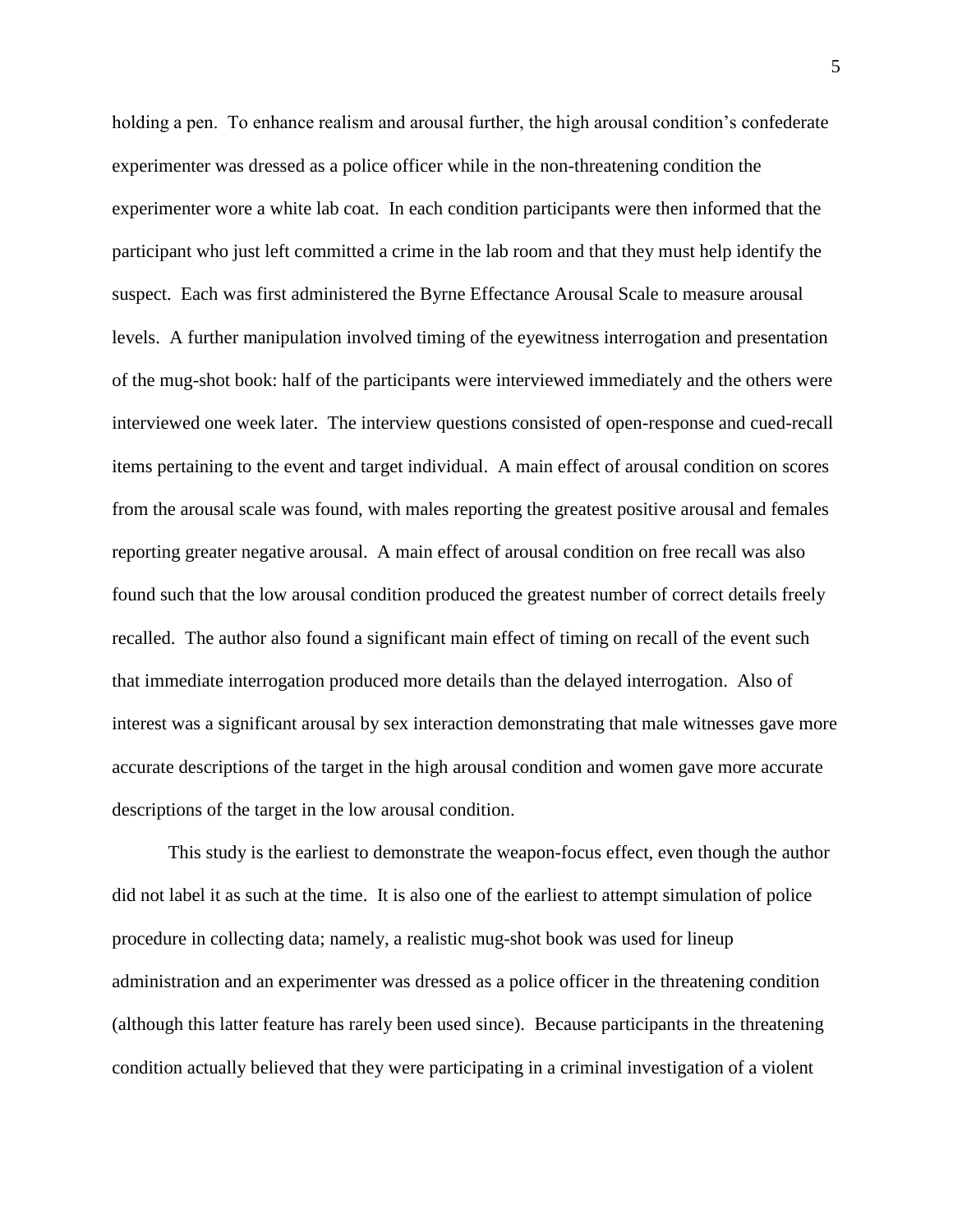holding a pen. To enhance realism and arousal further, the high arousal condition's confederate experimenter was dressed as a police officer while in the non-threatening condition the experimenter wore a white lab coat. In each condition participants were then informed that the participant who just left committed a crime in the lab room and that they must help identify the suspect. Each was first administered the Byrne Effectance Arousal Scale to measure arousal levels. A further manipulation involved timing of the eyewitness interrogation and presentation of the mug-shot book: half of the participants were interviewed immediately and the others were interviewed one week later. The interview questions consisted of open-response and cued-recall items pertaining to the event and target individual. A main effect of arousal condition on scores from the arousal scale was found, with males reporting the greatest positive arousal and females reporting greater negative arousal. A main effect of arousal condition on free recall was also found such that the low arousal condition produced the greatest number of correct details freely recalled. The author also found a significant main effect of timing on recall of the event such that immediate interrogation produced more details than the delayed interrogation. Also of interest was a significant arousal by sex interaction demonstrating that male witnesses gave more accurate descriptions of the target in the high arousal condition and women gave more accurate descriptions of the target in the low arousal condition.

This study is the earliest to demonstrate the weapon-focus effect, even though the author did not label it as such at the time. It is also one of the earliest to attempt simulation of police procedure in collecting data; namely, a realistic mug-shot book was used for lineup administration and an experimenter was dressed as a police officer in the threatening condition (although this latter feature has rarely been used since). Because participants in the threatening condition actually believed that they were participating in a criminal investigation of a violent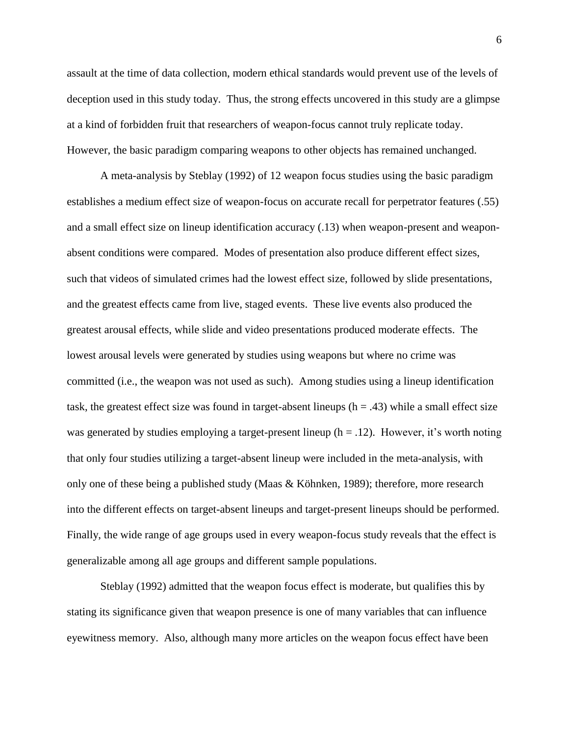assault at the time of data collection, modern ethical standards would prevent use of the levels of deception used in this study today. Thus, the strong effects uncovered in this study are a glimpse at a kind of forbidden fruit that researchers of weapon-focus cannot truly replicate today. However, the basic paradigm comparing weapons to other objects has remained unchanged.

A meta-analysis by Steblay (1992) of 12 weapon focus studies using the basic paradigm establishes a medium effect size of weapon-focus on accurate recall for perpetrator features (.55) and a small effect size on lineup identification accuracy (.13) when weapon-present and weapon-absent conditions were compared. Modes of presentation also produce different effect sizes, such that videos of simulated crimes had the lowest effect size, followed by slide presentations, and the greatest effects came from live, staged events. These live events also produced the greatest arousal effects, while slide and video presentations produced moderate effects. The lowest arousal levels were generated by studies using weapons but where no crime was committed (i.e., the weapon was not used as such). Among studies using a lineup identification task, the greatest effect size was found in target-absent lineups ($h = .43$) while a small effect size was generated by studies employing a target-present lineup ($h = .12$). However, it's worth noting that only four studies utilizing a target-absent lineup were included in the meta-analysis, with only one of these being a published study (Maas & Köhnken, 1989); therefore, more research into the different effects on target-absent lineups and target-present lineups should be performed. Finally, the wide range of age groups used in every weapon-focus study reveals that the effect is generalizable among all age groups and different sample populations.

Steblay (1992) admitted that the weapon focus effect is moderate, but qualifies this by stating its significance given that weapon presence is one of many variables that can influence eyewitness memory. Also, although many more articles on the weapon focus effect have been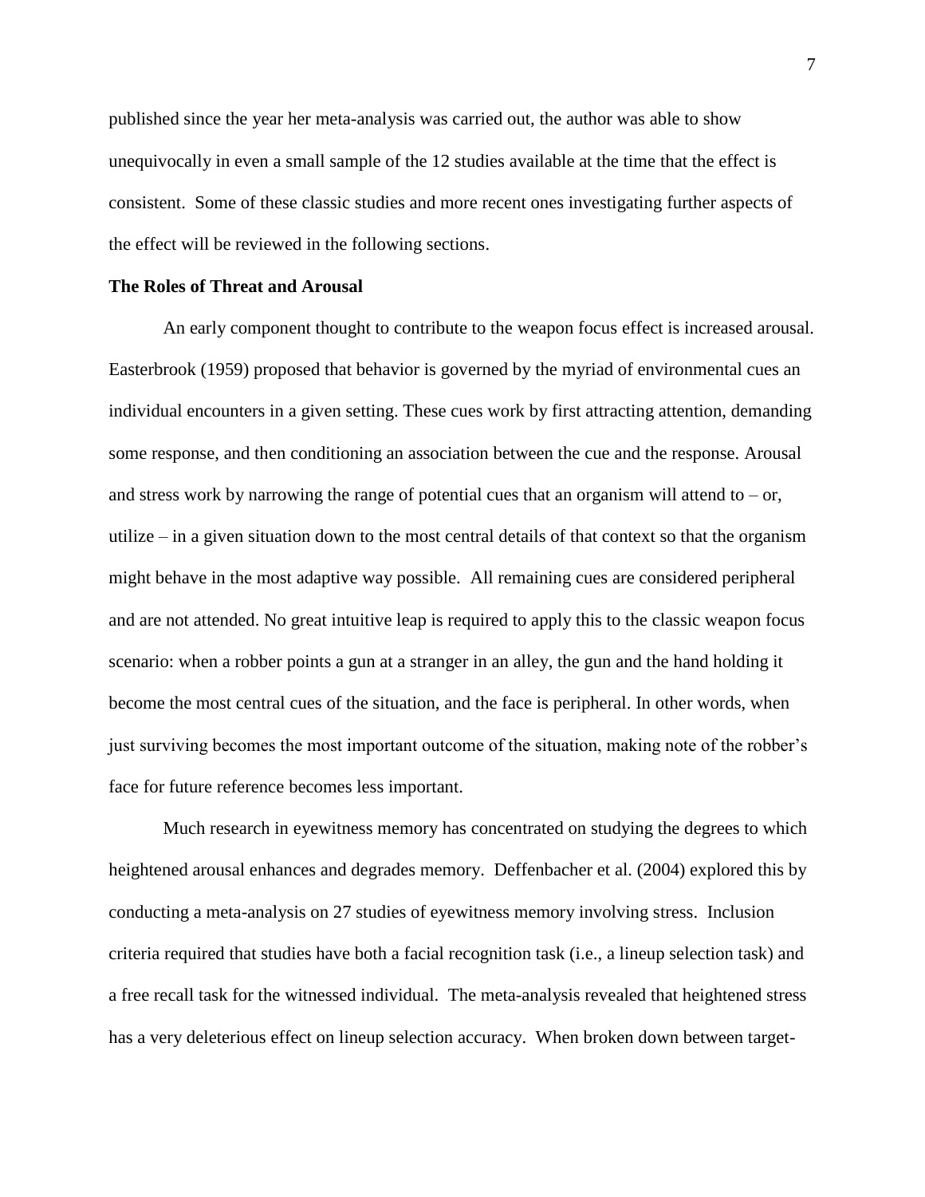published since the year her meta-analysis was carried out, the author was able to show unequivocally in even a small sample of the 12 studies available at the time that the effect is consistent. Some of these classic studies and more recent ones investigating further aspects of the effect will be reviewed in the following sections.

**The Roles of Threat and Arousal**

An early component thought to contribute to the weapon focus effect is increased arousal. Easterbrook (1959) proposed that behavior is governed by the myriad of environmental cues an individual encounters in a given setting. These cues work by first attracting attention, demanding some response, and then conditioning an association between the cue and the response. Arousal and stress work by narrowing the range of potential cues that an organism will attend to – or, utilize – in a given situation down to the most central details of that context so that the organism might behave in the most adaptive way possible. All remaining cues are considered peripheral and are not attended. No great intuitive leap is required to apply this to the classic weapon focus scenario: when a robber points a gun at a stranger in an alley, the gun and the hand holding it become the most central cues of the situation, and the face is peripheral. In other words, when just surviving becomes the most important outcome of the situation, making note of the robber's face for future reference becomes less important.

Much research in eyewitness memory has concentrated on studying the degrees to which heightened arousal enhances and degrades memory. Deffenbacher et al. (2004) explored this by conducting a meta-analysis on 27 studies of eyewitness memory involving stress. Inclusion criteria required that studies have both a facial recognition task (i.e., a lineup selection task) and a free recall task for the witnessed individual. The meta-analysis revealed that heightened stress has a very deleterious effect on lineup selection accuracy. When broken down between target-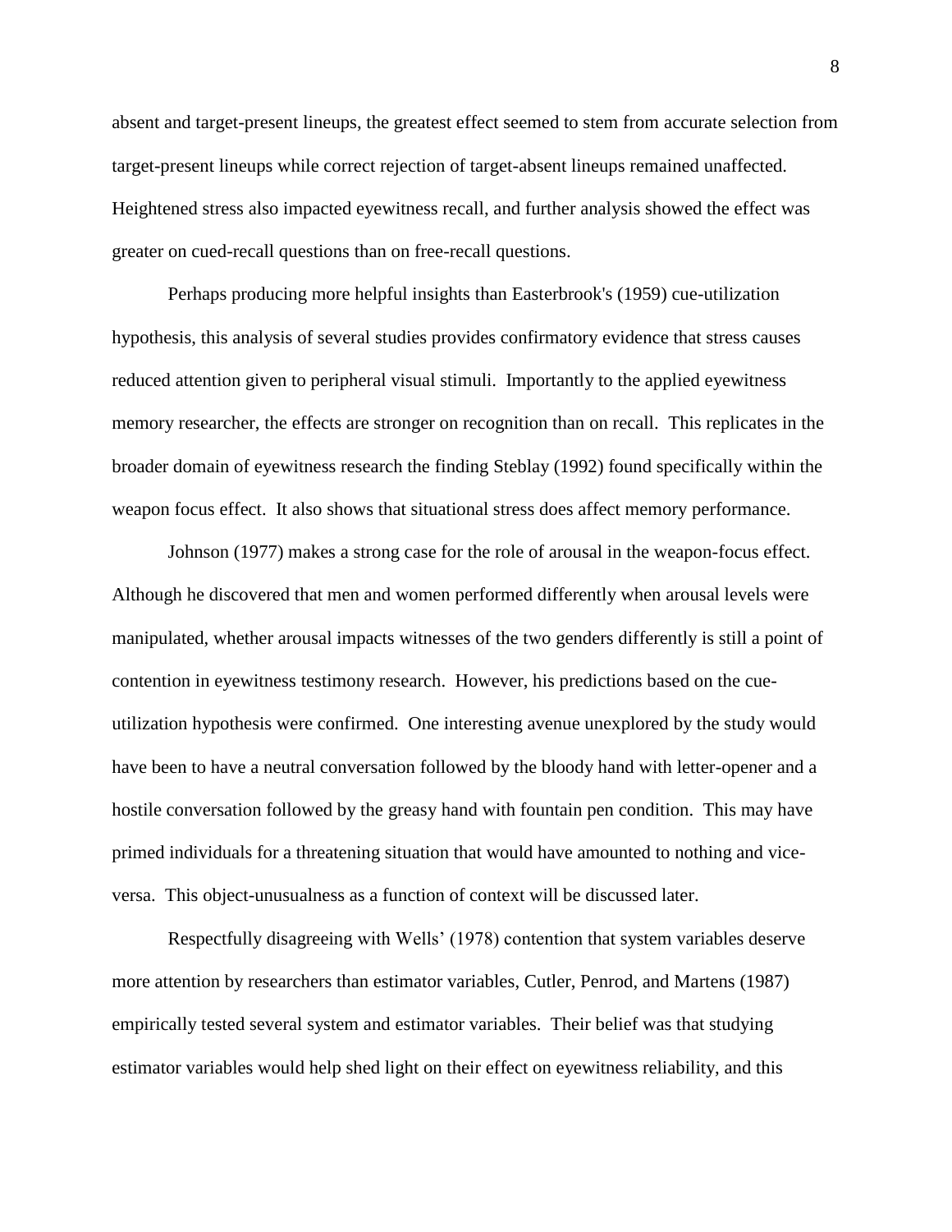absent and target-present lineups, the greatest effect seemed to stem from accurate selection from target-present lineups while correct rejection of target-absent lineups remained unaffected. Heightened stress also impacted eyewitness recall, and further analysis showed the effect was greater on cued-recall questions than on free-recall questions.

Perhaps producing more helpful insights than Easterbrook's (1959) cue-utilization hypothesis, this analysis of several studies provides confirmatory evidence that stress causes reduced attention given to peripheral visual stimuli. Importantly to the applied eyewitness memory researcher, the effects are stronger on recognition than on recall. This replicates in the broader domain of eyewitness research the finding Steblay (1992) found specifically within the weapon focus effect. It also shows that situational stress does affect memory performance.

Johnson (1977) makes a strong case for the role of arousal in the weapon-focus effect. Although he discovered that men and women performed differently when arousal levels were manipulated, whether arousal impacts witnesses of the two genders differently is still a point of contention in eyewitness testimony research. However, his predictions based on the cue-utilization hypothesis were confirmed. One interesting avenue unexplored by the study would have been to have a neutral conversation followed by the bloody hand with letter-opener and a hostile conversation followed by the greasy hand with fountain pen condition. This may have primed individuals for a threatening situation that would have amounted to nothing and vice-versa. This object-unusualness as a function of context will be discussed later.

Respectfully disagreeing with Wells' (1978) contention that system variables deserve more attention by researchers than estimator variables, Cutler, Penrod, and Martens (1987) empirically tested several system and estimator variables. Their belief was that studying estimator variables would help shed light on their effect on eyewitness reliability, and this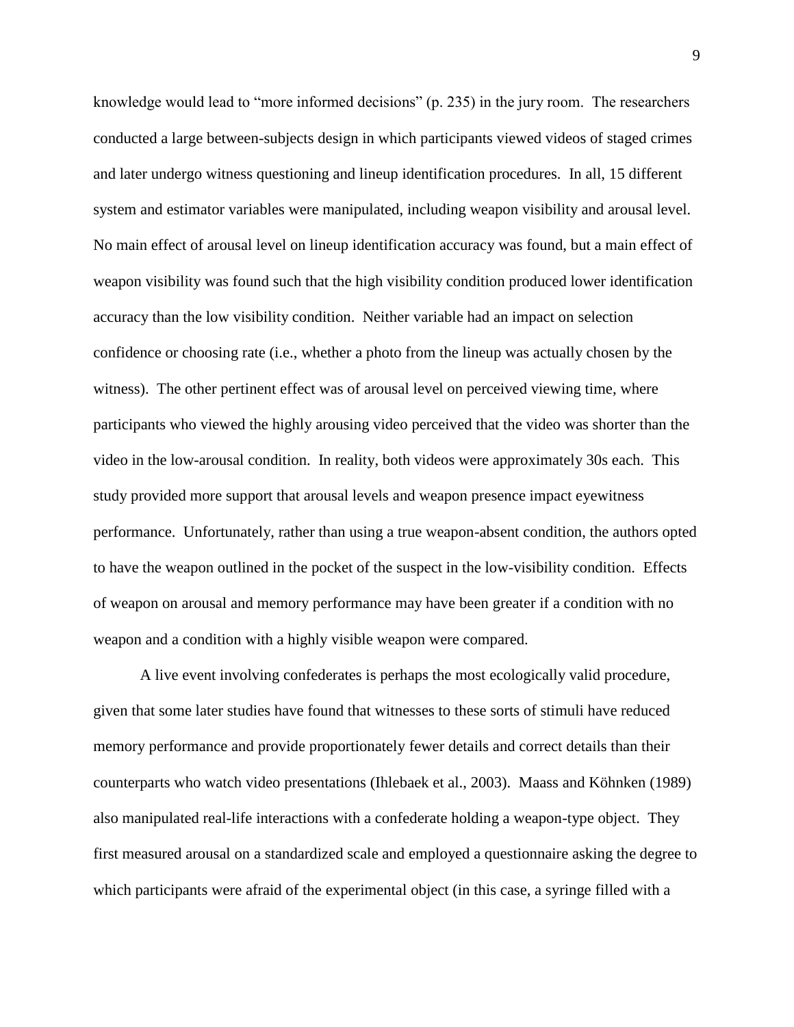knowledge would lead to "more informed decisions" (p. 235) in the jury room. The researchers conducted a large between-subjects design in which participants viewed videos of staged crimes and later undergo witness questioning and lineup identification procedures. In all, 15 different system and estimator variables were manipulated, including weapon visibility and arousal level. No main effect of arousal level on lineup identification accuracy was found, but a main effect of weapon visibility was found such that the high visibility condition produced lower identification accuracy than the low visibility condition. Neither variable had an impact on selection confidence or choosing rate (i.e., whether a photo from the lineup was actually chosen by the witness). The other pertinent effect was of arousal level on perceived viewing time, where participants who viewed the highly arousing video perceived that the video was shorter than the video in the low-arousal condition. In reality, both videos were approximately 30s each. This study provided more support that arousal levels and weapon presence impact eyewitness performance. Unfortunately, rather than using a true weapon-absent condition, the authors opted to have the weapon outlined in the pocket of the suspect in the low-visibility condition. Effects of weapon on arousal and memory performance may have been greater if a condition with no weapon and a condition with a highly visible weapon were compared.

A live event involving confederates is perhaps the most ecologically valid procedure, given that some later studies have found that witnesses to these sorts of stimuli have reduced memory performance and provide proportionately fewer details and correct details than their counterparts who watch video presentations (Ihlebaek et al., 2003). Maass and Köhnken (1989) also manipulated real-life interactions with a confederate holding a weapon-type object. They first measured arousal on a standardized scale and employed a questionnaire asking the degree to which participants were afraid of the experimental object (in this case, a syringe filled with a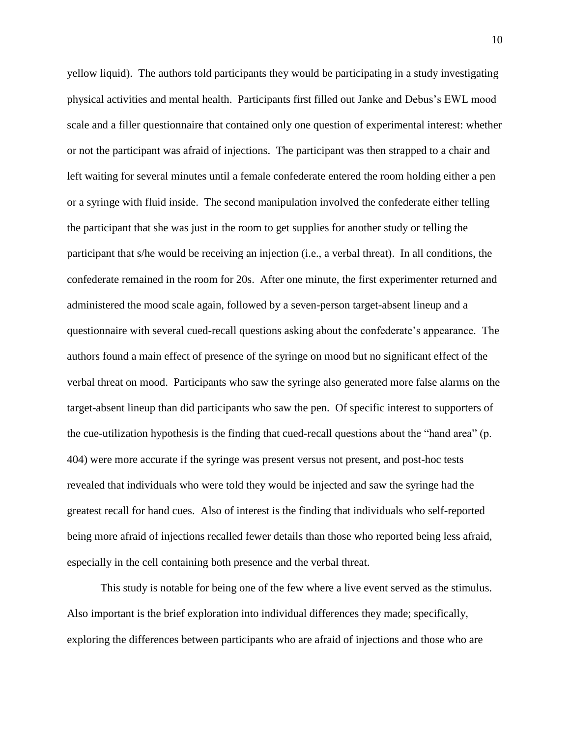yellow liquid). The authors told participants they would be participating in a study investigating physical activities and mental health. Participants first filled out Janke and Debus's EWL mood scale and a filler questionnaire that contained only one question of experimental interest: whether or not the participant was afraid of injections. The participant was then strapped to a chair and left waiting for several minutes until a female confederate entered the room holding either a pen or a syringe with fluid inside. The second manipulation involved the confederate either telling the participant that she was just in the room to get supplies for another study or telling the participant that s/he would be receiving an injection (i.e., a verbal threat). In all conditions, the confederate remained in the room for 20s. After one minute, the first experimenter returned and administered the mood scale again, followed by a seven-person target-absent lineup and a questionnaire with several cued-recall questions asking about the confederate's appearance. The authors found a main effect of presence of the syringe on mood but no significant effect of the verbal threat on mood. Participants who saw the syringe also generated more false alarms on the target-absent lineup than did participants who saw the pen. Of specific interest to supporters of the cue-utilization hypothesis is the finding that cued-recall questions about the "hand area" (p. 404) were more accurate if the syringe was present versus not present, and post-hoc tests revealed that individuals who were told they would be injected and saw the syringe had the greatest recall for hand cues. Also of interest is the finding that individuals who self-reported being more afraid of injections recalled fewer details than those who reported being less afraid, especially in the cell containing both presence and the verbal threat.

This study is notable for being one of the few where a live event served as the stimulus. Also important is the brief exploration into individual differences they made; specifically, exploring the differences between participants who are afraid of injections and those who are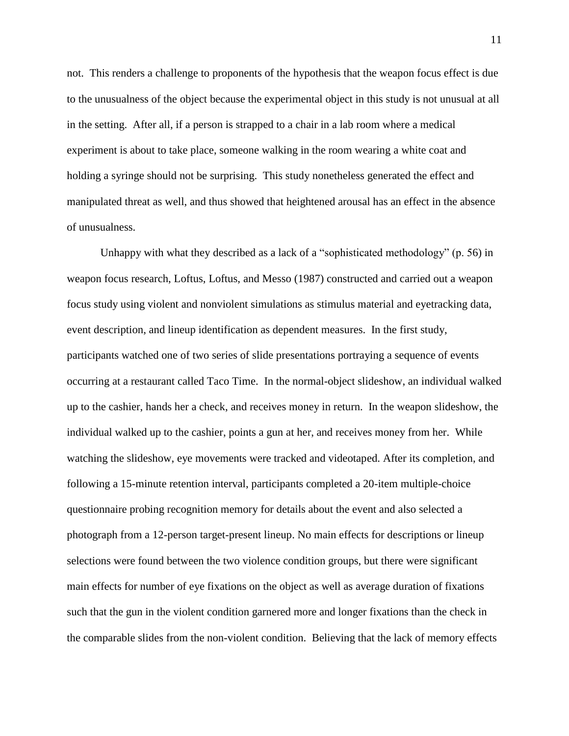not. This renders a challenge to proponents of the hypothesis that the weapon focus effect is due to the unusualness of the object because the experimental object in this study is not unusual at all in the setting. After all, if a person is strapped to a chair in a lab room where a medical experiment is about to take place, someone walking in the room wearing a white coat and holding a syringe should not be surprising. This study nonetheless generated the effect and manipulated threat as well, and thus showed that heightened arousal has an effect in the absence of unusualness.

Unhappy with what they described as a lack of a "sophisticated methodology" (p. 56) in weapon focus research, Loftus, Loftus, and Messo (1987) constructed and carried out a weapon focus study using violent and nonviolent simulations as stimulus material and eyetracking data, event description, and lineup identification as dependent measures. In the first study, participants watched one of two series of slide presentations portraying a sequence of events occurring at a restaurant called Taco Time. In the normal-object slideshow, an individual walked up to the cashier, hands her a check, and receives money in return. In the weapon slideshow, the individual walked up to the cashier, points a gun at her, and receives money from her. While watching the slideshow, eye movements were tracked and videotaped. After its completion, and following a 15-minute retention interval, participants completed a 20-item multiple-choice questionnaire probing recognition memory for details about the event and also selected a photograph from a 12-person target-present lineup. No main effects for descriptions or lineup selections were found between the two violence condition groups, but there were significant main effects for number of eye fixations on the object as well as average duration of fixations such that the gun in the violent condition garnered more and longer fixations than the check in the comparable slides from the non-violent condition. Believing that the lack of memory effects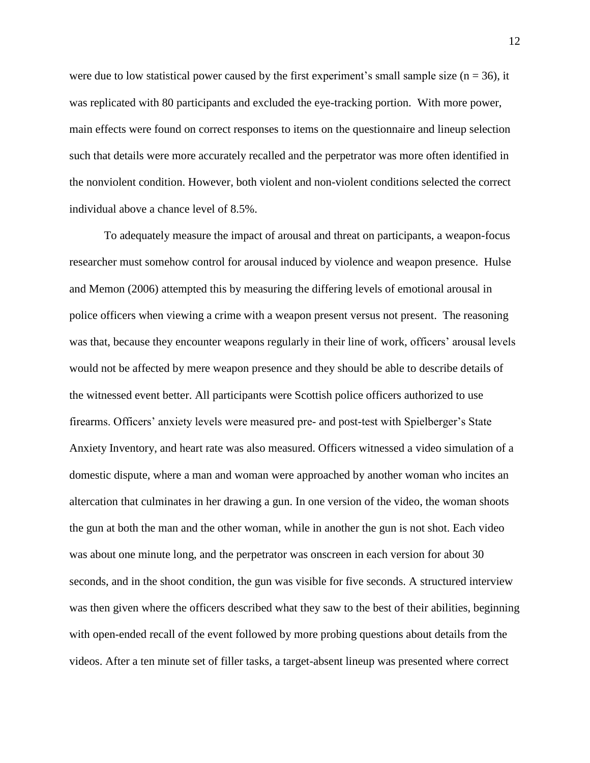were due to low statistical power caused by the first experiment's small sample size ($n = 36$), it was replicated with 80 participants and excluded the eye-tracking portion. With more power, main effects were found on correct responses to items on the questionnaire and lineup selection such that details were more accurately recalled and the perpetrator was more often identified in the nonviolent condition. However, both violent and non-violent conditions selected the correct individual above a chance level of 8.5%.

To adequately measure the impact of arousal and threat on participants, a weapon-focus researcher must somehow control for arousal induced by violence and weapon presence. Hulse and Memon (2006) attempted this by measuring the differing levels of emotional arousal in police officers when viewing a crime with a weapon present versus not present. The reasoning was that, because they encounter weapons regularly in their line of work, officers' arousal levels would not be affected by mere weapon presence and they should be able to describe details of the witnessed event better. All participants were Scottish police officers authorized to use firearms. Officers' anxiety levels were measured pre- and post-test with Spielberger's State Anxiety Inventory, and heart rate was also measured. Officers witnessed a video simulation of a domestic dispute, where a man and woman were approached by another woman who incites an altercation that culminates in her drawing a gun. In one version of the video, the woman shoots the gun at both the man and the other woman, while in another the gun is not shot. Each video was about one minute long, and the perpetrator was onscreen in each version for about 30 seconds, and in the shoot condition, the gun was visible for five seconds. A structured interview was then given where the officers described what they saw to the best of their abilities, beginning with open-ended recall of the event followed by more probing questions about details from the videos. After a ten minute set of filler tasks, a target-absent lineup was presented where correct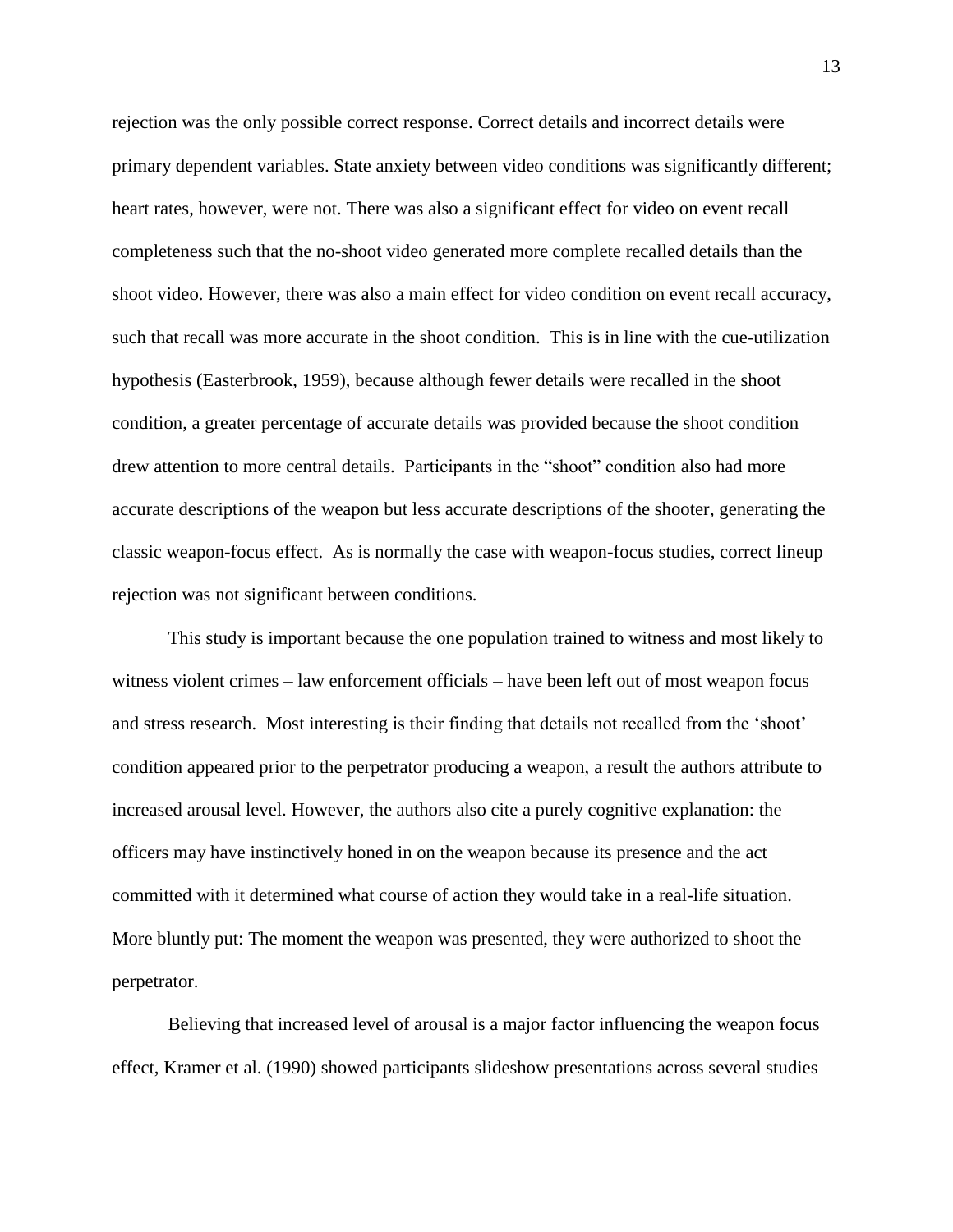rejection was the only possible correct response. Correct details and incorrect details were primary dependent variables. State anxiety between video conditions was significantly different; heart rates, however, were not. There was also a significant effect for video on event recall completeness such that the no-shoot video generated more complete recalled details than the shoot video. However, there was also a main effect for video condition on event recall accuracy, such that recall was more accurate in the shoot condition. This is in line with the cue-utilization hypothesis (Easterbrook, 1959), because although fewer details were recalled in the shoot condition, a greater percentage of accurate details was provided because the shoot condition drew attention to more central details. Participants in the "shoot" condition also had more accurate descriptions of the weapon but less accurate descriptions of the shooter, generating the classic weapon-focus effect. As is normally the case with weapon-focus studies, correct lineup rejection was not significant between conditions.

This study is important because the one population trained to witness and most likely to witness violent crimes – law enforcement officials – have been left out of most weapon focus and stress research. Most interesting is their finding that details not recalled from the 'shoot' condition appeared prior to the perpetrator producing a weapon, a result the authors attribute to increased arousal level. However, the authors also cite a purely cognitive explanation: the officers may have instinctively honed in on the weapon because its presence and the act committed with it determined what course of action they would take in a real-life situation. More bluntly put: The moment the weapon was presented, they were authorized to shoot the perpetrator.

Believing that increased level of arousal is a major factor influencing the weapon focus effect, Kramer et al. (1990) showed participants slideshow presentations across several studies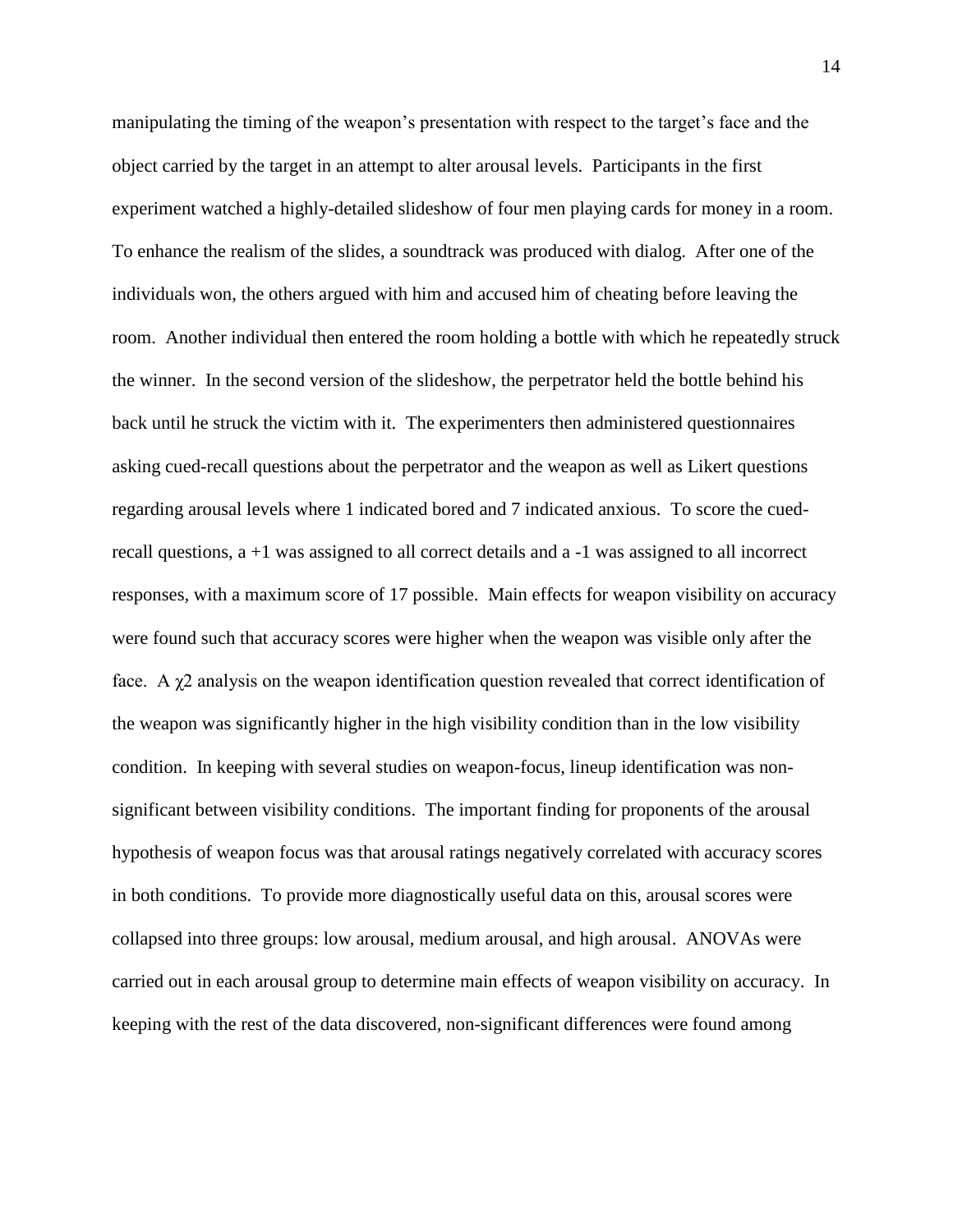manipulating the timing of the weapon's presentation with respect to the target's face and the object carried by the target in an attempt to alter arousal levels. Participants in the first experiment watched a highly-detailed slideshow of four men playing cards for money in a room. To enhance the realism of the slides, a soundtrack was produced with dialog. After one of the individuals won, the others argued with him and accused him of cheating before leaving the room. Another individual then entered the room holding a bottle with which he repeatedly struck the winner. In the second version of the slideshow, the perpetrator held the bottle behind his back until he struck the victim with it. The experimenters then administered questionnaires asking cued-recall questions about the perpetrator and the weapon as well as Likert questions regarding arousal levels where 1 indicated bored and 7 indicated anxious. To score the cued-recall questions, a +1 was assigned to all correct details and a -1 was assigned to all incorrect responses, with a maximum score of 17 possible. Main effects for weapon visibility on accuracy were found such that accuracy scores were higher when the weapon was visible only after the face. A $\chi2$ analysis on the weapon identification question revealed that correct identification of the weapon was significantly higher in the high visibility condition than in the low visibility condition. In keeping with several studies on weapon-focus, lineup identification was non-significant between visibility conditions. The important finding for proponents of the arousal hypothesis of weapon focus was that arousal ratings negatively correlated with accuracy scores in both conditions. To provide more diagnostically useful data on this, arousal scores were collapsed into three groups: low arousal, medium arousal, and high arousal. ANOVAs were carried out in each arousal group to determine main effects of weapon visibility on accuracy. In keeping with the rest of the data discovered, non-significant differences were found among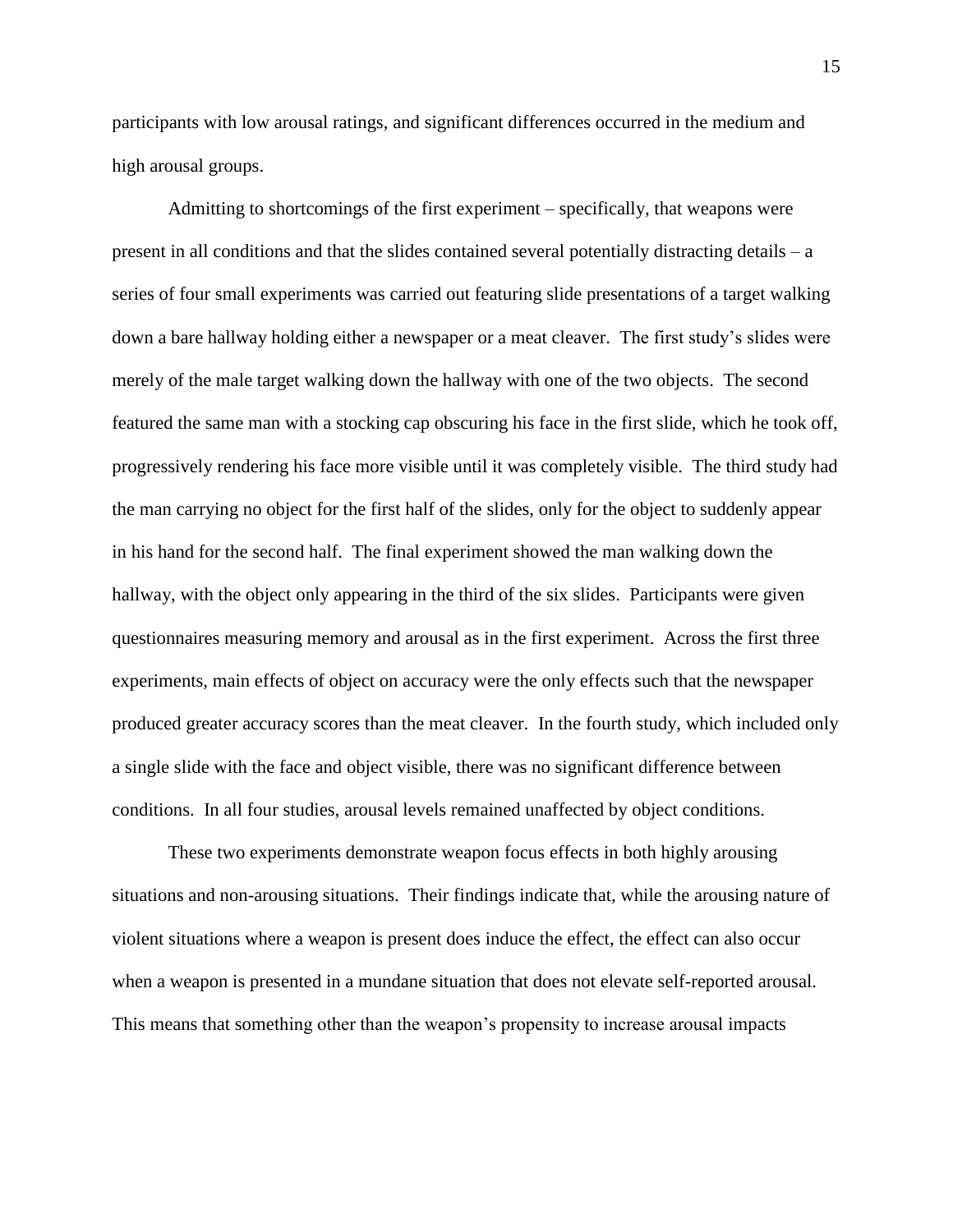participants with low arousal ratings, and significant differences occurred in the medium and high arousal groups.

Admitting to shortcomings of the first experiment – specifically, that weapons were present in all conditions and that the slides contained several potentially distracting details – a series of four small experiments was carried out featuring slide presentations of a target walking down a bare hallway holding either a newspaper or a meat cleaver. The first study's slides were merely of the male target walking down the hallway with one of the two objects. The second featured the same man with a stocking cap obscuring his face in the first slide, which he took off, progressively rendering his face more visible until it was completely visible. The third study had the man carrying no object for the first half of the slides, only for the object to suddenly appear in his hand for the second half. The final experiment showed the man walking down the hallway, with the object only appearing in the third of the six slides. Participants were given questionnaires measuring memory and arousal as in the first experiment. Across the first three experiments, main effects of object on accuracy were the only effects such that the newspaper produced greater accuracy scores than the meat cleaver. In the fourth study, which included only a single slide with the face and object visible, there was no significant difference between conditions. In all four studies, arousal levels remained unaffected by object conditions.

These two experiments demonstrate weapon focus effects in both highly arousing situations and non-arousing situations. Their findings indicate that, while the arousing nature of violent situations where a weapon is present does induce the effect, the effect can also occur when a weapon is presented in a mundane situation that does not elevate self-reported arousal. This means that something other than the weapon's propensity to increase arousal impacts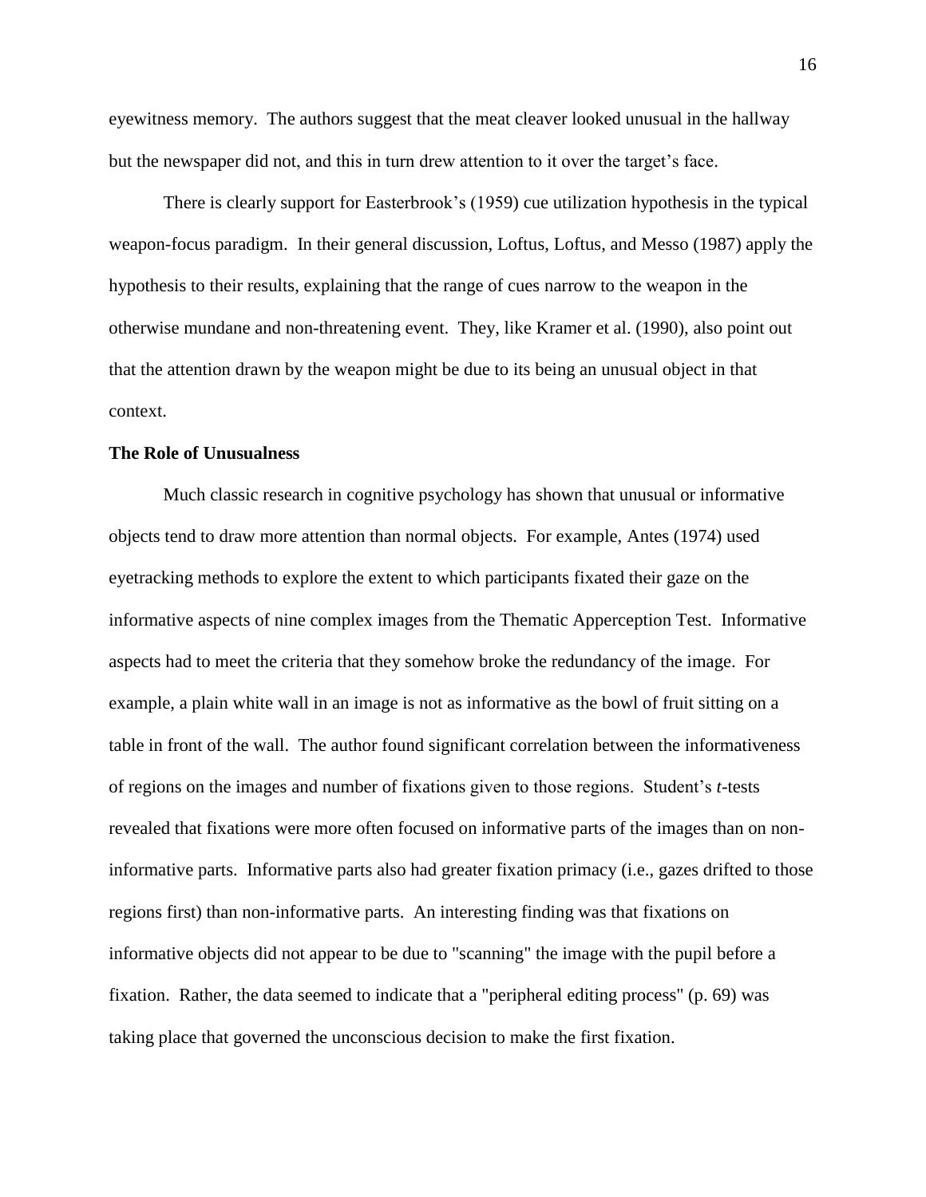eyewitness memory. The authors suggest that the meat cleaver looked unusual in the hallway but the newspaper did not, and this in turn drew attention to it over the target's face.

There is clearly support for Easterbrook's (1959) cue utilization hypothesis in the typical weapon-focus paradigm. In their general discussion, Loftus, Loftus, and Messo (1987) apply the hypothesis to their results, explaining that the range of cues narrow to the weapon in the otherwise mundane and non-threatening event. They, like Kramer et al. (1990), also point out that the attention drawn by the weapon might be due to its being an unusual object in that context.

**The Role of Unusualness**

Much classic research in cognitive psychology has shown that unusual or informative objects tend to draw more attention than normal objects. For example, Antes (1974) used eyetracking methods to explore the extent to which participants fixated their gaze on the informative aspects of nine complex images from the Thematic Apperception Test. Informative aspects had to meet the criteria that they somehow broke the redundancy of the image. For example, a plain white wall in an image is not as informative as the bowl of fruit sitting on a table in front of the wall. The author found significant correlation between the informativeness of regions on the images and number of fixations given to those regions. Student's *t*-tests revealed that fixations were more often focused on informative parts of the images than on non-informative parts. Informative parts also had greater fixation primacy (i.e., gazes drifted to those regions first) than non-informative parts. An interesting finding was that fixations on informative objects did not appear to be due to "scanning" the image with the pupil before a fixation. Rather, the data seemed to indicate that a "peripheral editing process" (p. 69) was taking place that governed the unconscious decision to make the first fixation.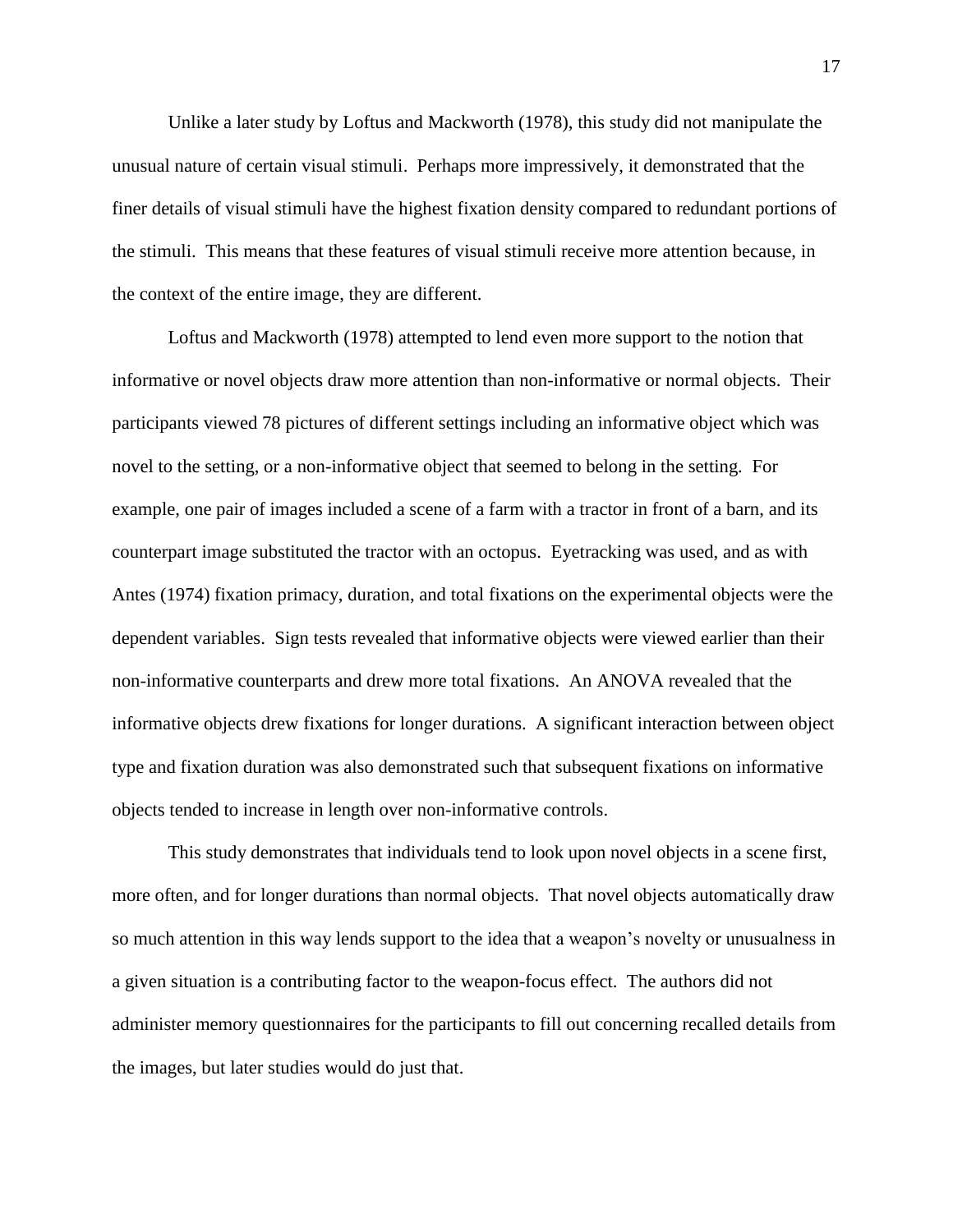Unlike a later study by Loftus and Mackworth (1978), this study did not manipulate the unusual nature of certain visual stimuli. Perhaps more impressively, it demonstrated that the finer details of visual stimuli have the highest fixation density compared to redundant portions of the stimuli. This means that these features of visual stimuli receive more attention because, in the context of the entire image, they are different.

Loftus and Mackworth (1978) attempted to lend even more support to the notion that informative or novel objects draw more attention than non-informative or normal objects. Their participants viewed 78 pictures of different settings including an informative object which was novel to the setting, or a non-informative object that seemed to belong in the setting. For example, one pair of images included a scene of a farm with a tractor in front of a barn, and its counterpart image substituted the tractor with an octopus. Eyetracking was used, and as with Antes (1974) fixation primacy, duration, and total fixations on the experimental objects were the dependent variables. Sign tests revealed that informative objects were viewed earlier than their non-informative counterparts and drew more total fixations. An ANOVA revealed that the informative objects drew fixations for longer durations. A significant interaction between object type and fixation duration was also demonstrated such that subsequent fixations on informative objects tended to increase in length over non-informative controls.

This study demonstrates that individuals tend to look upon novel objects in a scene first, more often, and for longer durations than normal objects. That novel objects automatically draw so much attention in this way lends support to the idea that a weapon's novelty or unusualness in a given situation is a contributing factor to the weapon-focus effect. The authors did not administer memory questionnaires for the participants to fill out concerning recalled details from the images, but later studies would do just that.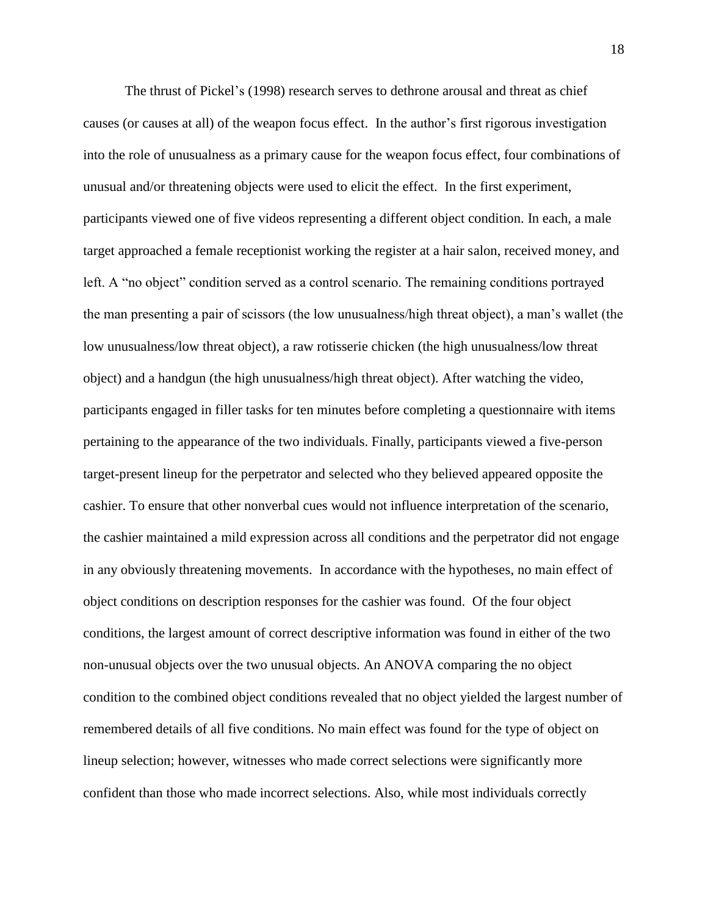The thrust of Pickel's (1998) research serves to dethrone arousal and threat as chief causes (or causes at all) of the weapon focus effect. In the author's first rigorous investigation into the role of unusualness as a primary cause for the weapon focus effect, four combinations of unusual and/or threatening objects were used to elicit the effect. In the first experiment, participants viewed one of five videos representing a different object condition. In each, a male target approached a female receptionist working the register at a hair salon, received money, and left. A "no object" condition served as a control scenario. The remaining conditions portrayed the man presenting a pair of scissors (the low unusualness/high threat object), a man's wallet (the low unusualness/low threat object), a raw rotisserie chicken (the high unusualness/low threat object) and a handgun (the high unusualness/high threat object). After watching the video, participants engaged in filler tasks for ten minutes before completing a questionnaire with items pertaining to the appearance of the two individuals. Finally, participants viewed a five-person target-present lineup for the perpetrator and selected who they believed appeared opposite the cashier. To ensure that other nonverbal cues would not influence interpretation of the scenario, the cashier maintained a mild expression across all conditions and the perpetrator did not engage in any obviously threatening movements. In accordance with the hypotheses, no main effect of object conditions on description responses for the cashier was found. Of the four object conditions, the largest amount of correct descriptive information was found in either of the two non-unusual objects over the two unusual objects. An ANOVA comparing the no object condition to the combined object conditions revealed that no object yielded the largest number of remembered details of all five conditions. No main effect was found for the type of object on lineup selection; however, witnesses who made correct selections were significantly more confident than those who made incorrect selections. Also, while most individuals correctly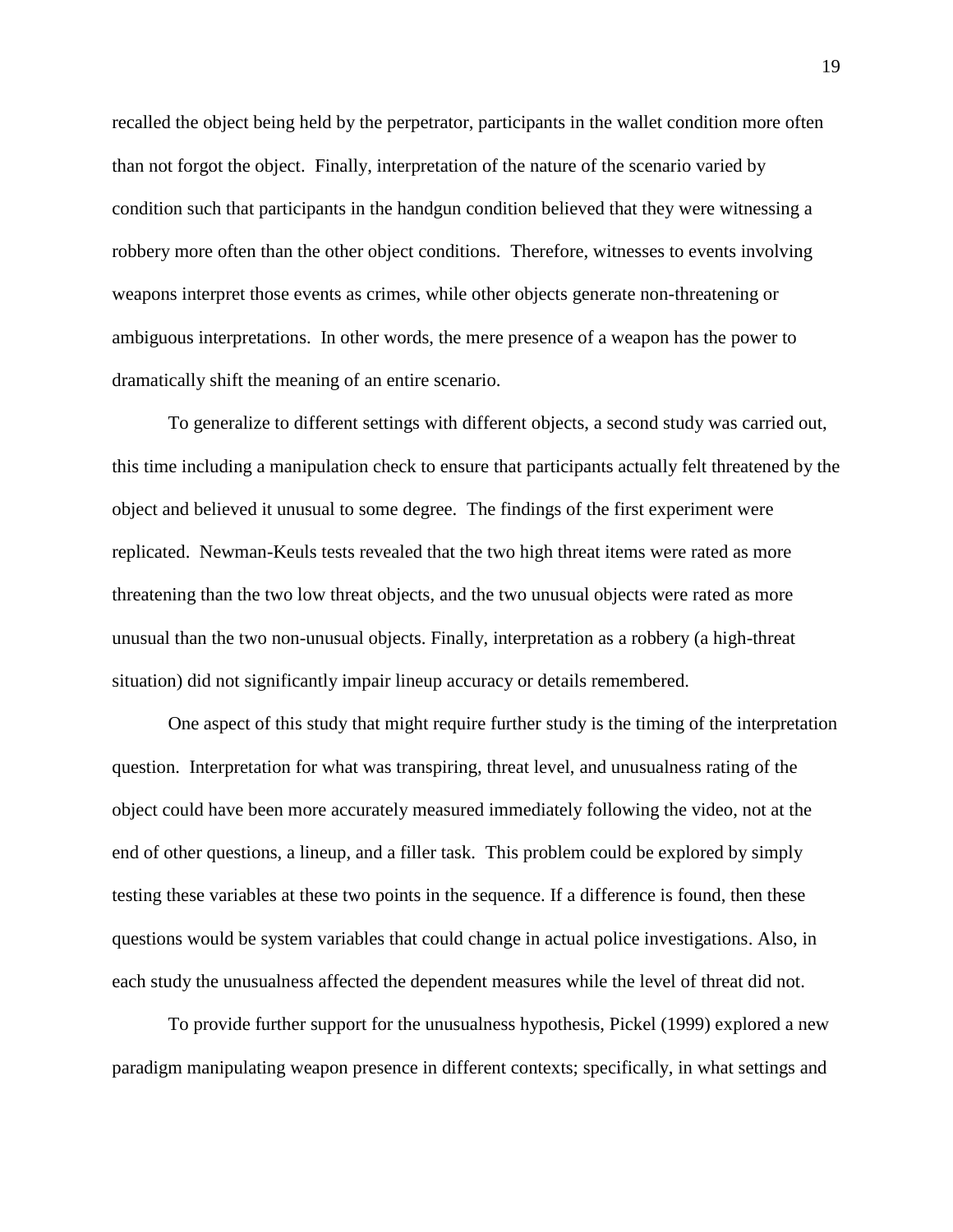recalled the object being held by the perpetrator, participants in the wallet condition more often than not forgot the object. Finally, interpretation of the nature of the scenario varied by condition such that participants in the handgun condition believed that they were witnessing a robbery more often than the other object conditions. Therefore, witnesses to events involving weapons interpret those events as crimes, while other objects generate non-threatening or ambiguous interpretations. In other words, the mere presence of a weapon has the power to dramatically shift the meaning of an entire scenario.

To generalize to different settings with different objects, a second study was carried out, this time including a manipulation check to ensure that participants actually felt threatened by the object and believed it unusual to some degree. The findings of the first experiment were replicated. Newman-Keuls tests revealed that the two high threat items were rated as more threatening than the two low threat objects, and the two unusual objects were rated as more unusual than the two non-unusual objects. Finally, interpretation as a robbery (a high-threat situation) did not significantly impair lineup accuracy or details remembered.

One aspect of this study that might require further study is the timing of the interpretation question. Interpretation for what was transpiring, threat level, and unusualness rating of the object could have been more accurately measured immediately following the video, not at the end of other questions, a lineup, and a filler task. This problem could be explored by simply testing these variables at these two points in the sequence. If a difference is found, then these questions would be system variables that could change in actual police investigations. Also, in each study the unusualness affected the dependent measures while the level of threat did not.

To provide further support for the unusualness hypothesis, Pickel (1999) explored a new paradigm manipulating weapon presence in different contexts; specifically, in what settings and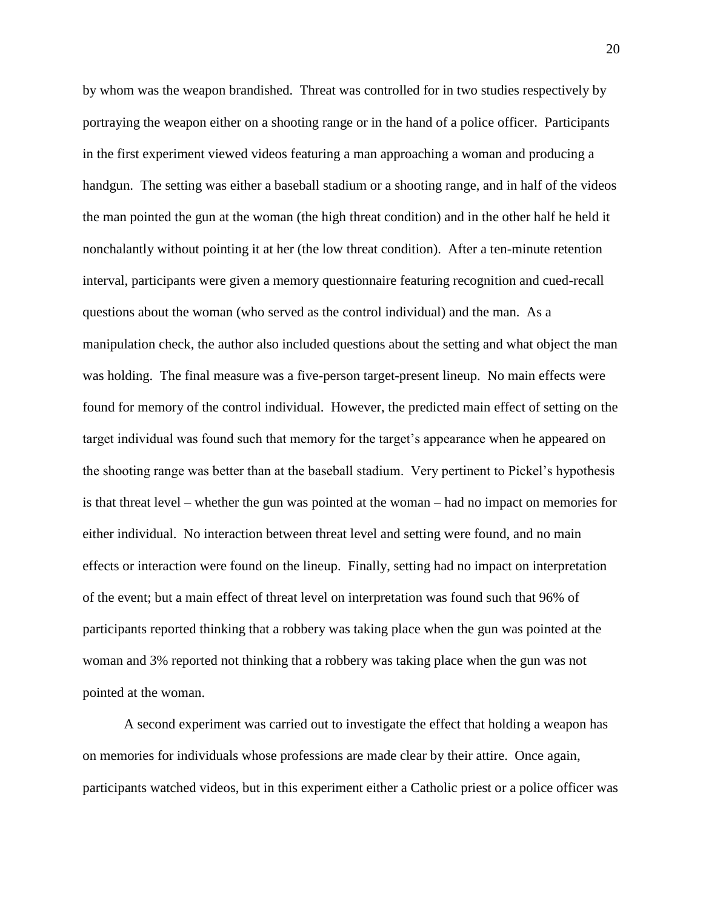by whom was the weapon brandished. Threat was controlled for in two studies respectively by portraying the weapon either on a shooting range or in the hand of a police officer. Participants in the first experiment viewed videos featuring a man approaching a woman and producing a handgun. The setting was either a baseball stadium or a shooting range, and in half of the videos the man pointed the gun at the woman (the high threat condition) and in the other half he held it nonchalantly without pointing it at her (the low threat condition). After a ten-minute retention interval, participants were given a memory questionnaire featuring recognition and cued-recall questions about the woman (who served as the control individual) and the man. As a manipulation check, the author also included questions about the setting and what object the man was holding. The final measure was a five-person target-present lineup. No main effects were found for memory of the control individual. However, the predicted main effect of setting on the target individual was found such that memory for the target's appearance when he appeared on the shooting range was better than at the baseball stadium. Very pertinent to Pickel's hypothesis is that threat level – whether the gun was pointed at the woman – had no impact on memories for either individual. No interaction between threat level and setting were found, and no main effects or interaction were found on the lineup. Finally, setting had no impact on interpretation of the event; but a main effect of threat level on interpretation was found such that 96% of participants reported thinking that a robbery was taking place when the gun was pointed at the woman and 3% reported not thinking that a robbery was taking place when the gun was not pointed at the woman.

A second experiment was carried out to investigate the effect that holding a weapon has on memories for individuals whose professions are made clear by their attire. Once again, participants watched videos, but in this experiment either a Catholic priest or a police officer was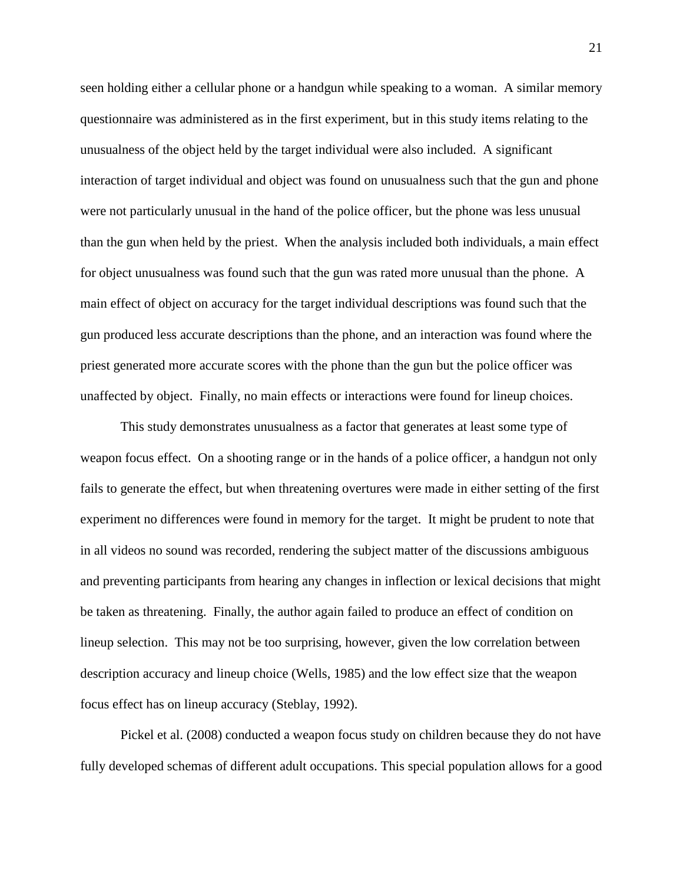seen holding either a cellular phone or a handgun while speaking to a woman. A similar memory questionnaire was administered as in the first experiment, but in this study items relating to the unusualness of the object held by the target individual were also included. A significant interaction of target individual and object was found on unusualness such that the gun and phone were not particularly unusual in the hand of the police officer, but the phone was less unusual than the gun when held by the priest. When the analysis included both individuals, a main effect for object unusualness was found such that the gun was rated more unusual than the phone. A main effect of object on accuracy for the target individual descriptions was found such that the gun produced less accurate descriptions than the phone, and an interaction was found where the priest generated more accurate scores with the phone than the gun but the police officer was unaffected by object. Finally, no main effects or interactions were found for lineup choices.

This study demonstrates unusualness as a factor that generates at least some type of weapon focus effect. On a shooting range or in the hands of a police officer, a handgun not only fails to generate the effect, but when threatening overtures were made in either setting of the first experiment no differences were found in memory for the target. It might be prudent to note that in all videos no sound was recorded, rendering the subject matter of the discussions ambiguous and preventing participants from hearing any changes in inflection or lexical decisions that might be taken as threatening. Finally, the author again failed to produce an effect of condition on lineup selection. This may not be too surprising, however, given the low correlation between description accuracy and lineup choice (Wells, 1985) and the low effect size that the weapon focus effect has on lineup accuracy (Steblay, 1992).

Pickel et al. (2008) conducted a weapon focus study on children because they do not have fully developed schemas of different adult occupations. This special population allows for a good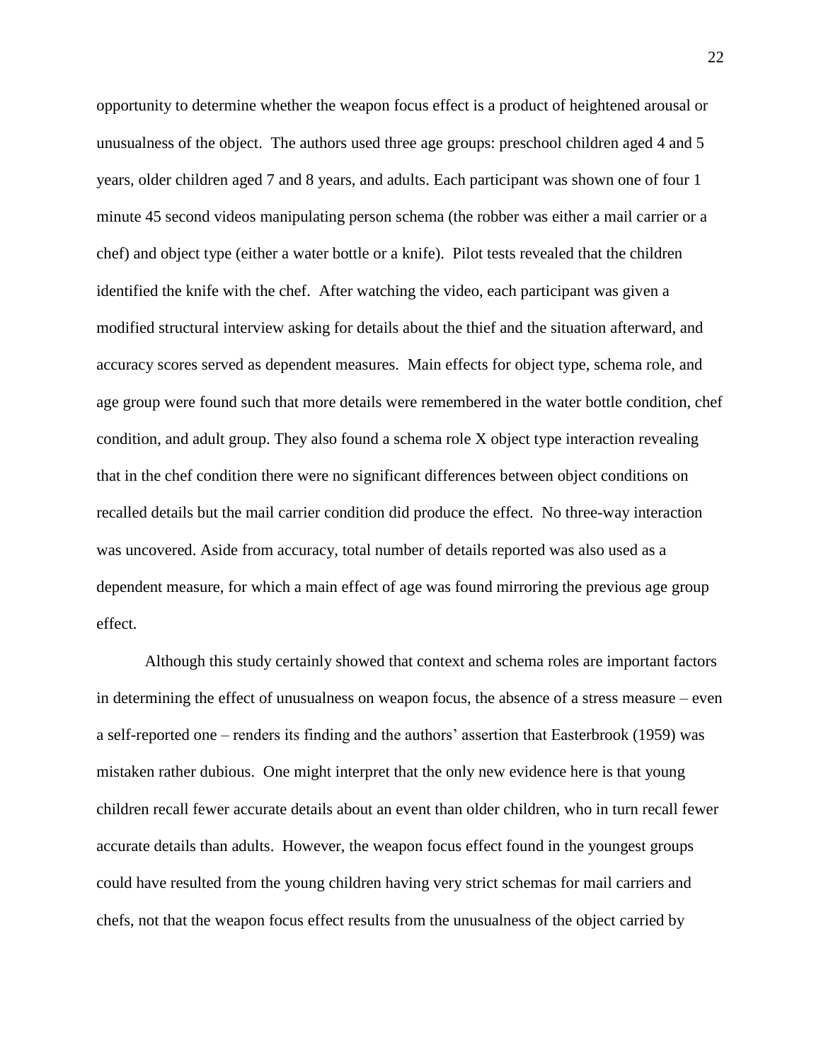opportunity to determine whether the weapon focus effect is a product of heightened arousal or unusualness of the object. The authors used three age groups: preschool children aged 4 and 5 years, older children aged 7 and 8 years, and adults. Each participant was shown one of four 1 minute 45 second videos manipulating person schema (the robber was either a mail carrier or a chef) and object type (either a water bottle or a knife). Pilot tests revealed that the children identified the knife with the chef. After watching the video, each participant was given a modified structural interview asking for details about the thief and the situation afterward, and accuracy scores served as dependent measures. Main effects for object type, schema role, and age group were found such that more details were remembered in the water bottle condition, chef condition, and adult group. They also found a schema role X object type interaction revealing that in the chef condition there were no significant differences between object conditions on recalled details but the mail carrier condition did produce the effect. No three-way interaction was uncovered. Aside from accuracy, total number of details reported was also used as a dependent measure, for which a main effect of age was found mirroring the previous age group effect.

Although this study certainly showed that context and schema roles are important factors in determining the effect of unusualness on weapon focus, the absence of a stress measure – even a self-reported one – renders its finding and the authors' assertion that Easterbrook (1959) was mistaken rather dubious. One might interpret that the only new evidence here is that young children recall fewer accurate details about an event than older children, who in turn recall fewer accurate details than adults. However, the weapon focus effect found in the youngest groups could have resulted from the young children having very strict schemas for mail carriers and chefs, not that the weapon focus effect results from the unusualness of the object carried by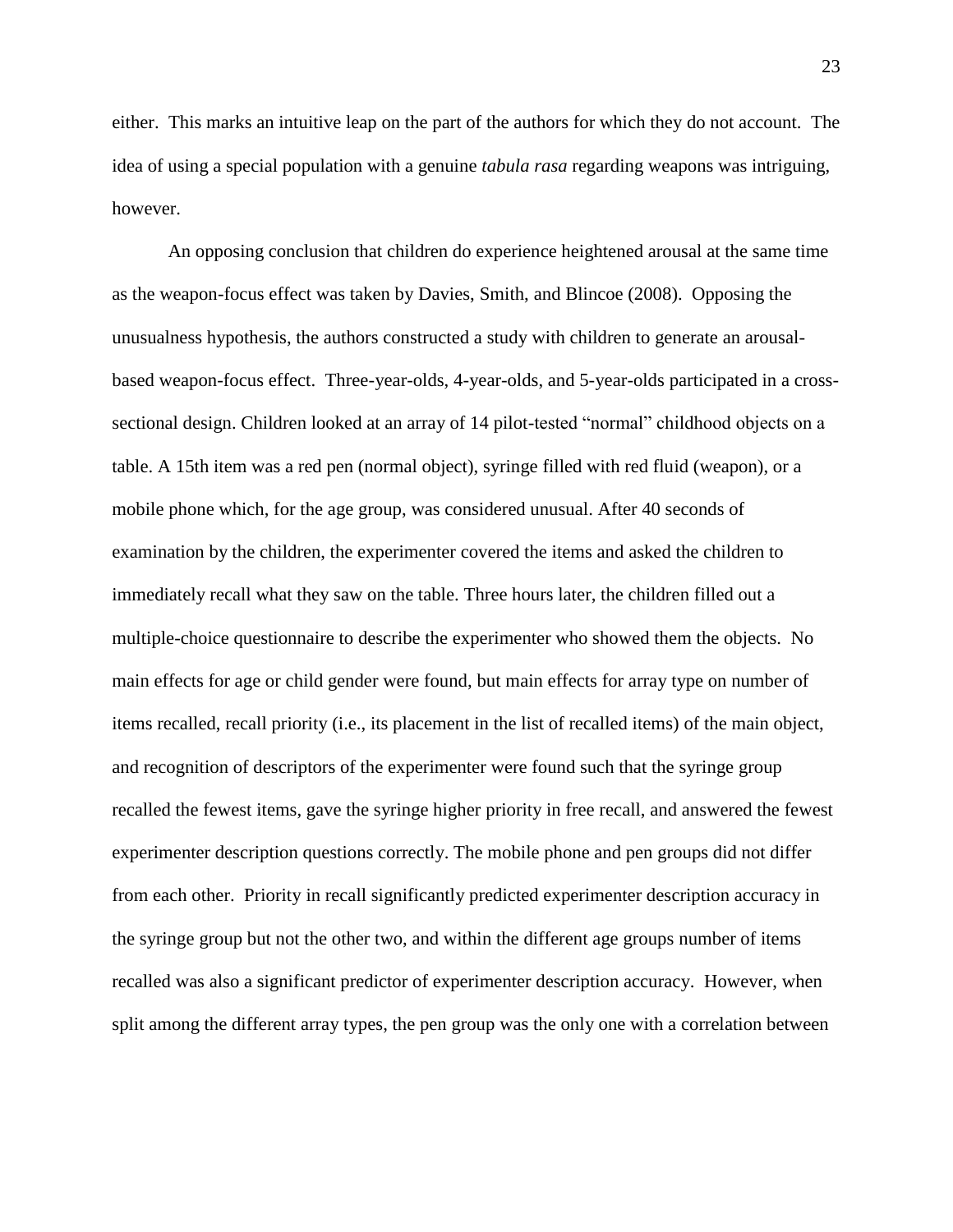either. This marks an intuitive leap on the part of the authors for which they do not account. The idea of using a special population with a genuine *tabula rasa* regarding weapons was intriguing, however.

An opposing conclusion that children do experience heightened arousal at the same time as the weapon-focus effect was taken by Davies, Smith, and Blincoe (2008). Opposing the unusualness hypothesis, the authors constructed a study with children to generate an arousal-based weapon-focus effect. Three-year-olds, 4-year-olds, and 5-year-olds participated in a cross-sectional design. Children looked at an array of 14 pilot-tested "normal" childhood objects on a table. A 15th item was a red pen (normal object), syringe filled with red fluid (weapon), or a mobile phone which, for the age group, was considered unusual. After 40 seconds of examination by the children, the experimenter covered the items and asked the children to immediately recall what they saw on the table. Three hours later, the children filled out a multiple-choice questionnaire to describe the experimenter who showed them the objects. No main effects for age or child gender were found, but main effects for array type on number of items recalled, recall priority (i.e., its placement in the list of recalled items) of the main object, and recognition of descriptors of the experimenter were found such that the syringe group recalled the fewest items, gave the syringe higher priority in free recall, and answered the fewest experimenter description questions correctly. The mobile phone and pen groups did not differ from each other. Priority in recall significantly predicted experimenter description accuracy in the syringe group but not the other two, and within the different age groups number of items recalled was also a significant predictor of experimenter description accuracy. However, when split among the different array types, the pen group was the only one with a correlation between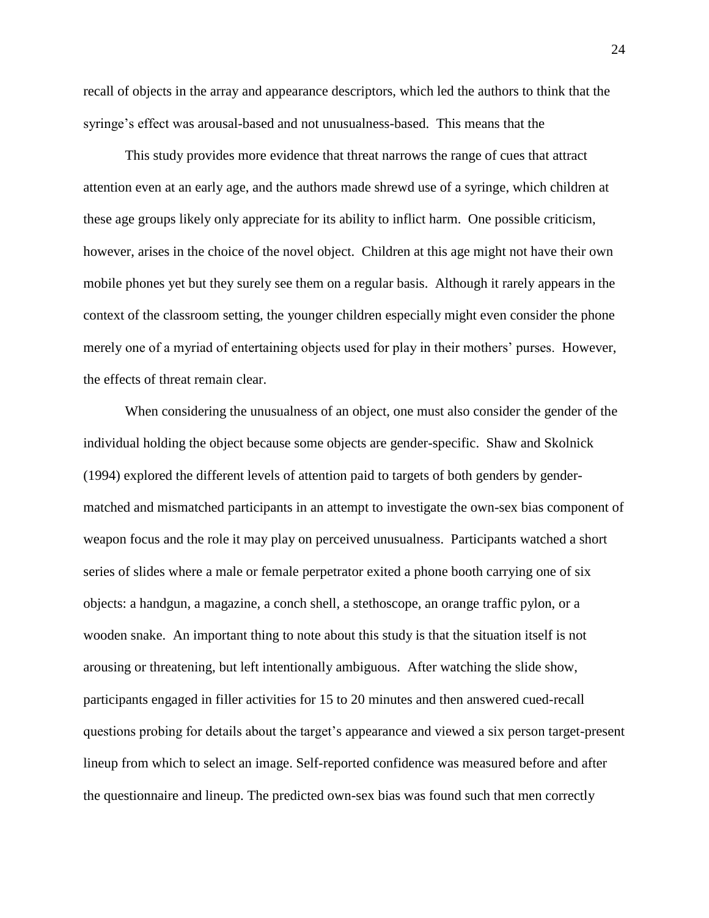recall of objects in the array and appearance descriptors, which led the authors to think that the syringe's effect was arousal-based and not unusualness-based. This means that the

This study provides more evidence that threat narrows the range of cues that attract attention even at an early age, and the authors made shrewd use of a syringe, which children at these age groups likely only appreciate for its ability to inflict harm. One possible criticism, however, arises in the choice of the novel object. Children at this age might not have their own mobile phones yet but they surely see them on a regular basis. Although it rarely appears in the context of the classroom setting, the younger children especially might even consider the phone merely one of a myriad of entertaining objects used for play in their mothers' purses. However, the effects of threat remain clear.

When considering the unusualness of an object, one must also consider the gender of the individual holding the object because some objects are gender-specific. Shaw and Skolnick (1994) explored the different levels of attention paid to targets of both genders by gender-matched and mismatched participants in an attempt to investigate the own-sex bias component of weapon focus and the role it may play on perceived unusualness. Participants watched a short series of slides where a male or female perpetrator exited a phone booth carrying one of six objects: a handgun, a magazine, a conch shell, a stethoscope, an orange traffic pylon, or a wooden snake. An important thing to note about this study is that the situation itself is not arousing or threatening, but left intentionally ambiguous. After watching the slide show, participants engaged in filler activities for 15 to 20 minutes and then answered cued-recall questions probing for details about the target's appearance and viewed a six person target-present lineup from which to select an image. Self-reported confidence was measured before and after the questionnaire and lineup. The predicted own-sex bias was found such that men correctly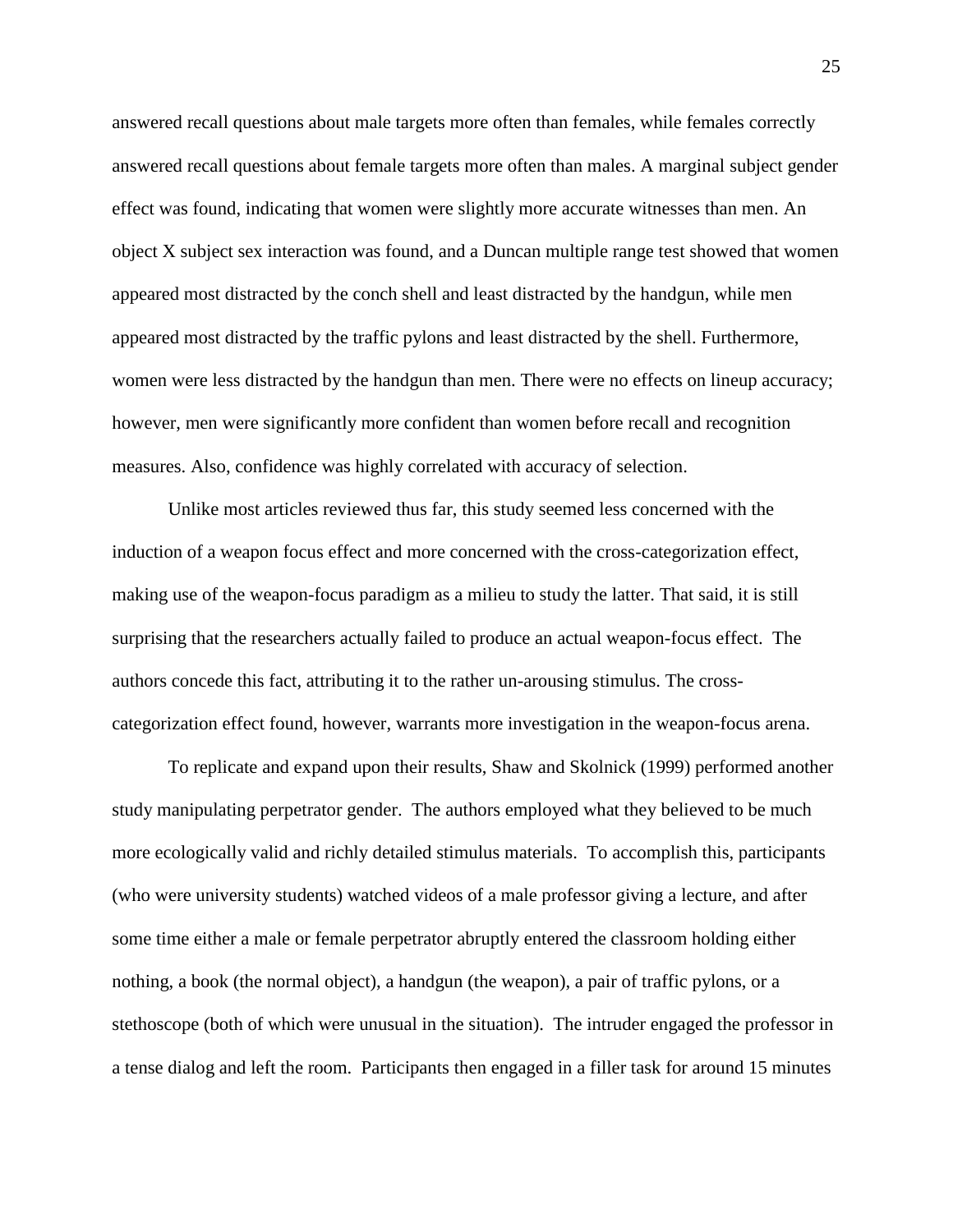answered recall questions about male targets more often than females, while females correctly answered recall questions about female targets more often than males. A marginal subject gender effect was found, indicating that women were slightly more accurate witnesses than men. An object X subject sex interaction was found, and a Duncan multiple range test showed that women appeared most distracted by the conch shell and least distracted by the handgun, while men appeared most distracted by the traffic pylons and least distracted by the shell. Furthermore, women were less distracted by the handgun than men. There were no effects on lineup accuracy; however, men were significantly more confident than women before recall and recognition measures. Also, confidence was highly correlated with accuracy of selection.

Unlike most articles reviewed thus far, this study seemed less concerned with the induction of a weapon focus effect and more concerned with the cross-categorization effect, making use of the weapon-focus paradigm as a milieu to study the latter. That said, it is still surprising that the researchers actually failed to produce an actual weapon-focus effect. The authors concede this fact, attributing it to the rather un-arousing stimulus. The cross-categorization effect found, however, warrants more investigation in the weapon-focus arena.

To replicate and expand upon their results, Shaw and Skolnick (1999) performed another study manipulating perpetrator gender. The authors employed what they believed to be much more ecologically valid and richly detailed stimulus materials. To accomplish this, participants (who were university students) watched videos of a male professor giving a lecture, and after some time either a male or female perpetrator abruptly entered the classroom holding either nothing, a book (the normal object), a handgun (the weapon), a pair of traffic pylons, or a stethoscope (both of which were unusual in the situation). The intruder engaged the professor in a tense dialog and left the room. Participants then engaged in a filler task for around 15 minutes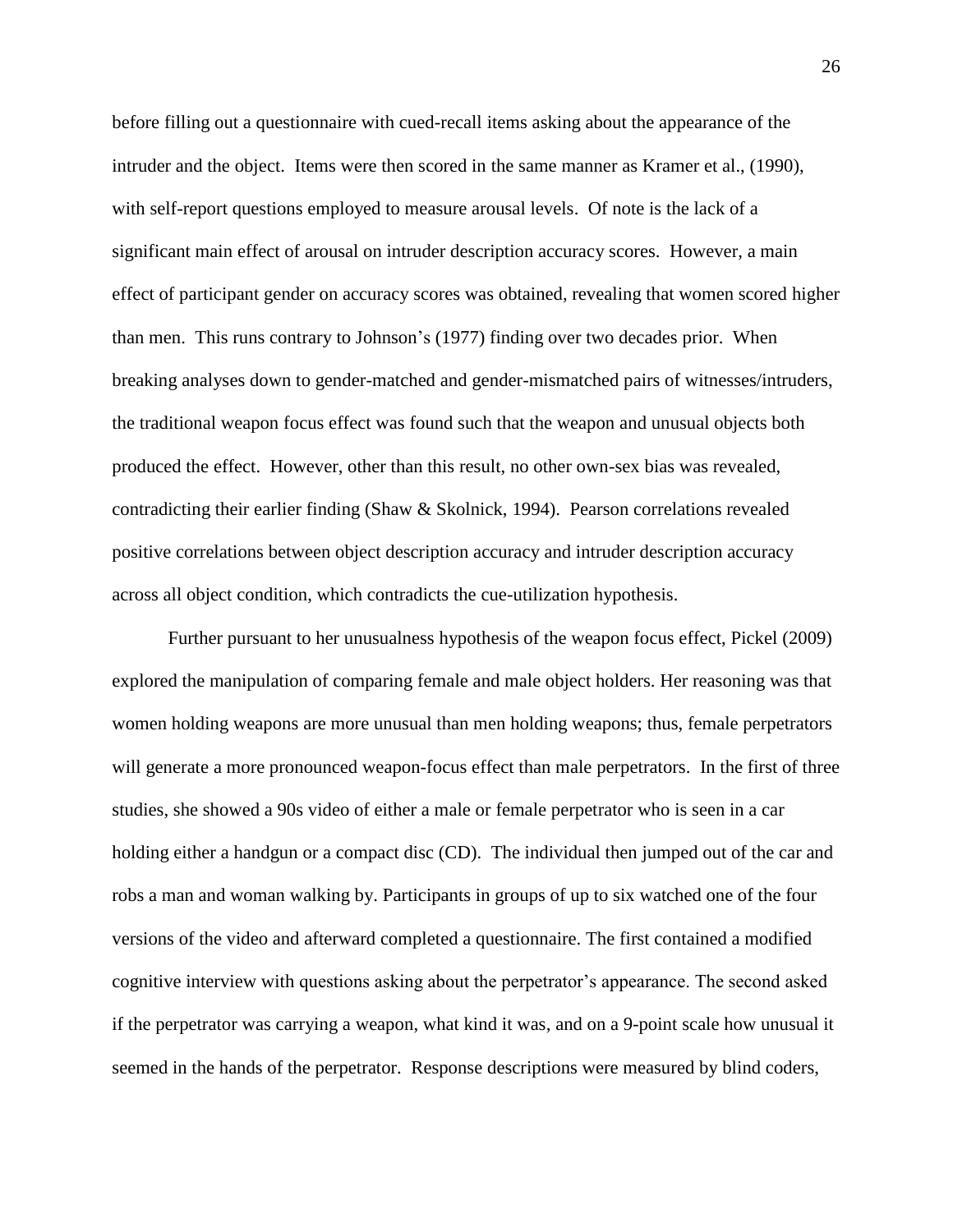before filling out a questionnaire with cued-recall items asking about the appearance of the intruder and the object. Items were then scored in the same manner as Kramer et al., (1990), with self-report questions employed to measure arousal levels. Of note is the lack of a significant main effect of arousal on intruder description accuracy scores. However, a main effect of participant gender on accuracy scores was obtained, revealing that women scored higher than men. This runs contrary to Johnson's (1977) finding over two decades prior. When breaking analyses down to gender-matched and gender-mismatched pairs of witnesses/intruders, the traditional weapon focus effect was found such that the weapon and unusual objects both produced the effect. However, other than this result, no other own-sex bias was revealed, contradicting their earlier finding (Shaw & Skolnick, 1994). Pearson correlations revealed positive correlations between object description accuracy and intruder description accuracy across all object condition, which contradicts the cue-utilization hypothesis.

Further pursuant to her unusualness hypothesis of the weapon focus effect, Pickel (2009) explored the manipulation of comparing female and male object holders. Her reasoning was that women holding weapons are more unusual than men holding weapons; thus, female perpetrators will generate a more pronounced weapon-focus effect than male perpetrators. In the first of three studies, she showed a 90s video of either a male or female perpetrator who is seen in a car holding either a handgun or a compact disc (CD). The individual then jumped out of the car and robs a man and woman walking by. Participants in groups of up to six watched one of the four versions of the video and afterward completed a questionnaire. The first contained a modified cognitive interview with questions asking about the perpetrator's appearance. The second asked if the perpetrator was carrying a weapon, what kind it was, and on a 9-point scale how unusual it seemed in the hands of the perpetrator. Response descriptions were measured by blind coders,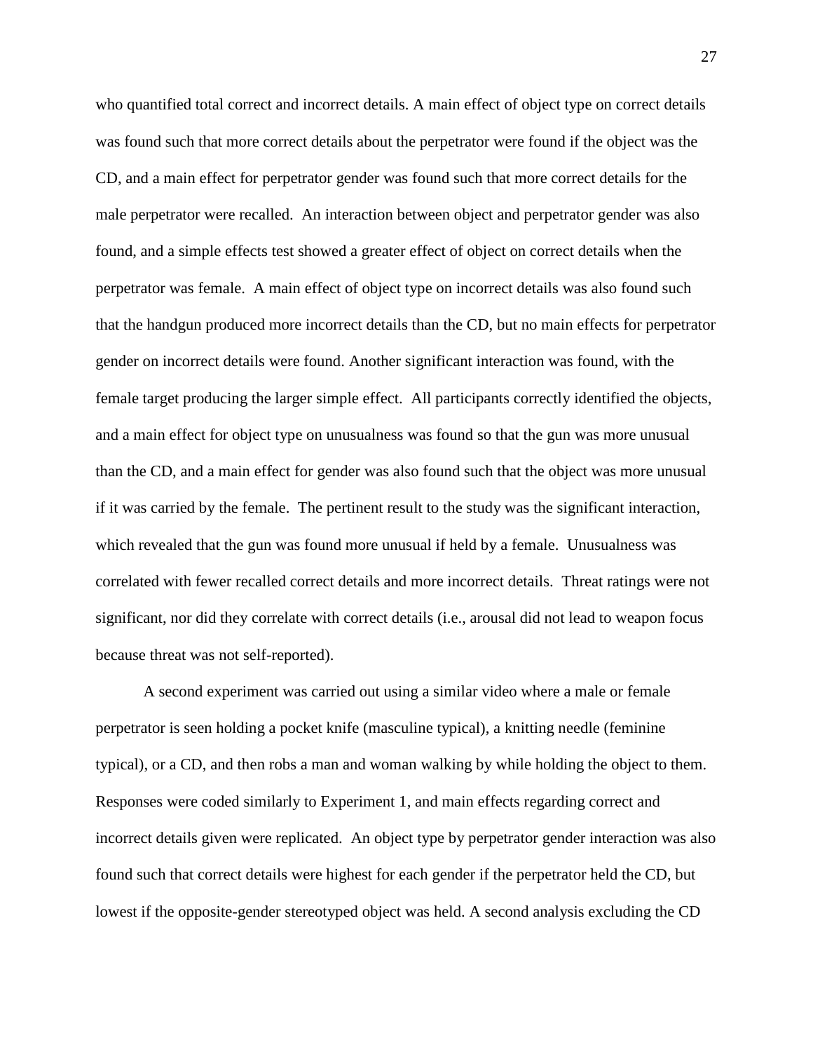who quantified total correct and incorrect details. A main effect of object type on correct details was found such that more correct details about the perpetrator were found if the object was the CD, and a main effect for perpetrator gender was found such that more correct details for the male perpetrator were recalled. An interaction between object and perpetrator gender was also found, and a simple effects test showed a greater effect of object on correct details when the perpetrator was female. A main effect of object type on incorrect details was also found such that the handgun produced more incorrect details than the CD, but no main effects for perpetrator gender on incorrect details were found. Another significant interaction was found, with the female target producing the larger simple effect. All participants correctly identified the objects, and a main effect for object type on unusualness was found so that the gun was more unusual than the CD, and a main effect for gender was also found such that the object was more unusual if it was carried by the female. The pertinent result to the study was the significant interaction, which revealed that the gun was found more unusual if held by a female. Unusualness was correlated with fewer recalled correct details and more incorrect details. Threat ratings were not significant, nor did they correlate with correct details (i.e., arousal did not lead to weapon focus because threat was not self-reported).

A second experiment was carried out using a similar video where a male or female perpetrator is seen holding a pocket knife (masculine typical), a knitting needle (feminine typical), or a CD, and then robs a man and woman walking by while holding the object to them. Responses were coded similarly to Experiment 1, and main effects regarding correct and incorrect details given were replicated. An object type by perpetrator gender interaction was also found such that correct details were highest for each gender if the perpetrator held the CD, but lowest if the opposite-gender stereotyped object was held. A second analysis excluding the CD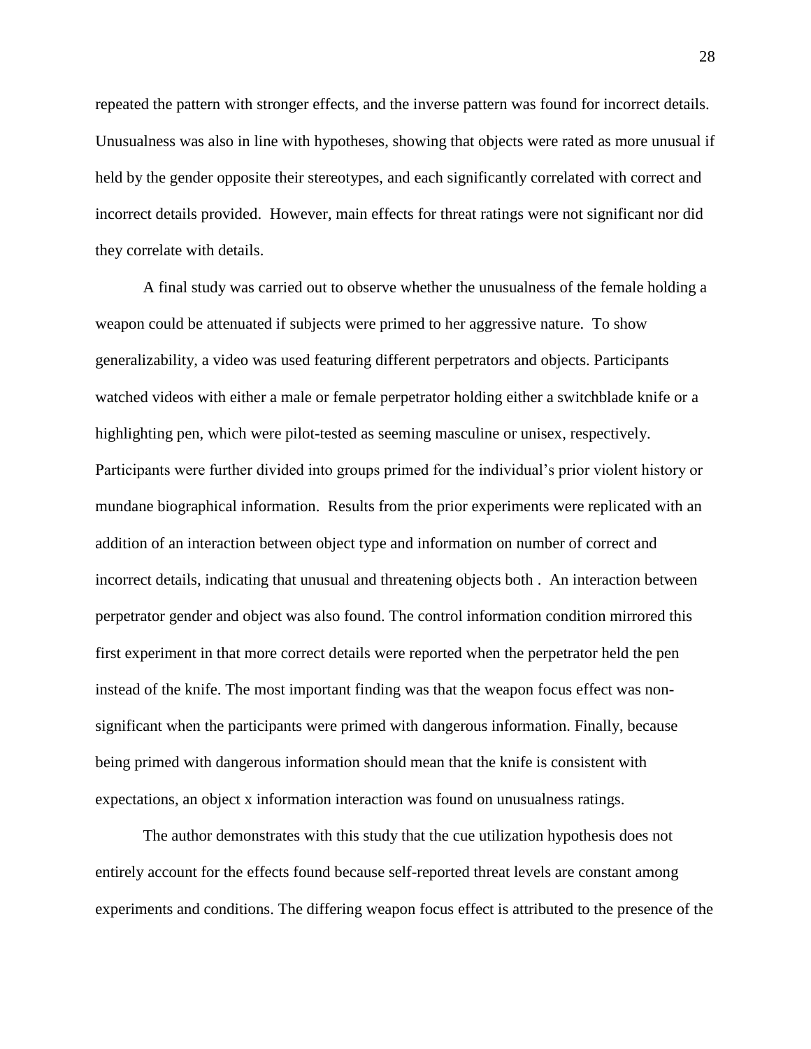repeated the pattern with stronger effects, and the inverse pattern was found for incorrect details. Unusualness was also in line with hypotheses, showing that objects were rated as more unusual if held by the gender opposite their stereotypes, and each significantly correlated with correct and incorrect details provided. However, main effects for threat ratings were not significant nor did they correlate with details.

A final study was carried out to observe whether the unusualness of the female holding a weapon could be attenuated if subjects were primed to her aggressive nature. To show generalizability, a video was used featuring different perpetrators and objects. Participants watched videos with either a male or female perpetrator holding either a switchblade knife or a highlighting pen, which were pilot-tested as seeming masculine or unisex, respectively. Participants were further divided into groups primed for the individual's prior violent history or mundane biographical information. Results from the prior experiments were replicated with an addition of an interaction between object type and information on number of correct and incorrect details, indicating that unusual and threatening objects both . An interaction between perpetrator gender and object was also found. The control information condition mirrored this first experiment in that more correct details were reported when the perpetrator held the pen instead of the knife. The most important finding was that the weapon focus effect was non-significant when the participants were primed with dangerous information. Finally, because being primed with dangerous information should mean that the knife is consistent with expectations, an object x information interaction was found on unusualness ratings.

The author demonstrates with this study that the cue utilization hypothesis does not entirely account for the effects found because self-reported threat levels are constant among experiments and conditions. The differing weapon focus effect is attributed to the presence of the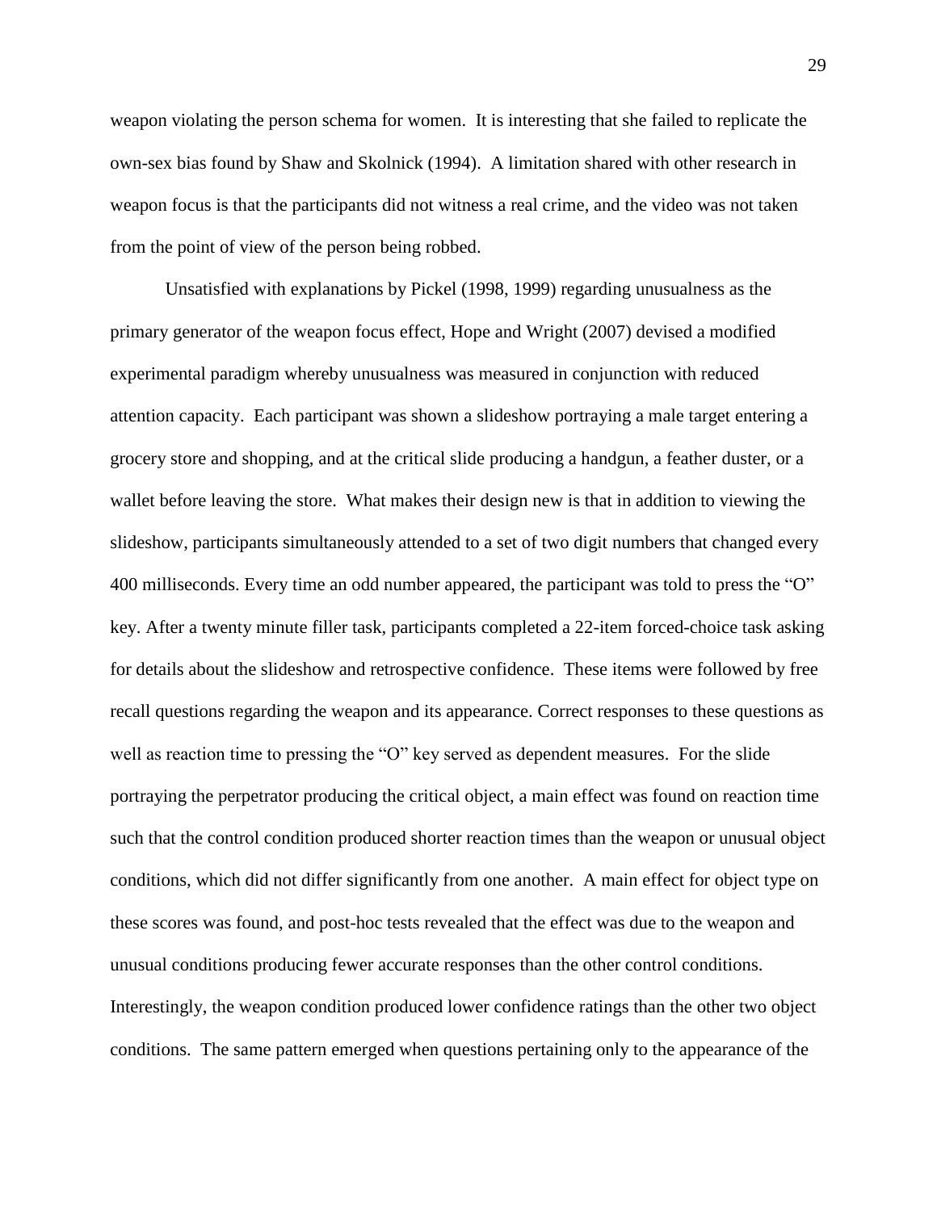weapon violating the person schema for women. It is interesting that she failed to replicate the own-sex bias found by Shaw and Skolnick (1994). A limitation shared with other research in weapon focus is that the participants did not witness a real crime, and the video was not taken from the point of view of the person being robbed.

Unsatisfied with explanations by Pickel (1998, 1999) regarding unusualness as the primary generator of the weapon focus effect, Hope and Wright (2007) devised a modified experimental paradigm whereby unusualness was measured in conjunction with reduced attention capacity. Each participant was shown a slideshow portraying a male target entering a grocery store and shopping, and at the critical slide producing a handgun, a feather duster, or a wallet before leaving the store. What makes their design new is that in addition to viewing the slideshow, participants simultaneously attended to a set of two digit numbers that changed every 400 milliseconds. Every time an odd number appeared, the participant was told to press the "O" key. After a twenty minute filler task, participants completed a 22-item forced-choice task asking for details about the slideshow and retrospective confidence. These items were followed by free recall questions regarding the weapon and its appearance. Correct responses to these questions as well as reaction time to pressing the "O" key served as dependent measures. For the slide portraying the perpetrator producing the critical object, a main effect was found on reaction time such that the control condition produced shorter reaction times than the weapon or unusual object conditions, which did not differ significantly from one another. A main effect for object type on these scores was found, and post-hoc tests revealed that the effect was due to the weapon and unusual conditions producing fewer accurate responses than the other control conditions. Interestingly, the weapon condition produced lower confidence ratings than the other two object conditions. The same pattern emerged when questions pertaining only to the appearance of the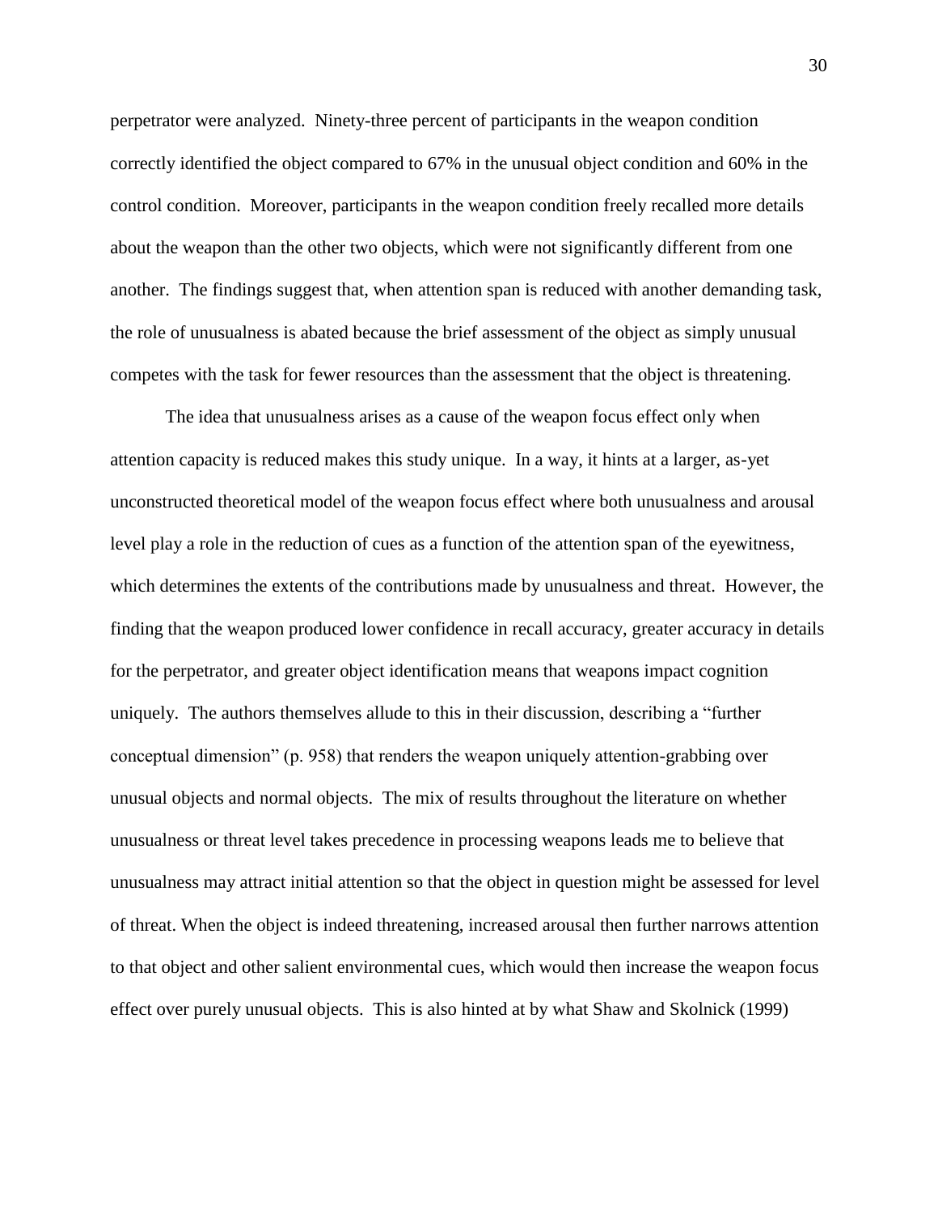perpetrator were analyzed. Ninety-three percent of participants in the weapon condition correctly identified the object compared to 67% in the unusual object condition and 60% in the control condition. Moreover, participants in the weapon condition freely recalled more details about the weapon than the other two objects, which were not significantly different from one another. The findings suggest that, when attention span is reduced with another demanding task, the role of unusualness is abated because the brief assessment of the object as simply unusual competes with the task for fewer resources than the assessment that the object is threatening.

The idea that unusualness arises as a cause of the weapon focus effect only when attention capacity is reduced makes this study unique. In a way, it hints at a larger, as-yet unconstructed theoretical model of the weapon focus effect where both unusualness and arousal level play a role in the reduction of cues as a function of the attention span of the eyewitness, which determines the extents of the contributions made by unusualness and threat. However, the finding that the weapon produced lower confidence in recall accuracy, greater accuracy in details for the perpetrator, and greater object identification means that weapons impact cognition uniquely. The authors themselves allude to this in their discussion, describing a "further conceptual dimension" (p. 958) that renders the weapon uniquely attention-grabbing over unusual objects and normal objects. The mix of results throughout the literature on whether unusualness or threat level takes precedence in processing weapons leads me to believe that unusualness may attract initial attention so that the object in question might be assessed for level of threat. When the object is indeed threatening, increased arousal then further narrows attention to that object and other salient environmental cues, which would then increase the weapon focus effect over purely unusual objects. This is also hinted at by what Shaw and Skolnick (1999)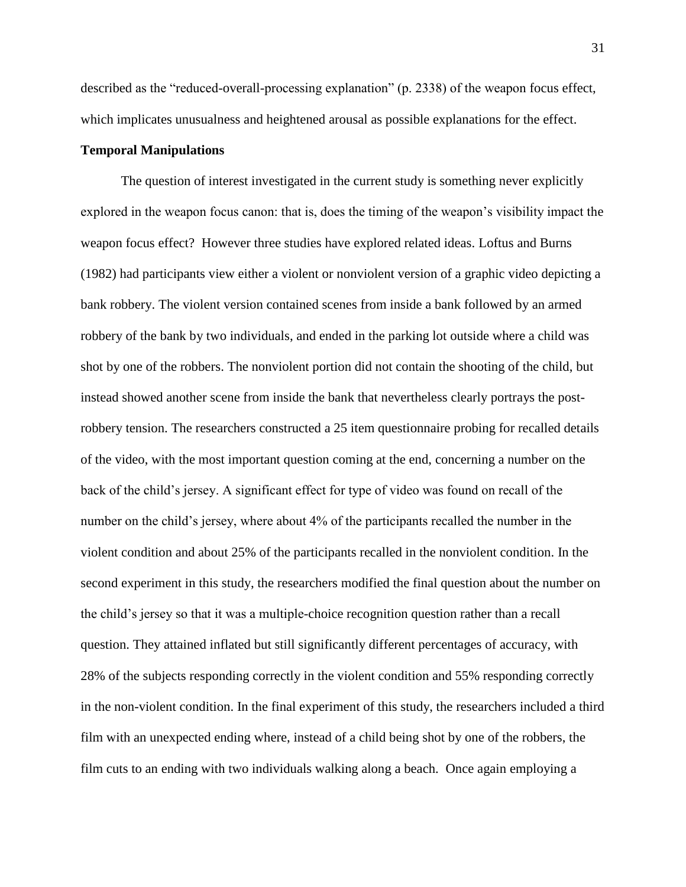described as the "reduced-overall-processing explanation" (p. 2338) of the weapon focus effect, which implicates unusualness and heightened arousal as possible explanations for the effect.

**Temporal Manipulations**

The question of interest investigated in the current study is something never explicitly explored in the weapon focus canon: that is, does the timing of the weapon's visibility impact the weapon focus effect? However three studies have explored related ideas. Loftus and Burns (1982) had participants view either a violent or nonviolent version of a graphic video depicting a bank robbery. The violent version contained scenes from inside a bank followed by an armed robbery of the bank by two individuals, and ended in the parking lot outside where a child was shot by one of the robbers. The nonviolent portion did not contain the shooting of the child, but instead showed another scene from inside the bank that nevertheless clearly portrays the post-robbery tension. The researchers constructed a 25 item questionnaire probing for recalled details of the video, with the most important question coming at the end, concerning a number on the back of the child's jersey. A significant effect for type of video was found on recall of the number on the child's jersey, where about 4% of the participants recalled the number in the violent condition and about 25% of the participants recalled in the nonviolent condition. In the second experiment in this study, the researchers modified the final question about the number on the child's jersey so that it was a multiple-choice recognition question rather than a recall question. They attained inflated but still significantly different percentages of accuracy, with 28% of the subjects responding correctly in the violent condition and 55% responding correctly in the non-violent condition. In the final experiment of this study, the researchers included a third film with an unexpected ending where, instead of a child being shot by one of the robbers, the film cuts to an ending with two individuals walking along a beach. Once again employing a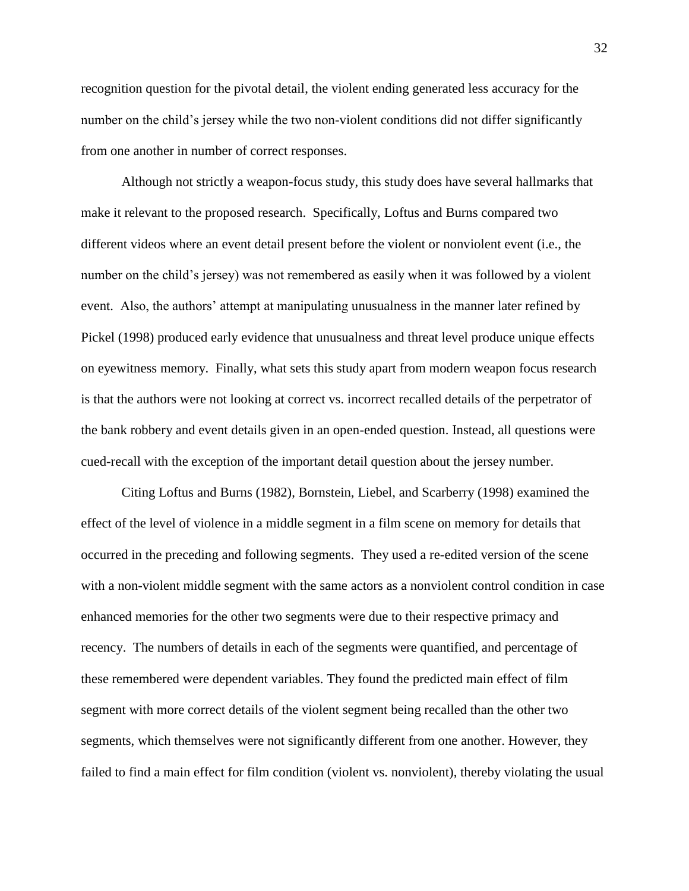recognition question for the pivotal detail, the violent ending generated less accuracy for the number on the child's jersey while the two non-violent conditions did not differ significantly from one another in number of correct responses.

Although not strictly a weapon-focus study, this study does have several hallmarks that make it relevant to the proposed research. Specifically, Loftus and Burns compared two different videos where an event detail present before the violent or nonviolent event (i.e., the number on the child's jersey) was not remembered as easily when it was followed by a violent event. Also, the authors' attempt at manipulating unusualness in the manner later refined by Pickel (1998) produced early evidence that unusualness and threat level produce unique effects on eyewitness memory. Finally, what sets this study apart from modern weapon focus research is that the authors were not looking at correct vs. incorrect recalled details of the perpetrator of the bank robbery and event details given in an open-ended question. Instead, all questions were cued-recall with the exception of the important detail question about the jersey number.

Citing Loftus and Burns (1982), Bornstein, Liebel, and Scarberry (1998) examined the effect of the level of violence in a middle segment in a film scene on memory for details that occurred in the preceding and following segments. They used a re-edited version of the scene with a non-violent middle segment with the same actors as a nonviolent control condition in case enhanced memories for the other two segments were due to their respective primacy and recency. The numbers of details in each of the segments were quantified, and percentage of these remembered were dependent variables. They found the predicted main effect of film segment with more correct details of the violent segment being recalled than the other two segments, which themselves were not significantly different from one another. However, they failed to find a main effect for film condition (violent vs. nonviolent), thereby violating the usual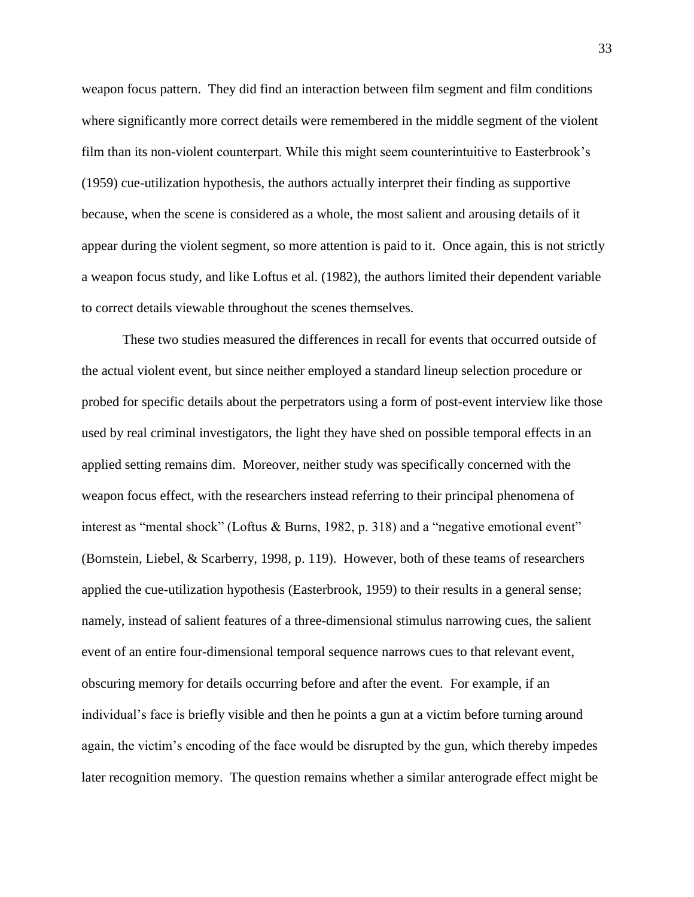weapon focus pattern. They did find an interaction between film segment and film conditions where significantly more correct details were remembered in the middle segment of the violent film than its non-violent counterpart. While this might seem counterintuitive to Easterbrook's (1959) cue-utilization hypothesis, the authors actually interpret their finding as supportive because, when the scene is considered as a whole, the most salient and arousing details of it appear during the violent segment, so more attention is paid to it. Once again, this is not strictly a weapon focus study, and like Loftus et al. (1982), the authors limited their dependent variable to correct details viewable throughout the scenes themselves.

These two studies measured the differences in recall for events that occurred outside of the actual violent event, but since neither employed a standard lineup selection procedure or probed for specific details about the perpetrators using a form of post-event interview like those used by real criminal investigators, the light they have shed on possible temporal effects in an applied setting remains dim. Moreover, neither study was specifically concerned with the weapon focus effect, with the researchers instead referring to their principal phenomena of interest as "mental shock" (Loftus & Burns, 1982, p. 318) and a "negative emotional event" (Bornstein, Liebel, & Scarberry, 1998, p. 119). However, both of these teams of researchers applied the cue-utilization hypothesis (Easterbrook, 1959) to their results in a general sense; namely, instead of salient features of a three-dimensional stimulus narrowing cues, the salient event of an entire four-dimensional temporal sequence narrows cues to that relevant event, obscuring memory for details occurring before and after the event. For example, if an individual's face is briefly visible and then he points a gun at a victim before turning around again, the victim's encoding of the face would be disrupted by the gun, which thereby impedes later recognition memory. The question remains whether a similar anterograde effect might be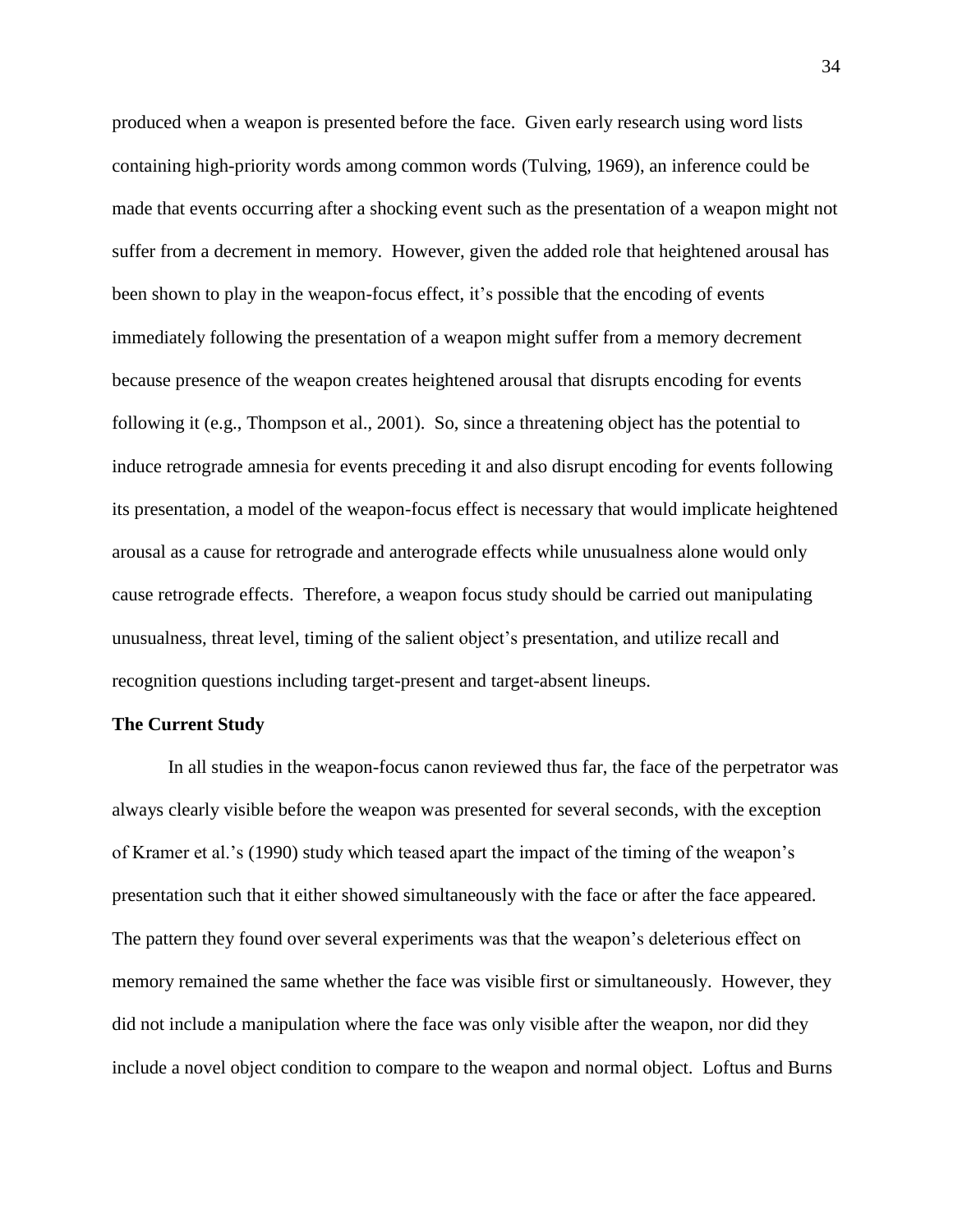produced when a weapon is presented before the face. Given early research using word lists containing high-priority words among common words (Tulving, 1969), an inference could be made that events occurring after a shocking event such as the presentation of a weapon might not suffer from a decrement in memory. However, given the added role that heightened arousal has been shown to play in the weapon-focus effect, it's possible that the encoding of events immediately following the presentation of a weapon might suffer from a memory decrement because presence of the weapon creates heightened arousal that disrupts encoding for events following it (e.g., Thompson et al., 2001). So, since a threatening object has the potential to induce retrograde amnesia for events preceding it and also disrupt encoding for events following its presentation, a model of the weapon-focus effect is necessary that would implicate heightened arousal as a cause for retrograde and anterograde effects while unusualness alone would only cause retrograde effects. Therefore, a weapon focus study should be carried out manipulating unusualness, threat level, timing of the salient object's presentation, and utilize recall and recognition questions including target-present and target-absent lineups.

**The Current Study**

In all studies in the weapon-focus canon reviewed thus far, the face of the perpetrator was always clearly visible before the weapon was presented for several seconds, with the exception of Kramer et al.'s (1990) study which teased apart the impact of the timing of the weapon's presentation such that it either showed simultaneously with the face or after the face appeared. The pattern they found over several experiments was that the weapon's deleterious effect on memory remained the same whether the face was visible first or simultaneously. However, they did not include a manipulation where the face was only visible after the weapon, nor did they include a novel object condition to compare to the weapon and normal object. Loftus and Burns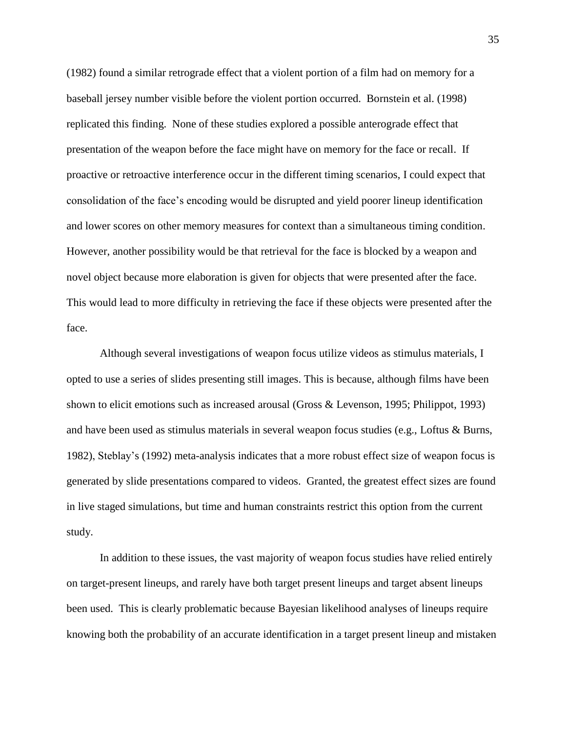(1982) found a similar retrograde effect that a violent portion of a film had on memory for a baseball jersey number visible before the violent portion occurred. Bornstein et al. (1998) replicated this finding. None of these studies explored a possible anterograde effect that presentation of the weapon before the face might have on memory for the face or recall. If proactive or retroactive interference occur in the different timing scenarios, I could expect that consolidation of the face's encoding would be disrupted and yield poorer lineup identification and lower scores on other memory measures for context than a simultaneous timing condition. However, another possibility would be that retrieval for the face is blocked by a weapon and novel object because more elaboration is given for objects that were presented after the face. This would lead to more difficulty in retrieving the face if these objects were presented after the face.

Although several investigations of weapon focus utilize videos as stimulus materials, I opted to use a series of slides presenting still images. This is because, although films have been shown to elicit emotions such as increased arousal (Gross & Levenson, 1995; Philippot, 1993) and have been used as stimulus materials in several weapon focus studies (e.g., Loftus & Burns, 1982), Steblay's (1992) meta-analysis indicates that a more robust effect size of weapon focus is generated by slide presentations compared to videos. Granted, the greatest effect sizes are found in live staged simulations, but time and human constraints restrict this option from the current study.

In addition to these issues, the vast majority of weapon focus studies have relied entirely on target-present lineups, and rarely have both target present lineups and target absent lineups been used. This is clearly problematic because Bayesian likelihood analyses of lineups require knowing both the probability of an accurate identification in a target present lineup and mistaken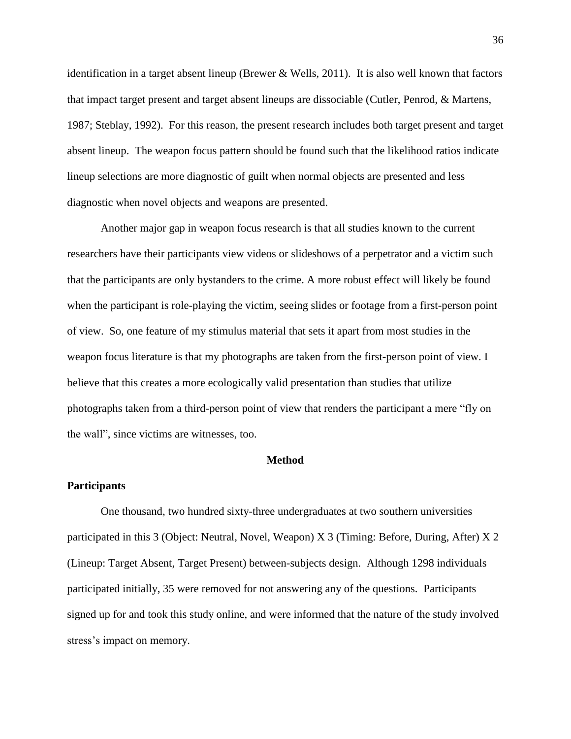identification in a target absent lineup (Brewer & Wells, 2011). It is also well known that factors that impact target present and target absent lineups are dissociable (Cutler, Penrod, & Martens, 1987; Steblay, 1992). For this reason, the present research includes both target present and target absent lineup. The weapon focus pattern should be found such that the likelihood ratios indicate lineup selections are more diagnostic of guilt when normal objects are presented and less diagnostic when novel objects and weapons are presented.

Another major gap in weapon focus research is that all studies known to the current researchers have their participants view videos or slideshows of a perpetrator and a victim such that the participants are only bystanders to the crime. A more robust effect will likely be found when the participant is role-playing the victim, seeing slides or footage from a first-person point of view. So, one feature of my stimulus material that sets it apart from most studies in the weapon focus literature is that my photographs are taken from the first-person point of view. I believe that this creates a more ecologically valid presentation than studies that utilize photographs taken from a third-person point of view that renders the participant a mere "fly on the wall", since victims are witnesses, too.

## Method

### Participants

One thousand, two hundred sixty-three undergraduates at two southern universities participated in this 3 (Object: Neutral, Novel, Weapon) X 3 (Timing: Before, During, After) X 2 (Lineup: Target Absent, Target Present) between-subjects design. Although 1298 individuals participated initially, 35 were removed for not answering any of the questions. Participants signed up for and took this study online, and were informed that the nature of the study involved stress's impact on memory.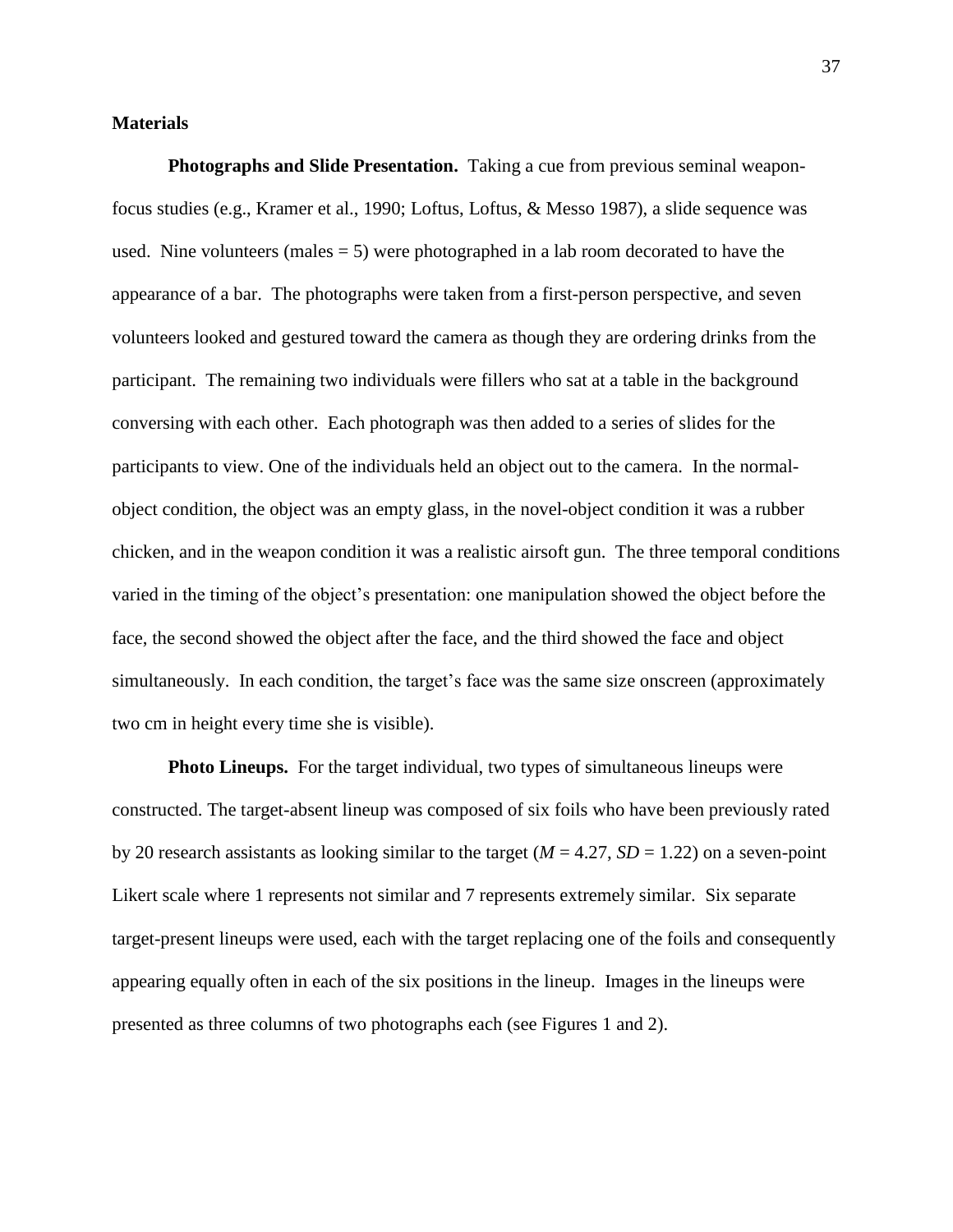## Materials

**Photographs and Slide Presentation.** Taking a cue from previous seminal weapon-focus studies (e.g., Kramer et al., 1990; Loftus, Loftus, & Messo 1987), a slide sequence was used. Nine volunteers (males = 5) were photographed in a lab room decorated to have the appearance of a bar. The photographs were taken from a first-person perspective, and seven volunteers looked and gestured toward the camera as though they are ordering drinks from the participant. The remaining two individuals were fillers who sat at a table in the background conversing with each other. Each photograph was then added to a series of slides for the participants to view. One of the individuals held an object out to the camera. In the normal-object condition, the object was an empty glass, in the novel-object condition it was a rubber chicken, and in the weapon condition it was a realistic airsoft gun. The three temporal conditions varied in the timing of the object's presentation: one manipulation showed the object before the face, the second showed the object after the face, and the third showed the face and object simultaneously. In each condition, the target's face was the same size onscreen (approximately two cm in height every time she is visible).

**Photo Lineups.** For the target individual, two types of simultaneous lineups were constructed. The target-absent lineup was composed of six foils who have been previously rated by 20 research assistants as looking similar to the target ($M$ = 4.27, $SD$ = 1.22) on a seven-point Likert scale where 1 represents not similar and 7 represents extremely similar. Six separate target-present lineups were used, each with the target replacing one of the foils and consequently appearing equally often in each of the six positions in the lineup. Images in the lineups were presented as three columns of two photographs each (see Figures 1 and 2).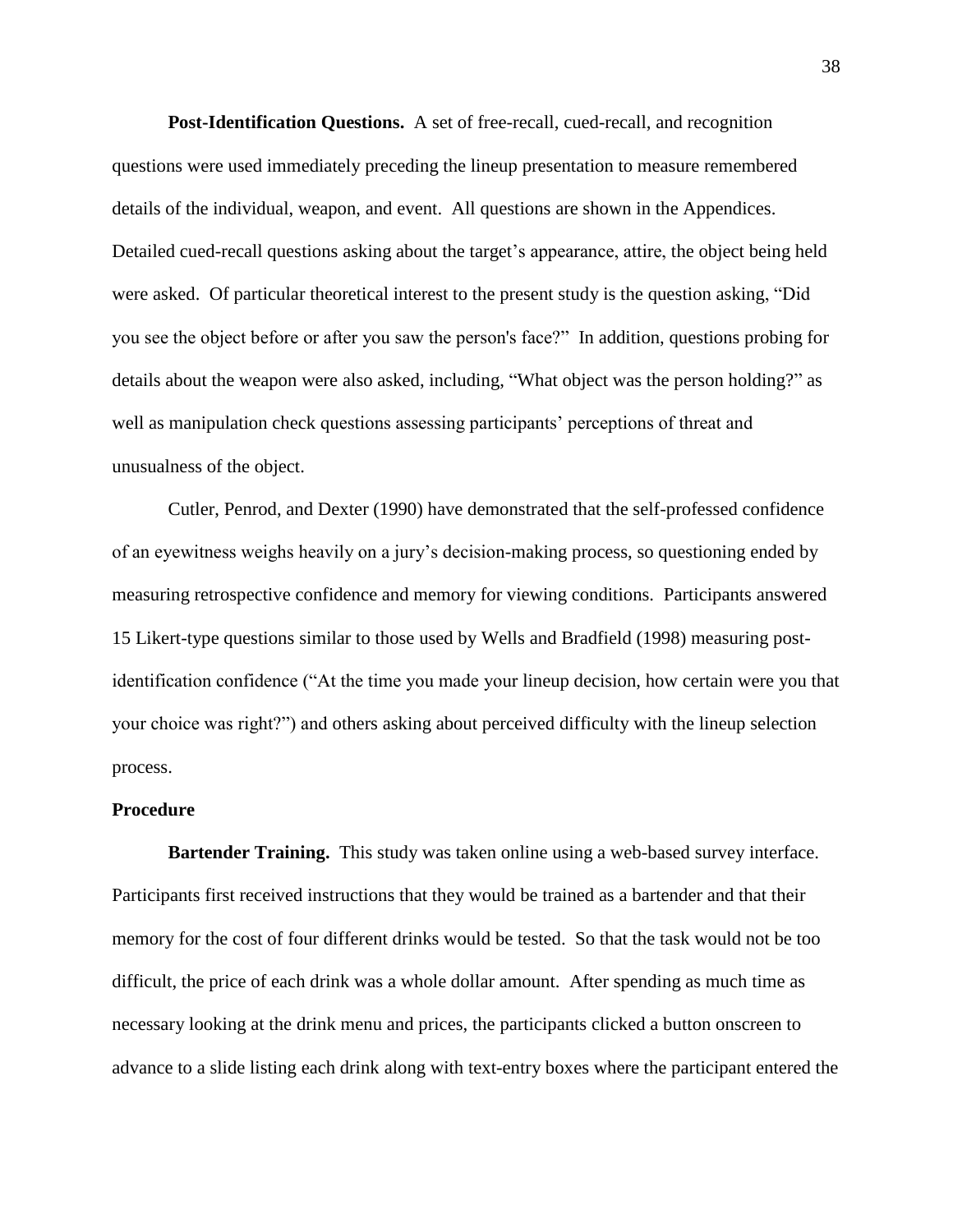**Post-Identification Questions.** A set of free-recall, cued-recall, and recognition questions were used immediately preceding the lineup presentation to measure remembered details of the individual, weapon, and event. All questions are shown in the Appendices. Detailed cued-recall questions asking about the target's appearance, attire, the object being held were asked. Of particular theoretical interest to the present study is the question asking, "Did you see the object before or after you saw the person's face?" In addition, questions probing for details about the weapon were also asked, including, "What object was the person holding?" as well as manipulation check questions assessing participants' perceptions of threat and unusualness of the object.

Cutler, Penrod, and Dexter (1990) have demonstrated that the self-professed confidence of an eyewitness weighs heavily on a jury's decision-making process, so questioning ended by measuring retrospective confidence and memory for viewing conditions. Participants answered 15 Likert-type questions similar to those used by Wells and Bradfield (1998) measuring post-identification confidence ("At the time you made your lineup decision, how certain were you that your choice was right?") and others asking about perceived difficulty with the lineup selection process.

## Procedure

**Bartender Training.** This study was taken online using a web-based survey interface. Participants first received instructions that they would be trained as a bartender and that their memory for the cost of four different drinks would be tested. So that the task would not be too difficult, the price of each drink was a whole dollar amount. After spending as much time as necessary looking at the drink menu and prices, the participants clicked a button onscreen to advance to a slide listing each drink along with text-entry boxes where the participant entered the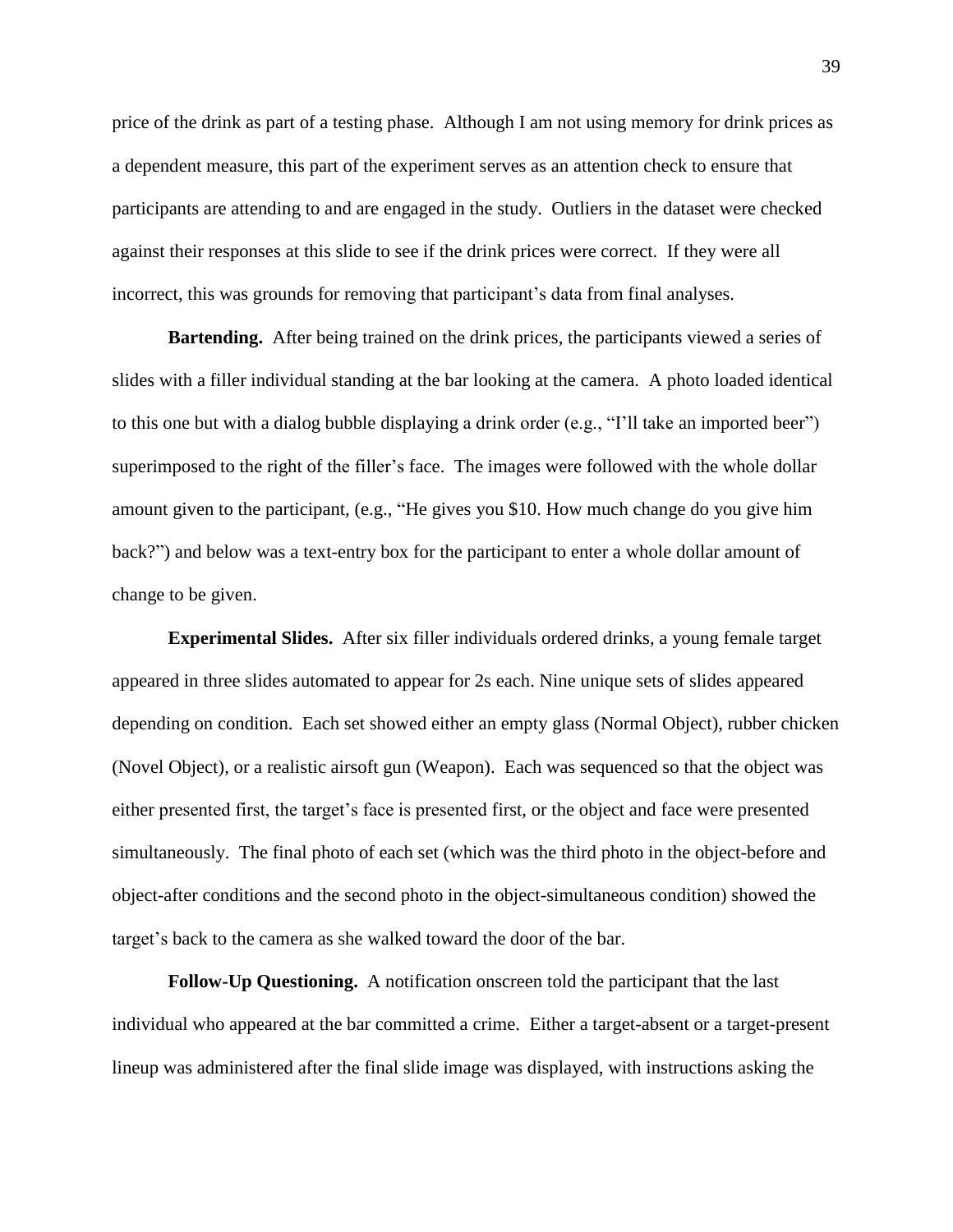price of the drink as part of a testing phase. Although I am not using memory for drink prices as a dependent measure, this part of the experiment serves as an attention check to ensure that participants are attending to and are engaged in the study. Outliers in the dataset were checked against their responses at this slide to see if the drink prices were correct. If they were all incorrect, this was grounds for removing that participant's data from final analyses.

**Bartending.** After being trained on the drink prices, the participants viewed a series of slides with a filler individual standing at the bar looking at the camera. A photo loaded identical to this one but with a dialog bubble displaying a drink order (e.g., "I'll take an imported beer") superimposed to the right of the filler's face. The images were followed with the whole dollar amount given to the participant, (e.g., "He gives you $10. How much change do you give him back?") and below was a text-entry box for the participant to enter a whole dollar amount of change to be given.

**Experimental Slides.** After six filler individuals ordered drinks, a young female target appeared in three slides automated to appear for 2s each. Nine unique sets of slides appeared depending on condition. Each set showed either an empty glass (Normal Object), rubber chicken (Novel Object), or a realistic airsoft gun (Weapon). Each was sequenced so that the object was either presented first, the target's face is presented first, or the object and face were presented simultaneously. The final photo of each set (which was the third photo in the object-before and object-after conditions and the second photo in the object-simultaneous condition) showed the target's back to the camera as she walked toward the door of the bar.

**Follow-Up Questioning.** A notification onscreen told the participant that the last individual who appeared at the bar committed a crime. Either a target-absent or a target-present lineup was administered after the final slide image was displayed, with instructions asking the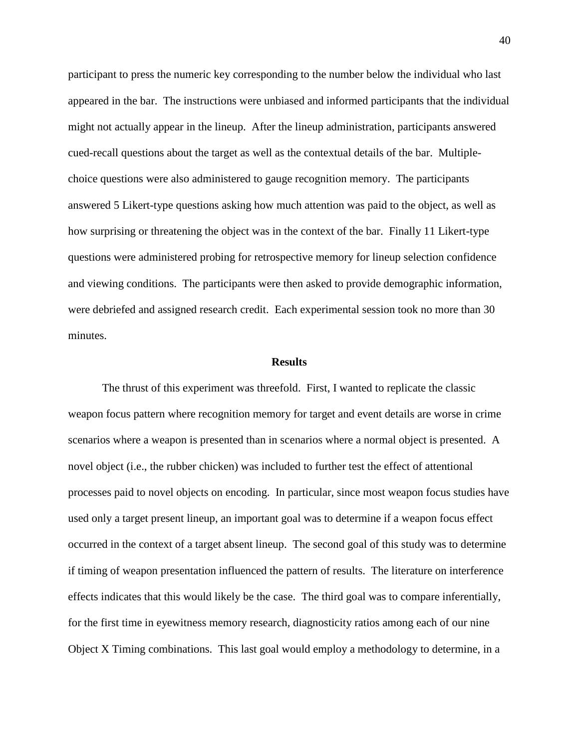participant to press the numeric key corresponding to the number below the individual who last appeared in the bar. The instructions were unbiased and informed participants that the individual might not actually appear in the lineup. After the lineup administration, participants answered cued-recall questions about the target as well as the contextual details of the bar. Multiple-choice questions were also administered to gauge recognition memory. The participants answered 5 Likert-type questions asking how much attention was paid to the object, as well as how surprising or threatening the object was in the context of the bar. Finally 11 Likert-type questions were administered probing for retrospective memory for lineup selection confidence and viewing conditions. The participants were then asked to provide demographic information, were debriefed and assigned research credit. Each experimental session took no more than 30 minutes.

## Results

The thrust of this experiment was threefold. First, I wanted to replicate the classic weapon focus pattern where recognition memory for target and event details are worse in crime scenarios where a weapon is presented than in scenarios where a normal object is presented. A novel object (i.e., the rubber chicken) was included to further test the effect of attentional processes paid to novel objects on encoding. In particular, since most weapon focus studies have used only a target present lineup, an important goal was to determine if a weapon focus effect occurred in the context of a target absent lineup. The second goal of this study was to determine if timing of weapon presentation influenced the pattern of results. The literature on interference effects indicates that this would likely be the case. The third goal was to compare inferentially, for the first time in eyewitness memory research, diagnosticity ratios among each of our nine Object X Timing combinations. This last goal would employ a methodology to determine, in a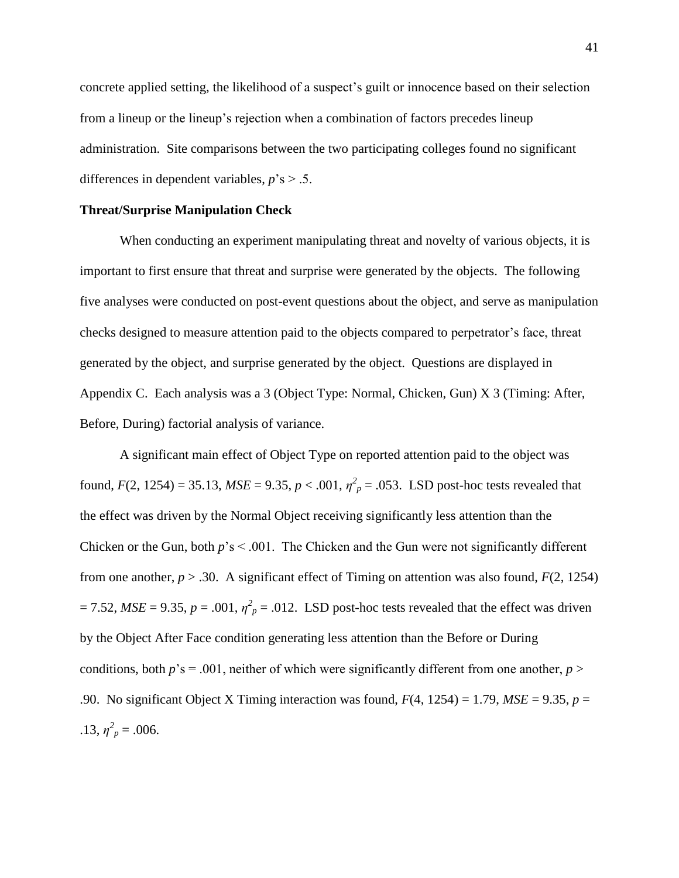concrete applied setting, the likelihood of a suspect's guilt or innocence based on their selection from a lineup or the lineup's rejection when a combination of factors precedes lineup administration. Site comparisons between the two participating colleges found no significant differences in dependent variables, $p$'s > .5.

**Threat/Surprise Manipulation Check**

When conducting an experiment manipulating threat and novelty of various objects, it is important to first ensure that threat and surprise were generated by the objects. The following five analyses were conducted on post-event questions about the object, and serve as manipulation checks designed to measure attention paid to the objects compared to perpetrator's face, threat generated by the object, and surprise generated by the object. Questions are displayed in Appendix C. Each analysis was a 3 (Object Type: Normal, Chicken, Gun) X 3 (Timing: After, Before, During) factorial analysis of variance.

A significant main effect of Object Type on reported attention paid to the object was found, $F(2, 1254) = 35.13$, $MSE = 9.35$, $p < .001$, $\eta^2_p = .053$. LSD post-hoc tests revealed that the effect was driven by the Normal Object receiving significantly less attention than the Chicken or the Gun, both $p$'s < .001. The Chicken and the Gun were not significantly different from one another, $p > .30$. A significant effect of Timing on attention was also found, $F(2, 1254) = 7.52$, $MSE = 9.35$, $p = .001$, $\eta^2_p = .012$. LSD post-hoc tests revealed that the effect was driven by the Object After Face condition generating less attention than the Before or During conditions, both $p$'s = .001, neither of which were significantly different from one another, $p > .90$. No significant Object X Timing interaction was found, $F(4, 1254) = 1.79$, $MSE = 9.35$, $p = .13$, $\eta^2_p = .006$.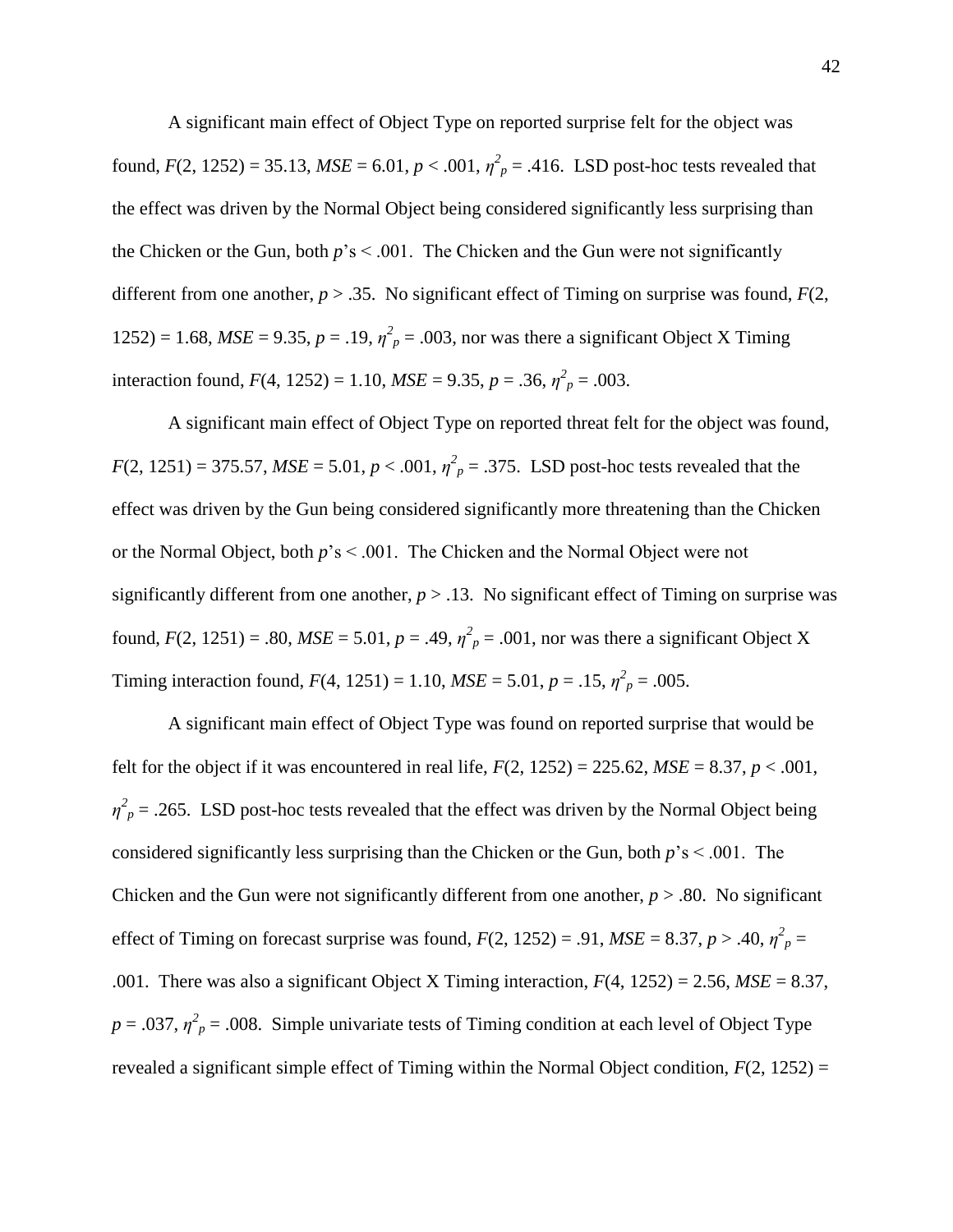A significant main effect of Object Type on reported surprise felt for the object was found, $F(2, 1252) = 35.13$, $MSE = 6.01$, $p < .001$, $\eta^2_p = .416$. LSD post-hoc tests revealed that the effect was driven by the Normal Object being considered significantly less surprising than the Chicken or the Gun, both $p$'s < .001. The Chicken and the Gun were not significantly different from one another, $p > .35$. No significant effect of Timing on surprise was found, $F(2, 1252) = 1.68$, $MSE = 9.35$, $p = .19$, $\eta^2_p = .003$, nor was there a significant Object X Timing interaction found, $F(4, 1252) = 1.10$, $MSE = 9.35$, $p = .36$, $\eta^2_p = .003$.

A significant main effect of Object Type on reported threat felt for the object was found, $F(2, 1251) = 375.57$, $MSE = 5.01$, $p < .001$, $\eta^2_p = .375$. LSD post-hoc tests revealed that the effect was driven by the Gun being considered significantly more threatening than the Chicken or the Normal Object, both $p$'s < .001. The Chicken and the Normal Object were not significantly different from one another, $p > .13$. No significant effect of Timing on surprise was found, $F(2, 1251) = .80$, $MSE = 5.01$, $p = .49$, $\eta^2_p = .001$, nor was there a significant Object X Timing interaction found, $F(4, 1251) = 1.10$, $MSE = 5.01$, $p = .15$, $\eta^2_p = .005$.

A significant main effect of Object Type was found on reported surprise that would be felt for the object if it was encountered in real life, $F(2, 1252) = 225.62$, $MSE = 8.37$, $p < .001$, $\eta^2_p = .265$. LSD post-hoc tests revealed that the effect was driven by the Normal Object being considered significantly less surprising than the Chicken or the Gun, both $p$'s < .001. The Chicken and the Gun were not significantly different from one another, $p > .80$. No significant effect of Timing on forecast surprise was found, $F(2, 1252) = .91$, $MSE = 8.37$, $p > .40$, $\eta^2_p = .001$. There was also a significant Object X Timing interaction, $F(4, 1252) = 2.56$, $MSE = 8.37$, $p = .037$, $\eta^2_p = .008$. Simple univariate tests of Timing condition at each level of Object Type revealed a significant simple effect of Timing within the Normal Object condition, $F(2, 1252) =$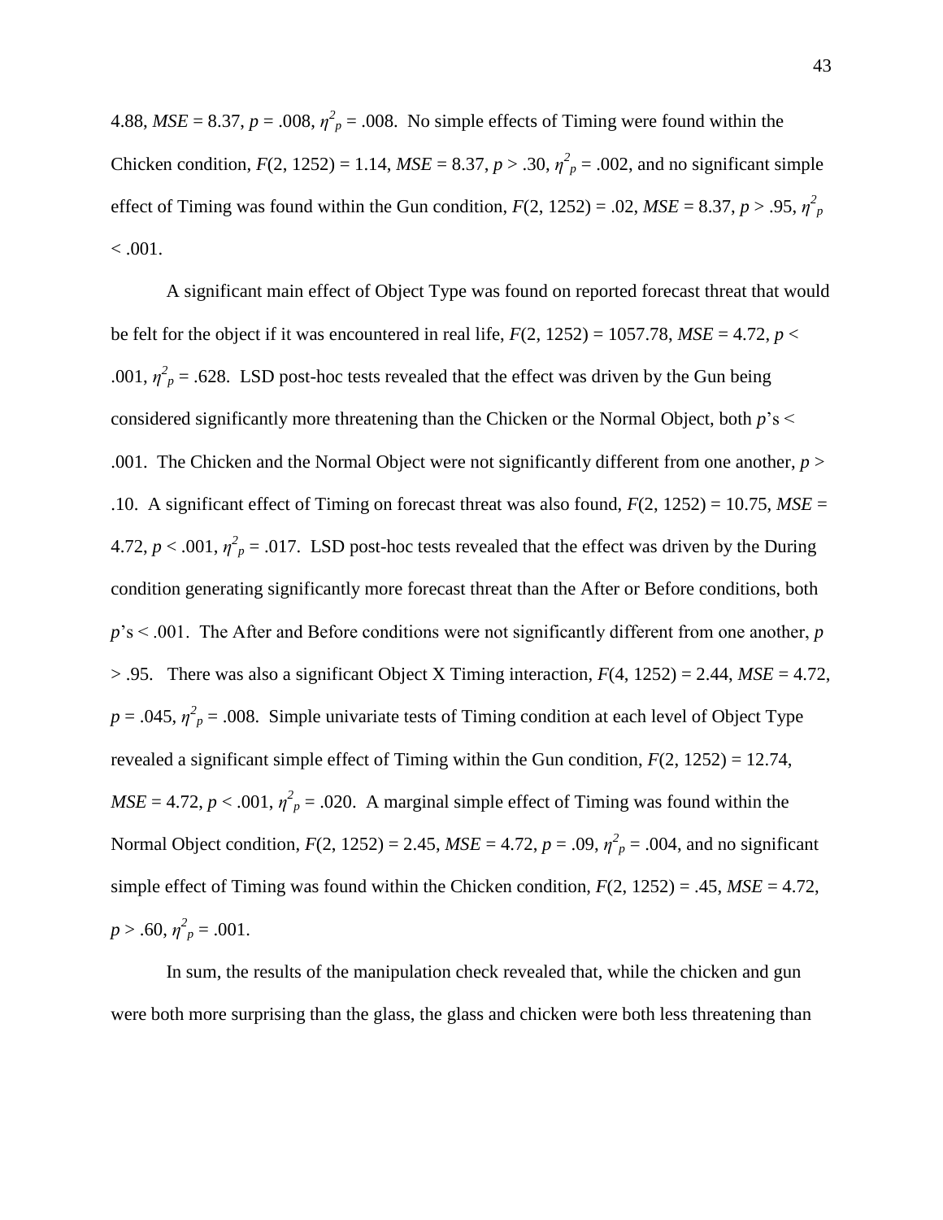4.88, $MSE = 8.37$, $p = .008$, $\eta^2_p = .008$. No simple effects of Timing were found within the Chicken condition, $F(2, 1252) = 1.14$, $MSE = 8.37$, $p > .30$, $\eta^2_p = .002$, and no significant simple effect of Timing was found within the Gun condition, $F(2, 1252) = .02$, $MSE = 8.37$, $p > .95$, $\eta^2_p < .001$.

A significant main effect of Object Type was found on reported forecast threat that would be felt for the object if it was encountered in real life, $F(2, 1252) = 1057.78$, $MSE = 4.72$, $p < .001$, $\eta^2_p = .628$. LSD post-hoc tests revealed that the effect was driven by the Gun being considered significantly more threatening than the Chicken or the Normal Object, both $p$'s < .001. The Chicken and the Normal Object were not significantly different from one another, $p > .10$. A significant effect of Timing on forecast threat was also found, $F(2, 1252) = 10.75$, $MSE = 4.72$, $p < .001$, $\eta^2_p = .017$. LSD post-hoc tests revealed that the effect was driven by the During condition generating significantly more forecast threat than the After or Before conditions, both $p$'s < .001. The After and Before conditions were not significantly different from one another, $p > .95$. There was also a significant Object X Timing interaction, $F(4, 1252) = 2.44$, $MSE = 4.72$, $p = .045$, $\eta^2_p = .008$. Simple univariate tests of Timing condition at each level of Object Type revealed a significant simple effect of Timing within the Gun condition, $F(2, 1252) = 12.74$, $MSE = 4.72$, $p < .001$, $\eta^2_p = .020$. A marginal simple effect of Timing was found within the Normal Object condition, $F(2, 1252) = 2.45$, $MSE = 4.72$, $p = .09$, $\eta^2_p = .004$, and no significant simple effect of Timing was found within the Chicken condition, $F(2, 1252) = .45$, $MSE = 4.72$, $p > .60$, $\eta^2_p = .001$.

In sum, the results of the manipulation check revealed that, while the chicken and gun were both more surprising than the glass, the glass and chicken were both less threatening than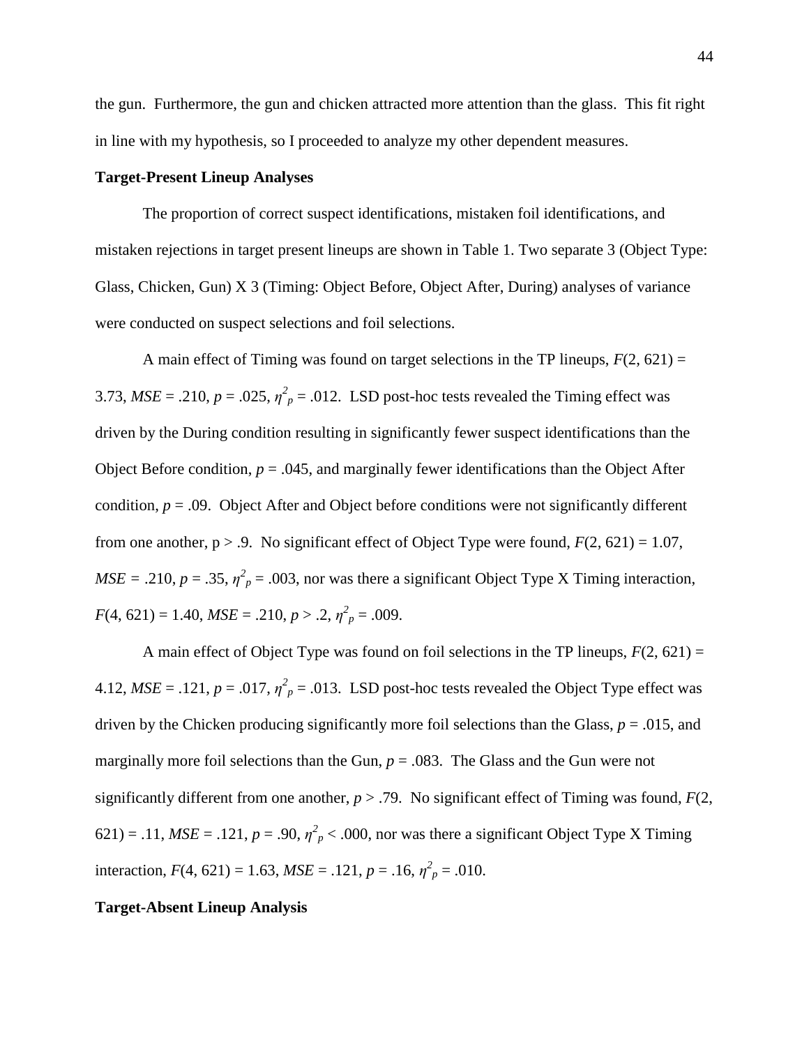the gun. Furthermore, the gun and chicken attracted more attention than the glass. This fit right in line with my hypothesis, so I proceeded to analyze my other dependent measures.

**Target-Present Lineup Analyses**

The proportion of correct suspect identifications, mistaken foil identifications, and mistaken rejections in target present lineups are shown in Table 1. Two separate 3 (Object Type: Glass, Chicken, Gun) X 3 (Timing: Object Before, Object After, During) analyses of variance were conducted on suspect selections and foil selections.

A main effect of Timing was found on target selections in the TP lineups, $F(2, 621) = 3.73$, $MSE = .210$, $p = .025$, $\eta^2_p = .012$. LSD post-hoc tests revealed the Timing effect was driven by the During condition resulting in significantly fewer suspect identifications than the Object Before condition, $p = .045$, and marginally fewer identifications than the Object After condition, $p = .09$. Object After and Object before conditions were not significantly different from one another, $p > .9$. No significant effect of Object Type were found, $F(2, 621) = 1.07$, $MSE = .210$, $p = .35$, $\eta^2_p = .003$, nor was there a significant Object Type X Timing interaction, $F(4, 621) = 1.40$, $MSE = .210$, $p > .2$, $\eta^2_p = .009$.

A main effect of Object Type was found on foil selections in the TP lineups, $F(2, 621) = 4.12$, $MSE = .121$, $p = .017$, $\eta^2_p = .013$. LSD post-hoc tests revealed the Object Type effect was driven by the Chicken producing significantly more foil selections than the Glass, $p = .015$, and marginally more foil selections than the Gun, $p = .083$. The Glass and the Gun were not significantly different from one another, $p > .79$. No significant effect of Timing was found, $F(2, 621) = .11$, $MSE = .121$, $p = .90$, $\eta^2_p < .000$, nor was there a significant Object Type X Timing interaction, $F(4, 621) = 1.63$, $MSE = .121$, $p = .16$, $\eta^2_p = .010$.

**Target-Absent Lineup Analysis**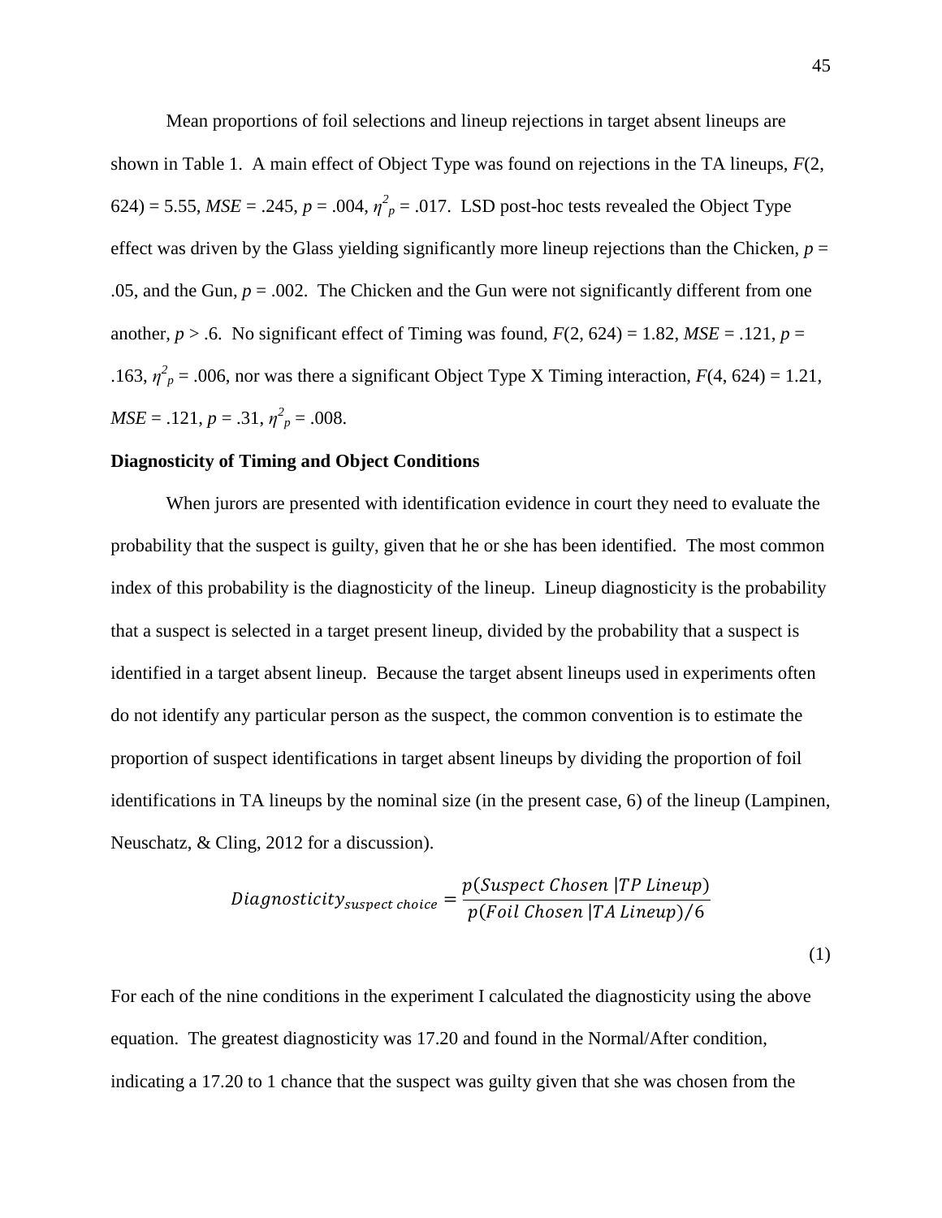Mean proportions of foil selections and lineup rejections in target absent lineups are shown in Table 1. A main effect of Object Type was found on rejections in the TA lineups, $F(2, 624) = 5.55$, $MSE = .245$, $p = .004$, $\eta^2_p = .017$. LSD post-hoc tests revealed the Object Type effect was driven by the Glass yielding significantly more lineup rejections than the Chicken, $p = .05$, and the Gun, $p = .002$. The Chicken and the Gun were not significantly different from one another, $p > .6$. No significant effect of Timing was found, $F(2, 624) = 1.82$, $MSE = .121$, $p = .163$, $\eta^2_p = .006$, nor was there a significant Object Type X Timing interaction, $F(4, 624) = 1.21$, $MSE = .121$, $p = .31$, $\eta^2_p = .008$.

**Diagnosticity of Timing and Object Conditions**

When jurors are presented with identification evidence in court they need to evaluate the probability that the suspect is guilty, given that he or she has been identified. The most common index of this probability is the diagnosticity of the lineup. Lineup diagnosticity is the probability that a suspect is selected in a target present lineup, divided by the probability that a suspect is identified in a target absent lineup. Because the target absent lineups used in experiments often do not identify any particular person as the suspect, the common convention is to estimate the proportion of suspect identifications in target absent lineups by dividing the proportion of foil identifications in TA lineups by the nominal size (in the present case, 6) of the lineup (Lampinen, Neuschatz, & Cling, 2012 for a discussion).

$$Diagnosticity_{suspect\ choice} = \frac{p(Suspect\ Chosen\ |TP\ Lineup)}{p(Foil\ Chosen\ |TA\ Lineup)/6} \tag{1}$$

For each of the nine conditions in the experiment I calculated the diagnosticity using the above equation. The greatest diagnosticity was 17.20 and found in the Normal/After condition, indicating a 17.20 to 1 chance that the suspect was guilty given that she was chosen from the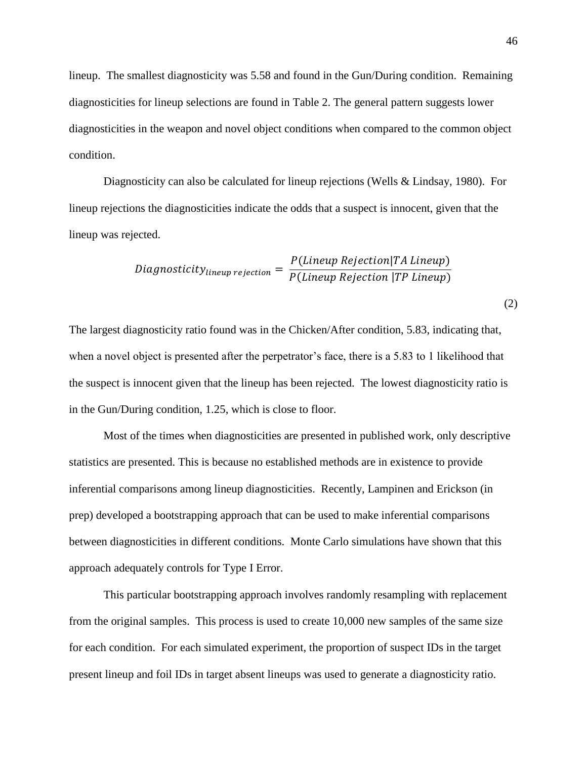lineup. The smallest diagnosticity was 5.58 and found in the Gun/During condition. Remaining diagnosticities for lineup selections are found in Table 2. The general pattern suggests lower diagnosticities in the weapon and novel object conditions when compared to the common object condition.

Diagnosticity can also be calculated for lineup rejections (Wells & Lindsay, 1980). For lineup rejections the diagnosticities indicate the odds that a suspect is innocent, given that the lineup was rejected.

$$Diagnosticity_{lineup\ rejection} = \frac{P(Lineup\ Rejection|TA\ Lineup)}{P(Lineup\ Rejection\ |TP\ Lineup)} \tag{2}$$

The largest diagnosticity ratio found was in the Chicken/After condition, 5.83, indicating that, when a novel object is presented after the perpetrator's face, there is a 5.83 to 1 likelihood that the suspect is innocent given that the lineup has been rejected. The lowest diagnosticity ratio is in the Gun/During condition, 1.25, which is close to floor.

Most of the times when diagnosticities are presented in published work, only descriptive statistics are presented. This is because no established methods are in existence to provide inferential comparisons among lineup diagnosticities. Recently, Lampinen and Erickson (in prep) developed a bootstrapping approach that can be used to make inferential comparisons between diagnosticities in different conditions. Monte Carlo simulations have shown that this approach adequately controls for Type I Error.

This particular bootstrapping approach involves randomly resampling with replacement from the original samples. This process is used to create 10,000 new samples of the same size for each condition. For each simulated experiment, the proportion of suspect IDs in the target present lineup and foil IDs in target absent lineups was used to generate a diagnosticity ratio.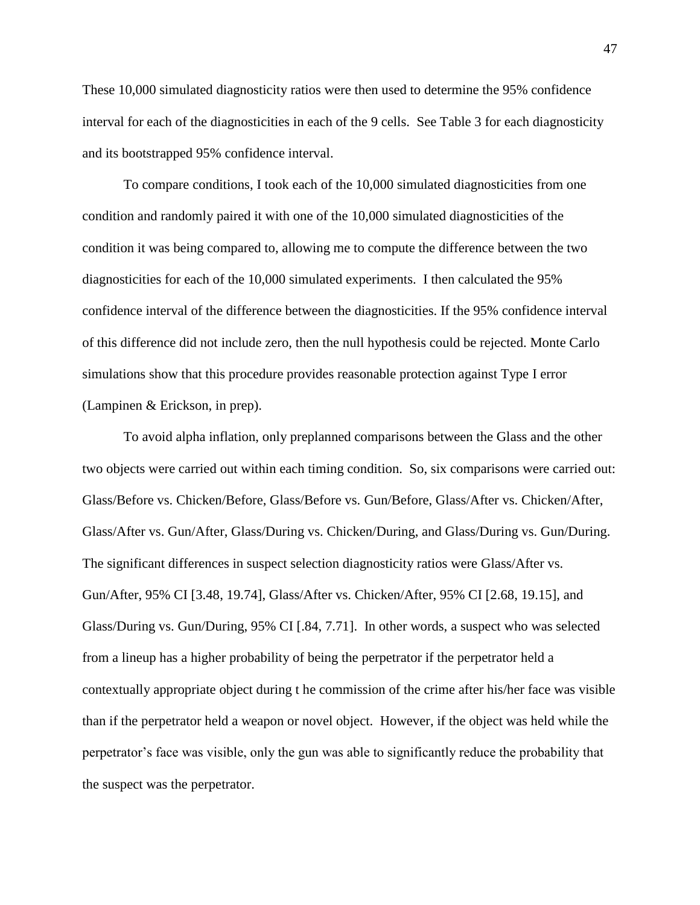These 10,000 simulated diagnosticity ratios were then used to determine the 95% confidence interval for each of the diagnosticities in each of the 9 cells. See Table 3 for each diagnosticity and its bootstrapped 95% confidence interval.

To compare conditions, I took each of the 10,000 simulated diagnosticities from one condition and randomly paired it with one of the 10,000 simulated diagnosticities of the condition it was being compared to, allowing me to compute the difference between the two diagnosticities for each of the 10,000 simulated experiments. I then calculated the 95% confidence interval of the difference between the diagnosticities. If the 95% confidence interval of this difference did not include zero, then the null hypothesis could be rejected. Monte Carlo simulations show that this procedure provides reasonable protection against Type I error (Lampinen & Erickson, in prep).

To avoid alpha inflation, only preplanned comparisons between the Glass and the other two objects were carried out within each timing condition. So, six comparisons were carried out: Glass/Before vs. Chicken/Before, Glass/Before vs. Gun/Before, Glass/After vs. Chicken/After, Glass/After vs. Gun/After, Glass/During vs. Chicken/During, and Glass/During vs. Gun/During. The significant differences in suspect selection diagnosticity ratios were Glass/After vs. Gun/After, 95% CI [3.48, 19.74], Glass/After vs. Chicken/After, 95% CI [2.68, 19.15], and Glass/During vs. Gun/During, 95% CI [.84, 7.71]. In other words, a suspect who was selected from a lineup has a higher probability of being the perpetrator if the perpetrator held a contextually appropriate object during t he commission of the crime after his/her face was visible than if the perpetrator held a weapon or novel object. However, if the object was held while the perpetrator's face was visible, only the gun was able to significantly reduce the probability that the suspect was the perpetrator.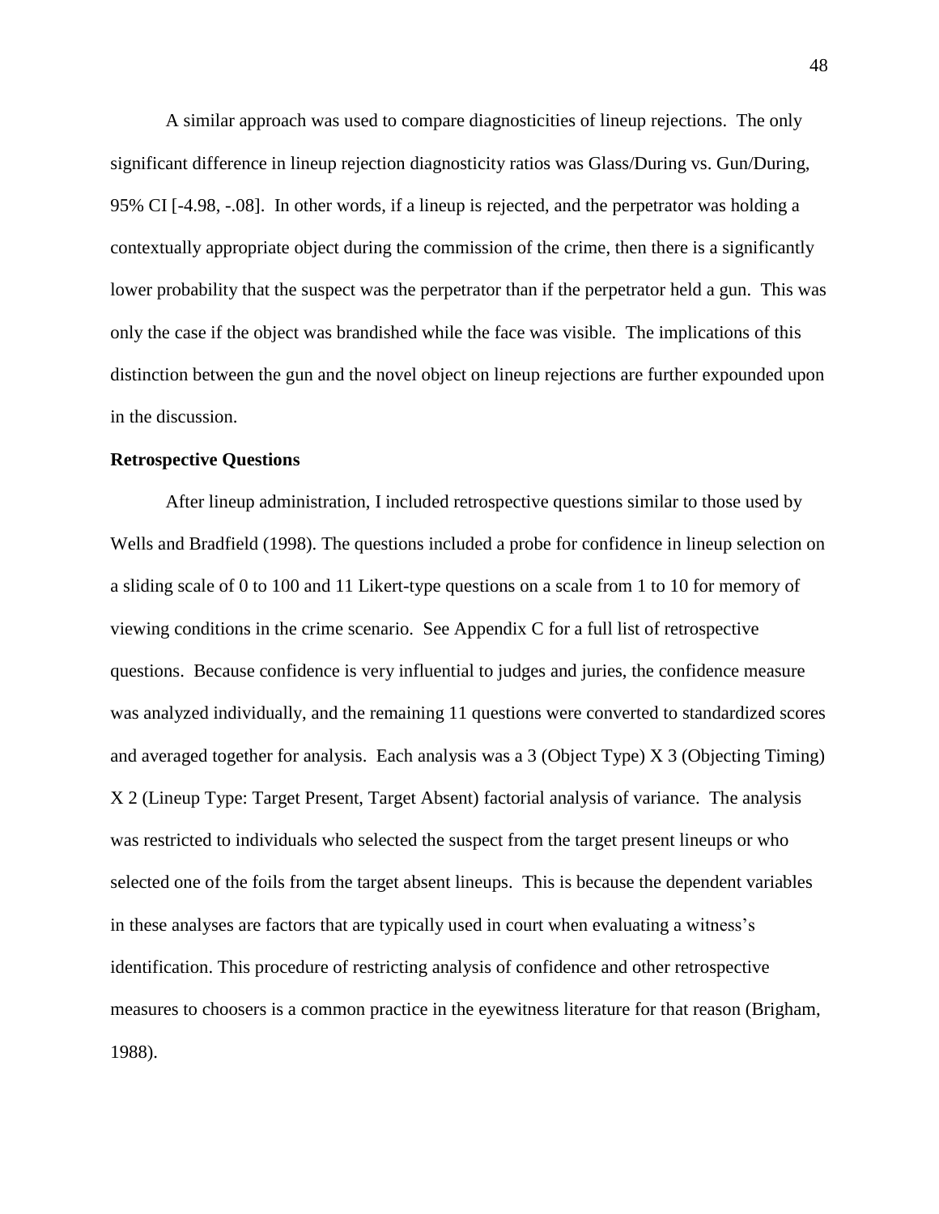A similar approach was used to compare diagnosticities of lineup rejections. The only significant difference in lineup rejection diagnosticity ratios was Glass/During vs. Gun/During, 95% CI [-4.98, -.08]. In other words, if a lineup is rejected, and the perpetrator was holding a contextually appropriate object during the commission of the crime, then there is a significantly lower probability that the suspect was the perpetrator than if the perpetrator held a gun. This was only the case if the object was brandished while the face was visible. The implications of this distinction between the gun and the novel object on lineup rejections are further expounded upon in the discussion.

**Retrospective Questions**

After lineup administration, I included retrospective questions similar to those used by Wells and Bradfield (1998). The questions included a probe for confidence in lineup selection on a sliding scale of 0 to 100 and 11 Likert-type questions on a scale from 1 to 10 for memory of viewing conditions in the crime scenario. See Appendix C for a full list of retrospective questions. Because confidence is very influential to judges and juries, the confidence measure was analyzed individually, and the remaining 11 questions were converted to standardized scores and averaged together for analysis. Each analysis was a 3 (Object Type) X 3 (Objecting Timing) X 2 (Lineup Type: Target Present, Target Absent) factorial analysis of variance. The analysis was restricted to individuals who selected the suspect from the target present lineups or who selected one of the foils from the target absent lineups. This is because the dependent variables in these analyses are factors that are typically used in court when evaluating a witness's identification. This procedure of restricting analysis of confidence and other retrospective measures to choosers is a common practice in the eyewitness literature for that reason (Brigham, 1988).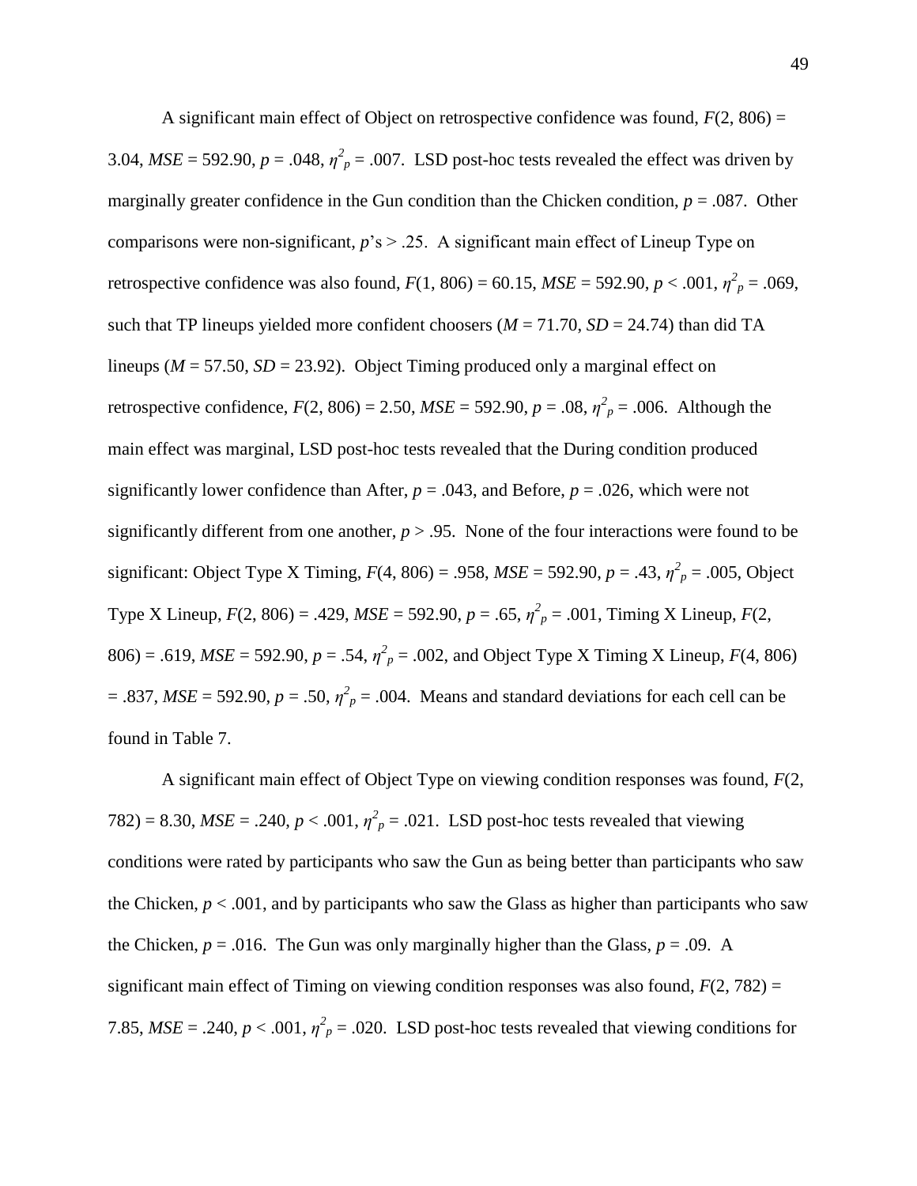A significant main effect of Object on retrospective confidence was found, $F(2, 806) = 3.04$, $MSE = 592.90$, $p = .048$, $\eta^2_p = .007$. LSD post-hoc tests revealed the effect was driven by marginally greater confidence in the Gun condition than the Chicken condition, $p = .087$. Other comparisons were non-significant, $p$'s $> .25$. A significant main effect of Lineup Type on retrospective confidence was also found, $F(1, 806) = 60.15$, $MSE = 592.90$, $p < .001$, $\eta^2_p = .069$, such that TP lineups yielded more confident choosers ($M = 71.70$, $SD = 24.74$) than did TA lineups ($M = 57.50$, $SD = 23.92$). Object Timing produced only a marginal effect on retrospective confidence, $F(2, 806) = 2.50$, $MSE = 592.90$, $p = .08$, $\eta^2_p = .006$. Although the main effect was marginal, LSD post-hoc tests revealed that the During condition produced significantly lower confidence than After, $p = .043$, and Before, $p = .026$, which were not significantly different from one another, $p > .95$. None of the four interactions were found to be significant: Object Type X Timing, $F(4, 806) = .958$, $MSE = 592.90$, $p = .43$, $\eta^2_p = .005$, Object Type X Lineup, $F(2, 806) = .429$, $MSE = 592.90$, $p = .65$, $\eta^2_p = .001$, Timing X Lineup, $F(2, 806) = .619$, $MSE = 592.90$, $p = .54$, $\eta^2_p = .002$, and Object Type X Timing X Lineup, $F(4, 806) = .837$, $MSE = 592.90$, $p = .50$, $\eta^2_p = .004$. Means and standard deviations for each cell can be found in Table 7.

A significant main effect of Object Type on viewing condition responses was found, $F(2, 782) = 8.30$, $MSE = .240$, $p < .001$, $\eta^2_p = .021$. LSD post-hoc tests revealed that viewing conditions were rated by participants who saw the Gun as being better than participants who saw the Chicken, $p < .001$, and by participants who saw the Glass as higher than participants who saw the Chicken, $p = .016$. The Gun was only marginally higher than the Glass, $p = .09$. A significant main effect of Timing on viewing condition responses was also found, $F(2, 782) = 7.85$, $MSE = .240$, $p < .001$, $\eta^2_p = .020$. LSD post-hoc tests revealed that viewing conditions for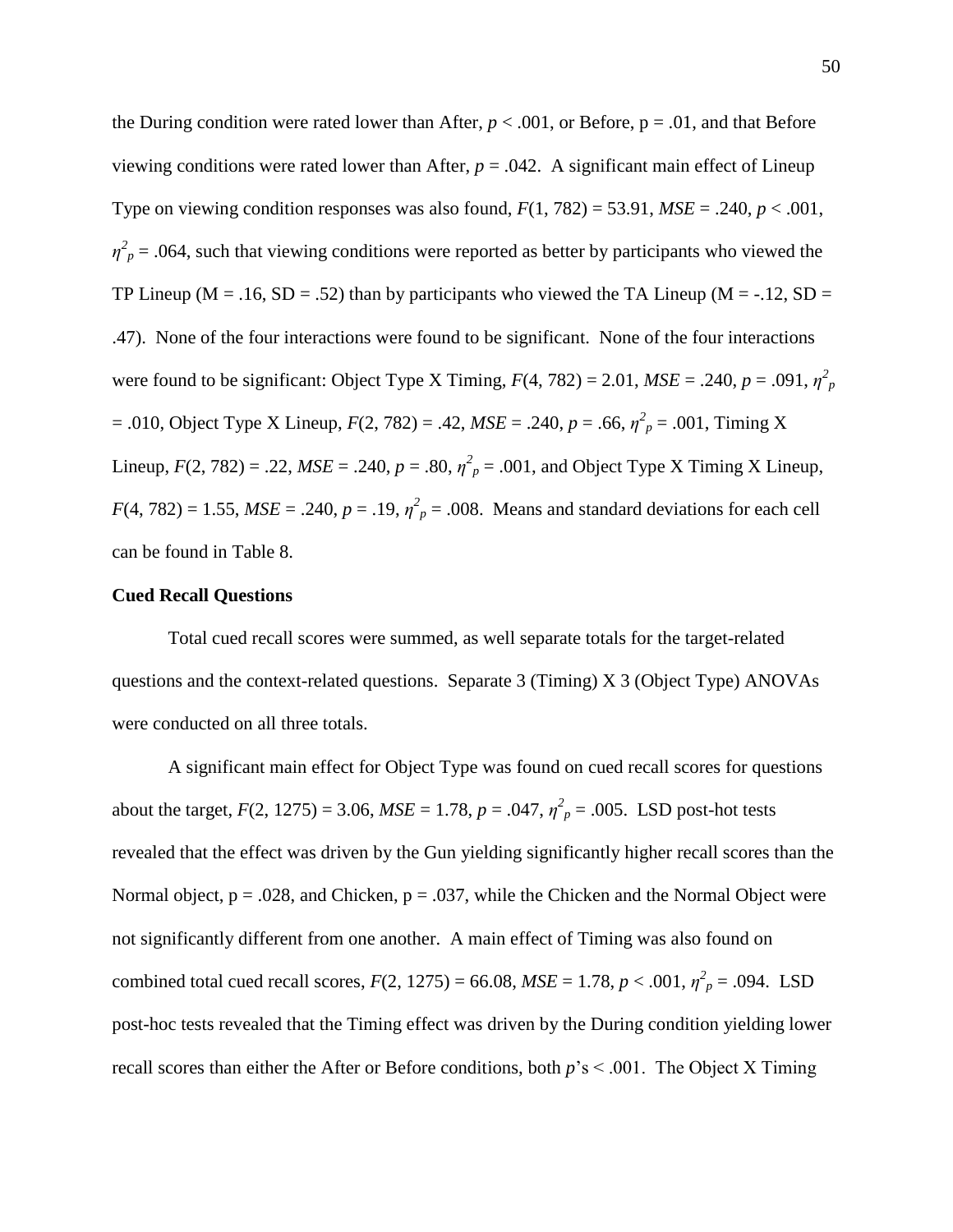the During condition were rated lower than After, $p < .001$, or Before, p = .01, and that Before viewing conditions were rated lower than After, $p = .042$. A significant main effect of Lineup Type on viewing condition responses was also found, $F(1, 782) = 53.91$, $MSE = .240$, $p < .001$, $\eta^2_p = .064$, such that viewing conditions were reported as better by participants who viewed the TP Lineup (M = .16, SD = .52) than by participants who viewed the TA Lineup (M = -.12, SD = .47). None of the four interactions were found to be significant. None of the four interactions were found to be significant: Object Type X Timing, $F(4, 782) = 2.01$, $MSE = .240$, $p = .091$, $\eta^2_p = .010$, Object Type X Lineup, $F(2, 782) = .42$, $MSE = .240$, $p = .66$, $\eta^2_p = .001$, Timing X Lineup, $F(2, 782) = .22$, $MSE = .240$, $p = .80$, $\eta^2_p = .001$, and Object Type X Timing X Lineup, $F(4, 782) = 1.55$, $MSE = .240$, $p = .19$, $\eta^2_p = .008$. Means and standard deviations for each cell can be found in Table 8.

**Cued Recall Questions**

Total cued recall scores were summed, as well separate totals for the target-related questions and the context-related questions. Separate 3 (Timing) X 3 (Object Type) ANOVAs were conducted on all three totals.

A significant main effect for Object Type was found on cued recall scores for questions about the target, $F(2, 1275) = 3.06$, $MSE = 1.78$, $p = .047$, $\eta^2_p = .005$. LSD post-hot tests revealed that the effect was driven by the Gun yielding significantly higher recall scores than the Normal object, p = .028, and Chicken, p = .037, while the Chicken and the Normal Object were not significantly different from one another. A main effect of Timing was also found on combined total cued recall scores, $F(2, 1275) = 66.08$, $MSE = 1.78$, $p < .001$, $\eta^2_p = .094$. LSD post-hoc tests revealed that the Timing effect was driven by the During condition yielding lower recall scores than either the After or Before conditions, both $p$'s < .001. The Object X Timing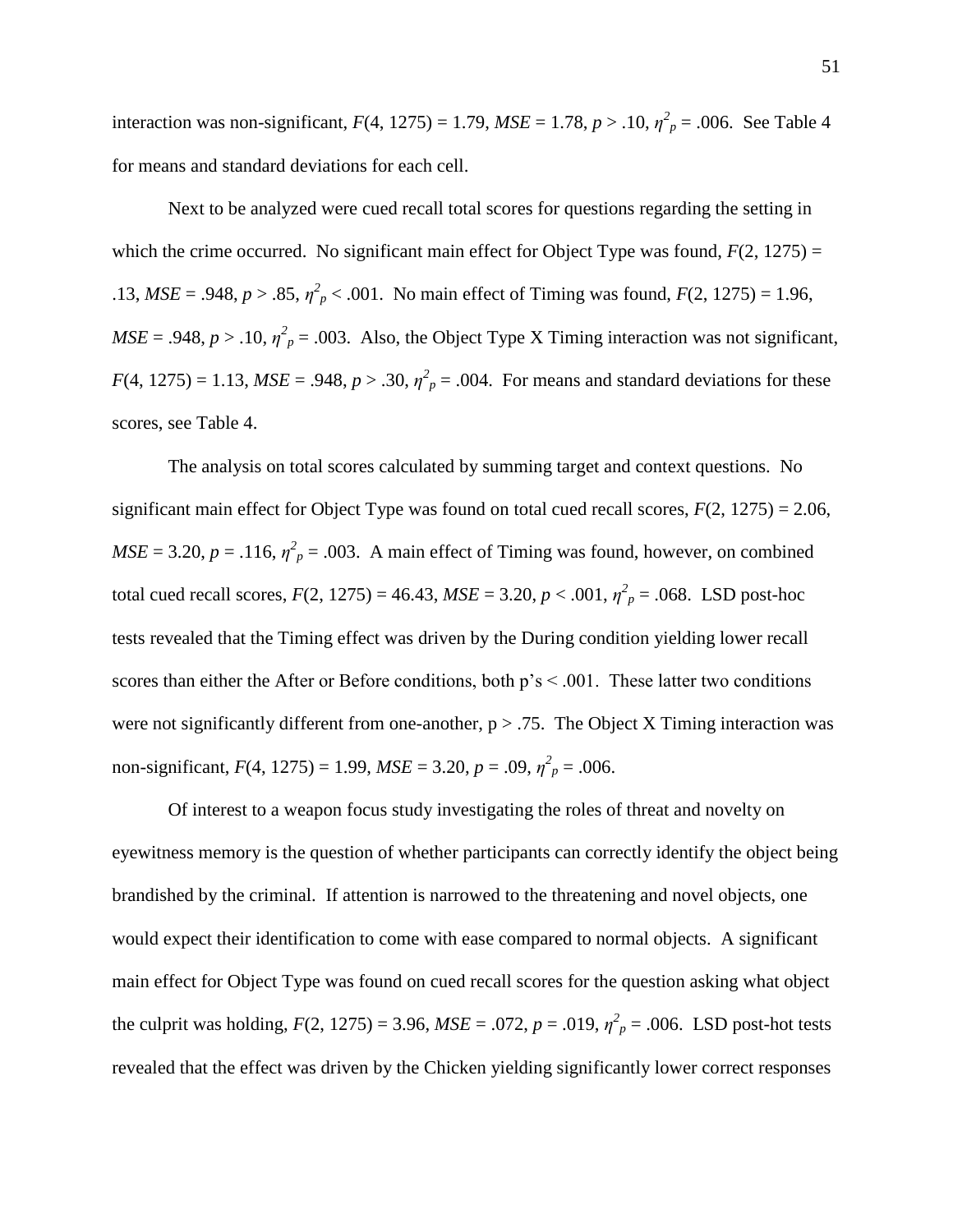interaction was non-significant, $F(4, 1275) = 1.79$, $MSE = 1.78$, $p > .10$, $\eta^2_p = .006$. See Table 4 for means and standard deviations for each cell.

Next to be analyzed were cued recall total scores for questions regarding the setting in which the crime occurred. No significant main effect for Object Type was found, $F(2, 1275) = .13$, $MSE = .948$, $p > .85$, $\eta^2_p < .001$. No main effect of Timing was found, $F(2, 1275) = 1.96$, $MSE = .948$, $p > .10$, $\eta^2_p = .003$. Also, the Object Type X Timing interaction was not significant, $F(4, 1275) = 1.13$, $MSE = .948$, $p > .30$, $\eta^2_p = .004$. For means and standard deviations for these scores, see Table 4.

The analysis on total scores calculated by summing target and context questions. No significant main effect for Object Type was found on total cued recall scores, $F(2, 1275) = 2.06$, $MSE = 3.20$, $p = .116$, $\eta^2_p = .003$. A main effect of Timing was found, however, on combined total cued recall scores, $F(2, 1275) = 46.43$, $MSE = 3.20$, $p < .001$, $\eta^2_p = .068$. LSD post-hoc tests revealed that the Timing effect was driven by the During condition yielding lower recall scores than either the After or Before conditions, both p's < .001. These latter two conditions were not significantly different from one-another, p > .75. The Object X Timing interaction was non-significant, $F(4, 1275) = 1.99$, $MSE = 3.20$, $p = .09$, $\eta^2_p = .006$.

Of interest to a weapon focus study investigating the roles of threat and novelty on eyewitness memory is the question of whether participants can correctly identify the object being brandished by the criminal. If attention is narrowed to the threatening and novel objects, one would expect their identification to come with ease compared to normal objects. A significant main effect for Object Type was found on cued recall scores for the question asking what object the culprit was holding, $F(2, 1275) = 3.96$, $MSE = .072$, $p = .019$, $\eta^2_p = .006$. LSD post-hot tests revealed that the effect was driven by the Chicken yielding significantly lower correct responses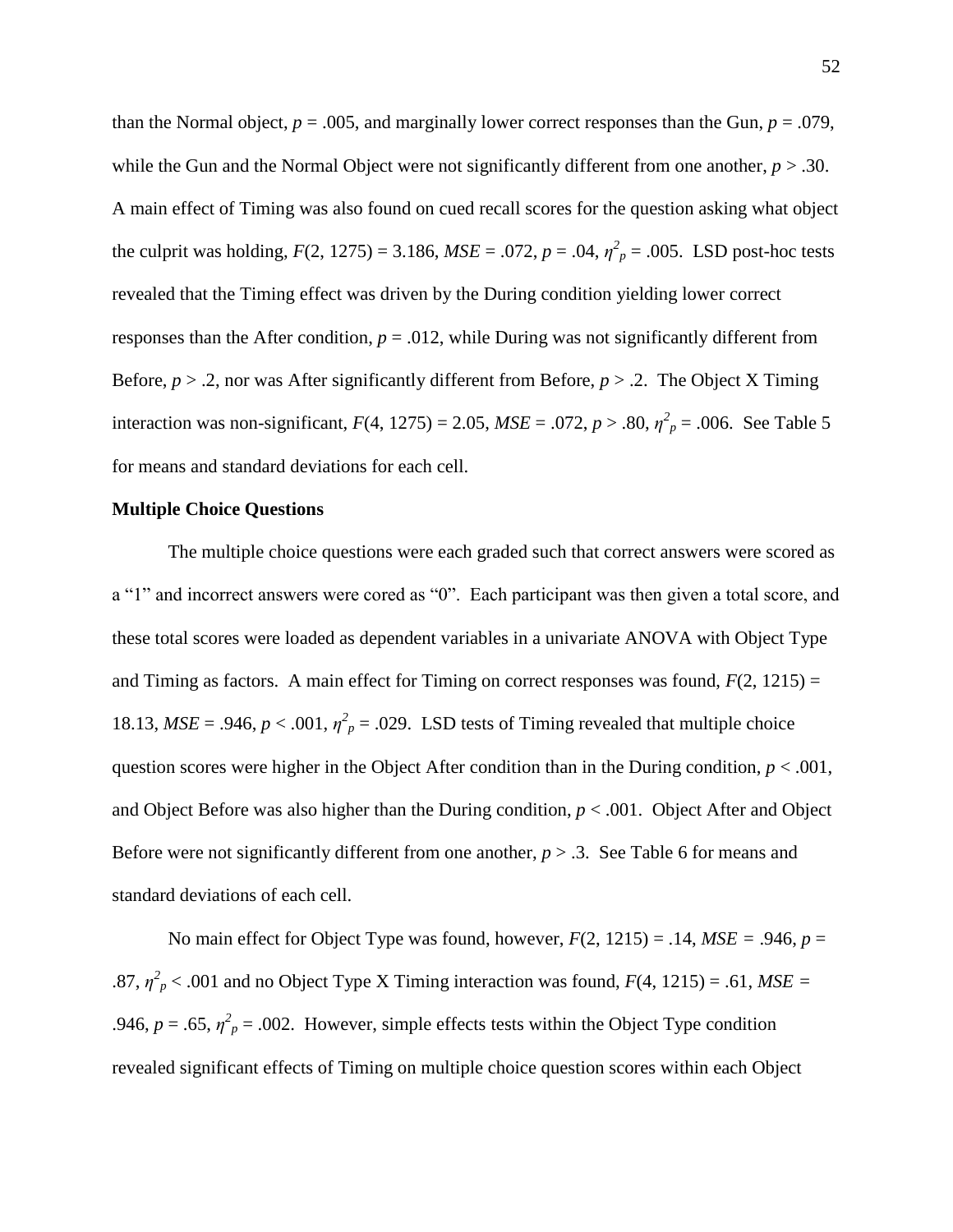than the Normal object, $p = .005$, and marginally lower correct responses than the Gun, $p = .079$, while the Gun and the Normal Object were not significantly different from one another, $p > .30$. A main effect of Timing was also found on cued recall scores for the question asking what object the culprit was holding, $F(2, 1275) = 3.186$, $MSE = .072$, $p = .04$, $\eta^2_p = .005$. LSD post-hoc tests revealed that the Timing effect was driven by the During condition yielding lower correct responses than the After condition, $p = .012$, while During was not significantly different from Before, $p > .2$, nor was After significantly different from Before, $p > .2$. The Object X Timing interaction was non-significant, $F(4, 1275) = 2.05$, $MSE = .072$, $p > .80$, $\eta^2_p = .006$. See Table 5 for means and standard deviations for each cell.

**Multiple Choice Questions**

The multiple choice questions were each graded such that correct answers were scored as a "1" and incorrect answers were cored as "0". Each participant was then given a total score, and these total scores were loaded as dependent variables in a univariate ANOVA with Object Type and Timing as factors. A main effect for Timing on correct responses was found, $F(2, 1215) = 18.13$, $MSE = .946$, $p < .001$, $\eta^2_p = .029$. LSD tests of Timing revealed that multiple choice question scores were higher in the Object After condition than in the During condition, $p < .001$, and Object Before was also higher than the During condition, $p < .001$. Object After and Object Before were not significantly different from one another, $p > .3$. See Table 6 for means and standard deviations of each cell.

No main effect for Object Type was found, however, $F(2, 1215) = .14$, $MSE = .946$, $p = .87$, $\eta^2_p < .001$ and no Object Type X Timing interaction was found, $F(4, 1215) = .61$, $MSE = .946$, $p = .65$, $\eta^2_p = .002$. However, simple effects tests within the Object Type condition revealed significant effects of Timing on multiple choice question scores within each Object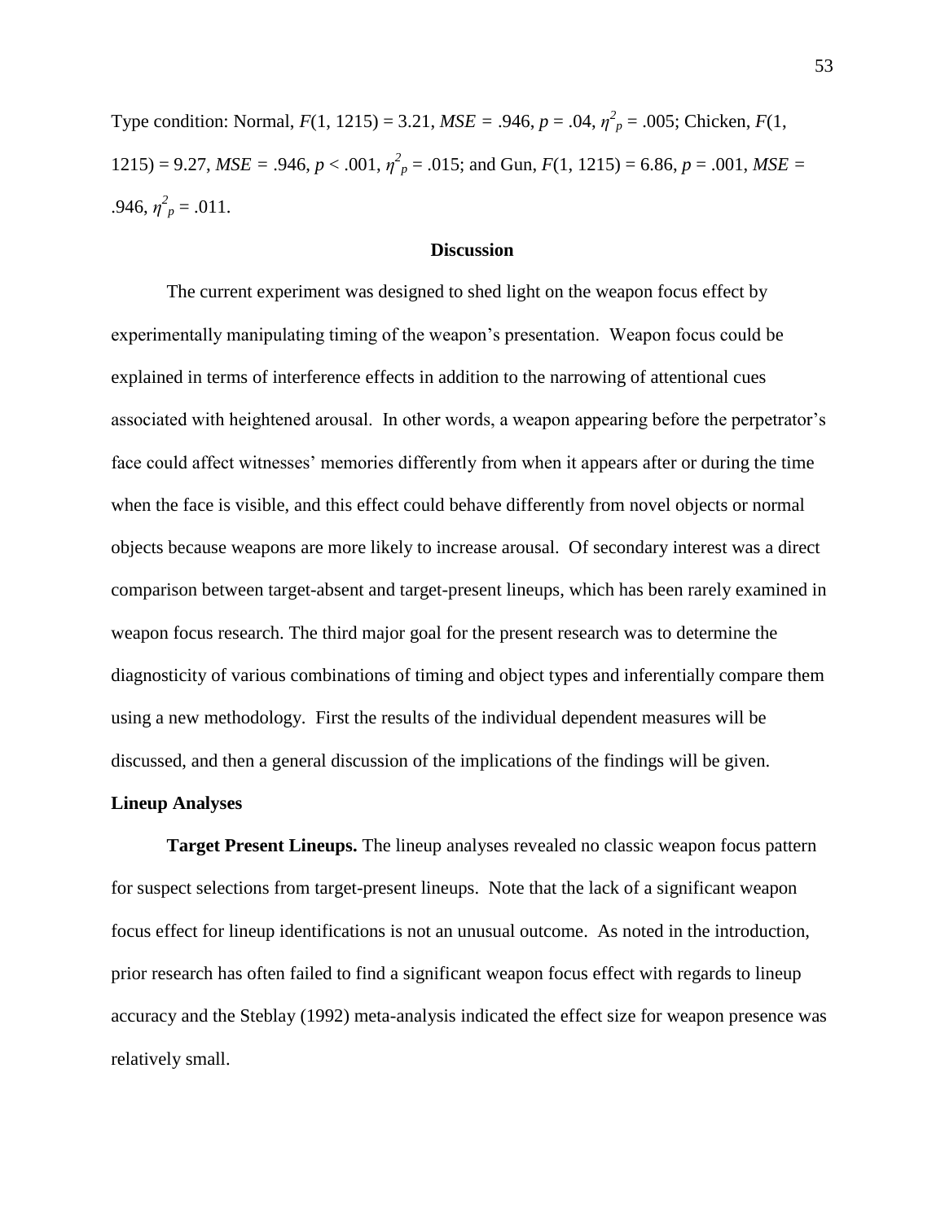Type condition: Normal, $F(1, 1215) = 3.21$, $MSE = .946$, $p = .04$, $\eta^2_p = .005$; Chicken, $F(1, 1215) = 9.27$, $MSE = .946$, $p < .001$, $\eta^2_p = .015$; and Gun, $F(1, 1215) = 6.86$, $p = .001$, $MSE = .946$, $\eta^2_p = .011$.

## Discussion

The current experiment was designed to shed light on the weapon focus effect by experimentally manipulating timing of the weapon's presentation. Weapon focus could be explained in terms of interference effects in addition to the narrowing of attentional cues associated with heightened arousal. In other words, a weapon appearing before the perpetrator's face could affect witnesses' memories differently from when it appears after or during the time when the face is visible, and this effect could behave differently from novel objects or normal objects because weapons are more likely to increase arousal. Of secondary interest was a direct comparison between target-absent and target-present lineups, which has been rarely examined in weapon focus research. The third major goal for the present research was to determine the diagnosticity of various combinations of timing and object types and inferentially compare them using a new methodology. First the results of the individual dependent measures will be discussed, and then a general discussion of the implications of the findings will be given.

### Lineup Analyses

**Target Present Lineups.** The lineup analyses revealed no classic weapon focus pattern for suspect selections from target-present lineups. Note that the lack of a significant weapon focus effect for lineup identifications is not an unusual outcome. As noted in the introduction, prior research has often failed to find a significant weapon focus effect with regards to lineup accuracy and the Steblay (1992) meta-analysis indicated the effect size for weapon presence was relatively small.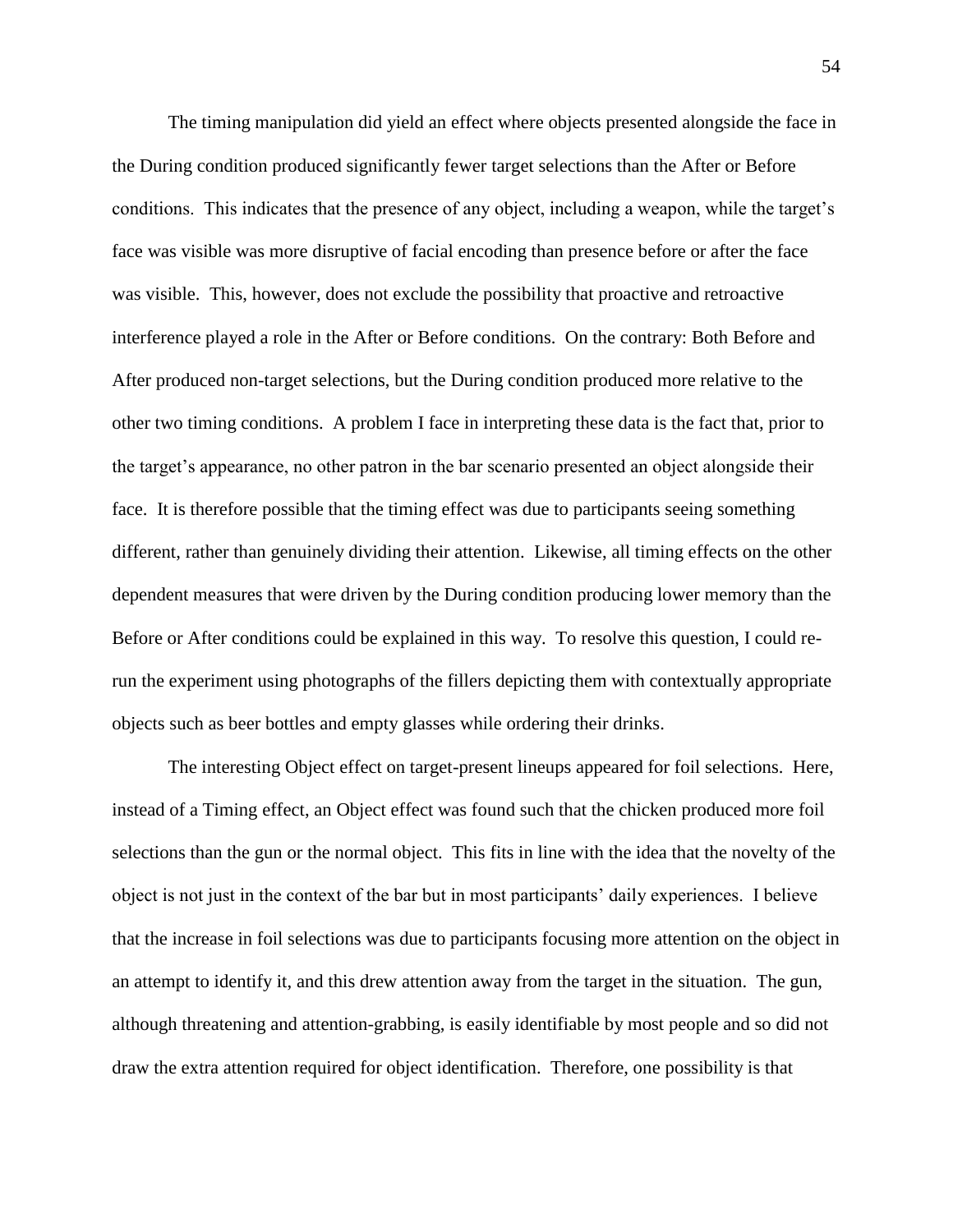The timing manipulation did yield an effect where objects presented alongside the face in the During condition produced significantly fewer target selections than the After or Before conditions. This indicates that the presence of any object, including a weapon, while the target's face was visible was more disruptive of facial encoding than presence before or after the face was visible. This, however, does not exclude the possibility that proactive and retroactive interference played a role in the After or Before conditions. On the contrary: Both Before and After produced non-target selections, but the During condition produced more relative to the other two timing conditions. A problem I face in interpreting these data is the fact that, prior to the target's appearance, no other patron in the bar scenario presented an object alongside their face. It is therefore possible that the timing effect was due to participants seeing something different, rather than genuinely dividing their attention. Likewise, all timing effects on the other dependent measures that were driven by the During condition producing lower memory than the Before or After conditions could be explained in this way. To resolve this question, I could re-run the experiment using photographs of the fillers depicting them with contextually appropriate objects such as beer bottles and empty glasses while ordering their drinks.

The interesting Object effect on target-present lineups appeared for foil selections. Here, instead of a Timing effect, an Object effect was found such that the chicken produced more foil selections than the gun or the normal object. This fits in line with the idea that the novelty of the object is not just in the context of the bar but in most participants' daily experiences. I believe that the increase in foil selections was due to participants focusing more attention on the object in an attempt to identify it, and this drew attention away from the target in the situation. The gun, although threatening and attention-grabbing, is easily identifiable by most people and so did not draw the extra attention required for object identification. Therefore, one possibility is that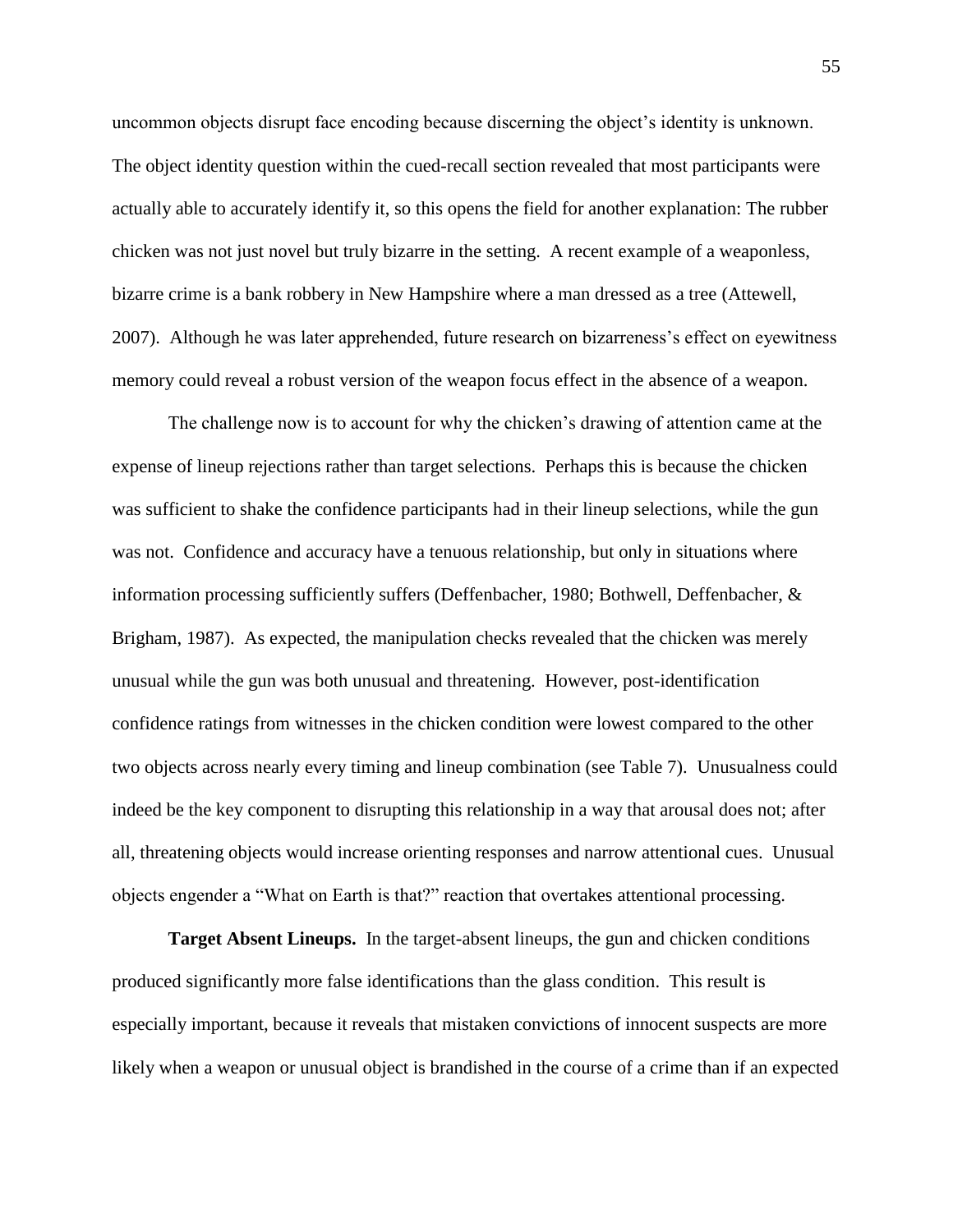uncommon objects disrupt face encoding because discerning the object's identity is unknown. The object identity question within the cued-recall section revealed that most participants were actually able to accurately identify it, so this opens the field for another explanation: The rubber chicken was not just novel but truly bizarre in the setting. A recent example of a weaponless, bizarre crime is a bank robbery in New Hampshire where a man dressed as a tree (Attewell, 2007). Although he was later apprehended, future research on bizarreness's effect on eyewitness memory could reveal a robust version of the weapon focus effect in the absence of a weapon.

The challenge now is to account for why the chicken's drawing of attention came at the expense of lineup rejections rather than target selections. Perhaps this is because the chicken was sufficient to shake the confidence participants had in their lineup selections, while the gun was not. Confidence and accuracy have a tenuous relationship, but only in situations where information processing sufficiently suffers (Deffenbacher, 1980; Bothwell, Deffenbacher, & Brigham, 1987). As expected, the manipulation checks revealed that the chicken was merely unusual while the gun was both unusual and threatening. However, post-identification confidence ratings from witnesses in the chicken condition were lowest compared to the other two objects across nearly every timing and lineup combination (see Table 7). Unusualness could indeed be the key component to disrupting this relationship in a way that arousal does not; after all, threatening objects would increase orienting responses and narrow attentional cues. Unusual objects engender a "What on Earth is that?" reaction that overtakes attentional processing.

**Target Absent Lineups.** In the target-absent lineups, the gun and chicken conditions produced significantly more false identifications than the glass condition. This result is especially important, because it reveals that mistaken convictions of innocent suspects are more likely when a weapon or unusual object is brandished in the course of a crime than if an expected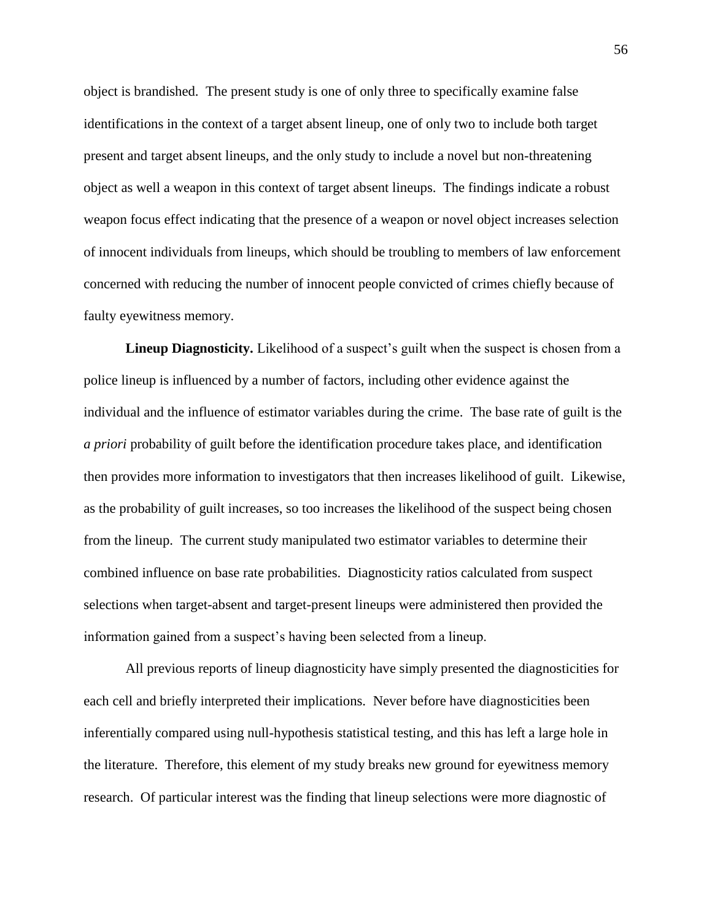object is brandished. The present study is one of only three to specifically examine false identifications in the context of a target absent lineup, one of only two to include both target present and target absent lineups, and the only study to include a novel but non-threatening object as well a weapon in this context of target absent lineups. The findings indicate a robust weapon focus effect indicating that the presence of a weapon or novel object increases selection of innocent individuals from lineups, which should be troubling to members of law enforcement concerned with reducing the number of innocent people convicted of crimes chiefly because of faulty eyewitness memory.

**Lineup Diagnosticity.** Likelihood of a suspect's guilt when the suspect is chosen from a police lineup is influenced by a number of factors, including other evidence against the individual and the influence of estimator variables during the crime. The base rate of guilt is the *a priori* probability of guilt before the identification procedure takes place, and identification then provides more information to investigators that then increases likelihood of guilt. Likewise, as the probability of guilt increases, so too increases the likelihood of the suspect being chosen from the lineup. The current study manipulated two estimator variables to determine their combined influence on base rate probabilities. Diagnosticity ratios calculated from suspect selections when target-absent and target-present lineups were administered then provided the information gained from a suspect's having been selected from a lineup.

All previous reports of lineup diagnosticity have simply presented the diagnosticities for each cell and briefly interpreted their implications. Never before have diagnosticities been inferentially compared using null-hypothesis statistical testing, and this has left a large hole in the literature. Therefore, this element of my study breaks new ground for eyewitness memory research. Of particular interest was the finding that lineup selections were more diagnostic of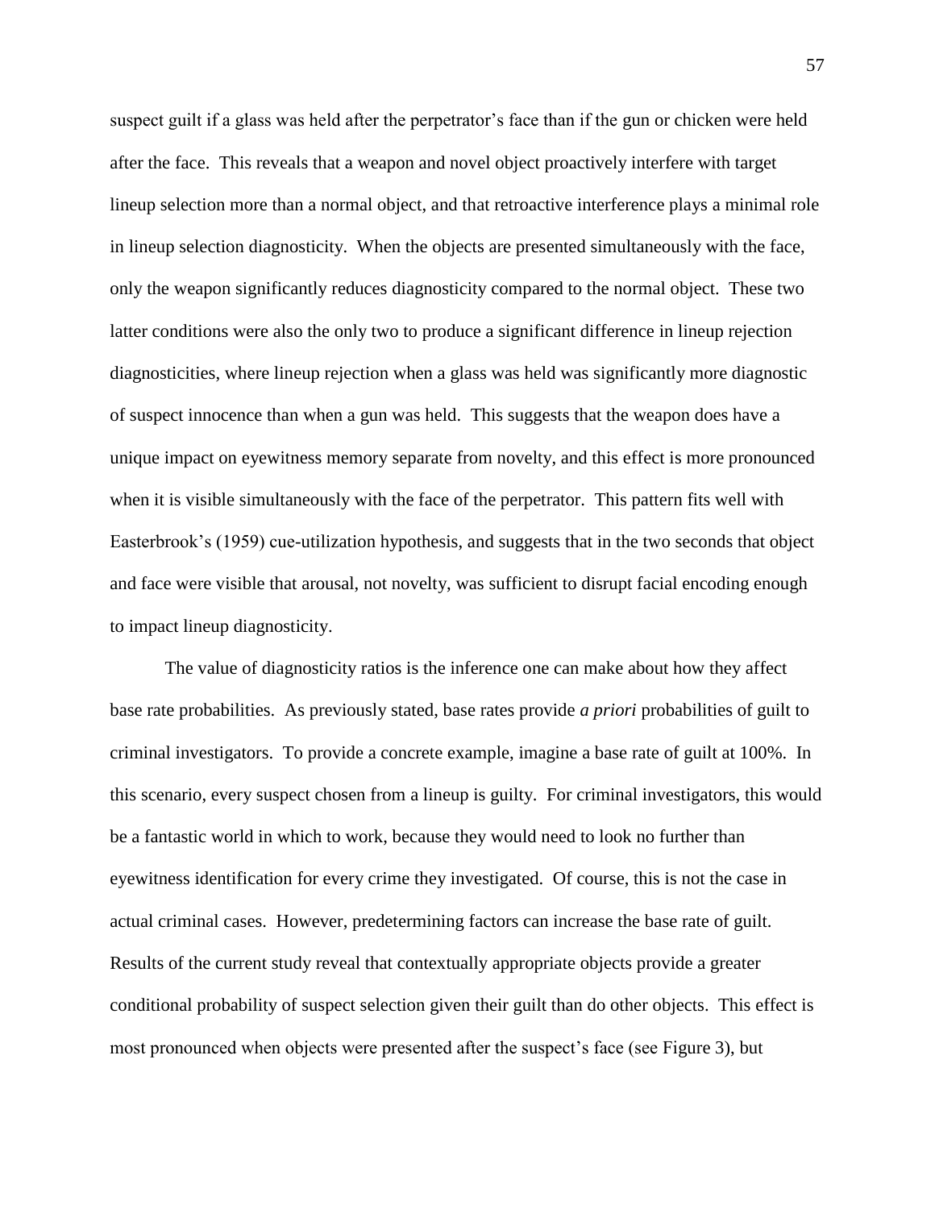suspect guilt if a glass was held after the perpetrator's face than if the gun or chicken were held after the face. This reveals that a weapon and novel object proactively interfere with target lineup selection more than a normal object, and that retroactive interference plays a minimal role in lineup selection diagnosticity. When the objects are presented simultaneously with the face, only the weapon significantly reduces diagnosticity compared to the normal object. These two latter conditions were also the only two to produce a significant difference in lineup rejection diagnosticities, where lineup rejection when a glass was held was significantly more diagnostic of suspect innocence than when a gun was held. This suggests that the weapon does have a unique impact on eyewitness memory separate from novelty, and this effect is more pronounced when it is visible simultaneously with the face of the perpetrator. This pattern fits well with Easterbrook's (1959) cue-utilization hypothesis, and suggests that in the two seconds that object and face were visible that arousal, not novelty, was sufficient to disrupt facial encoding enough to impact lineup diagnosticity.

The value of diagnosticity ratios is the inference one can make about how they affect base rate probabilities. As previously stated, base rates provide *a priori* probabilities of guilt to criminal investigators. To provide a concrete example, imagine a base rate of guilt at 100%. In this scenario, every suspect chosen from a lineup is guilty. For criminal investigators, this would be a fantastic world in which to work, because they would need to look no further than eyewitness identification for every crime they investigated. Of course, this is not the case in actual criminal cases. However, predetermining factors can increase the base rate of guilt. Results of the current study reveal that contextually appropriate objects provide a greater conditional probability of suspect selection given their guilt than do other objects. This effect is most pronounced when objects were presented after the suspect's face (see Figure 3), but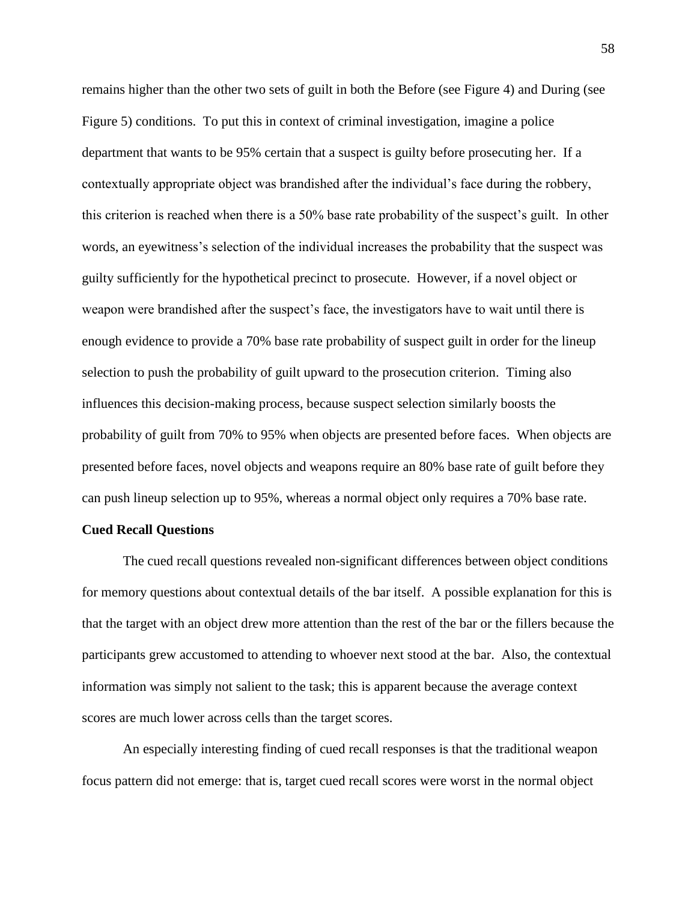remains higher than the other two sets of guilt in both the Before (see Figure 4) and During (see Figure 5) conditions. To put this in context of criminal investigation, imagine a police department that wants to be 95% certain that a suspect is guilty before prosecuting her. If a contextually appropriate object was brandished after the individual's face during the robbery, this criterion is reached when there is a 50% base rate probability of the suspect's guilt. In other words, an eyewitness's selection of the individual increases the probability that the suspect was guilty sufficiently for the hypothetical precinct to prosecute. However, if a novel object or weapon were brandished after the suspect's face, the investigators have to wait until there is enough evidence to provide a 70% base rate probability of suspect guilt in order for the lineup selection to push the probability of guilt upward to the prosecution criterion. Timing also influences this decision-making process, because suspect selection similarly boosts the probability of guilt from 70% to 95% when objects are presented before faces. When objects are presented before faces, novel objects and weapons require an 80% base rate of guilt before they can push lineup selection up to 95%, whereas a normal object only requires a 70% base rate.

**Cued Recall Questions**

The cued recall questions revealed non-significant differences between object conditions for memory questions about contextual details of the bar itself. A possible explanation for this is that the target with an object drew more attention than the rest of the bar or the fillers because the participants grew accustomed to attending to whoever next stood at the bar. Also, the contextual information was simply not salient to the task; this is apparent because the average context scores are much lower across cells than the target scores.

An especially interesting finding of cued recall responses is that the traditional weapon focus pattern did not emerge: that is, target cued recall scores were worst in the normal object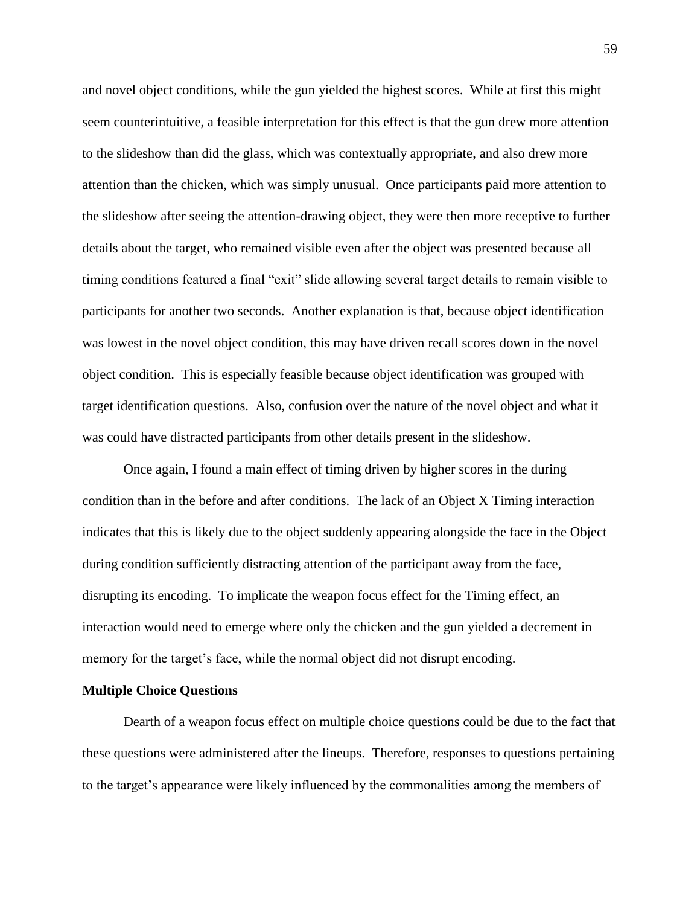and novel object conditions, while the gun yielded the highest scores. While at first this might seem counterintuitive, a feasible interpretation for this effect is that the gun drew more attention to the slideshow than did the glass, which was contextually appropriate, and also drew more attention than the chicken, which was simply unusual. Once participants paid more attention to the slideshow after seeing the attention-drawing object, they were then more receptive to further details about the target, who remained visible even after the object was presented because all timing conditions featured a final "exit" slide allowing several target details to remain visible to participants for another two seconds. Another explanation is that, because object identification was lowest in the novel object condition, this may have driven recall scores down in the novel object condition. This is especially feasible because object identification was grouped with target identification questions. Also, confusion over the nature of the novel object and what it was could have distracted participants from other details present in the slideshow.

Once again, I found a main effect of timing driven by higher scores in the during condition than in the before and after conditions. The lack of an Object X Timing interaction indicates that this is likely due to the object suddenly appearing alongside the face in the Object during condition sufficiently distracting attention of the participant away from the face, disrupting its encoding. To implicate the weapon focus effect for the Timing effect, an interaction would need to emerge where only the chicken and the gun yielded a decrement in memory for the target's face, while the normal object did not disrupt encoding.

**Multiple Choice Questions**

Dearth of a weapon focus effect on multiple choice questions could be due to the fact that these questions were administered after the lineups. Therefore, responses to questions pertaining to the target's appearance were likely influenced by the commonalities among the members of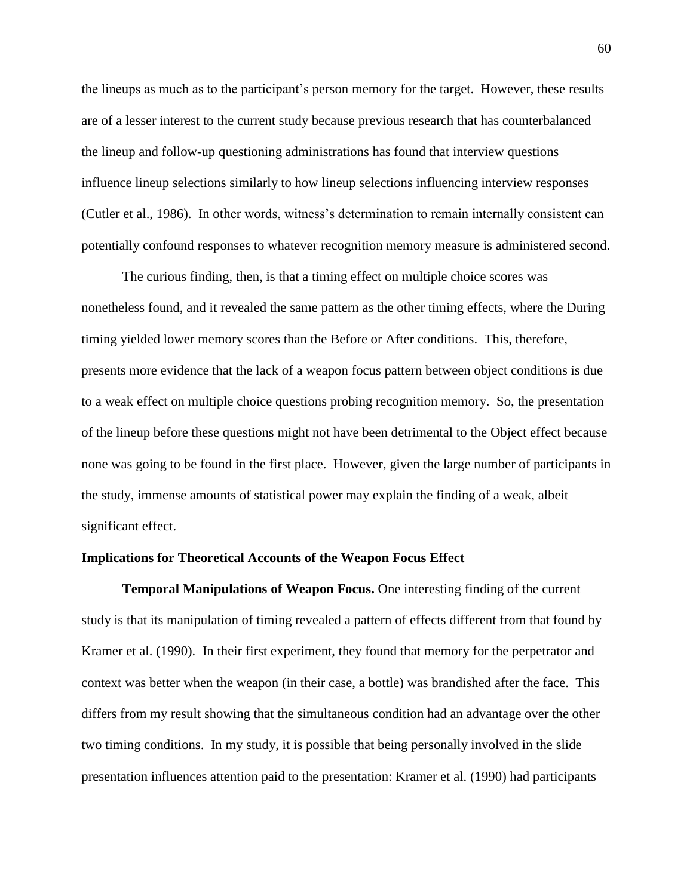the lineups as much as to the participant's person memory for the target. However, these results are of a lesser interest to the current study because previous research that has counterbalanced the lineup and follow-up questioning administrations has found that interview questions influence lineup selections similarly to how lineup selections influencing interview responses (Cutler et al., 1986). In other words, witness's determination to remain internally consistent can potentially confound responses to whatever recognition memory measure is administered second.

The curious finding, then, is that a timing effect on multiple choice scores was nonetheless found, and it revealed the same pattern as the other timing effects, where the During timing yielded lower memory scores than the Before or After conditions. This, therefore, presents more evidence that the lack of a weapon focus pattern between object conditions is due to a weak effect on multiple choice questions probing recognition memory. So, the presentation of the lineup before these questions might not have been detrimental to the Object effect because none was going to be found in the first place. However, given the large number of participants in the study, immense amounts of statistical power may explain the finding of a weak, albeit significant effect.

**Implications for Theoretical Accounts of the Weapon Focus Effect**

**Temporal Manipulations of Weapon Focus.** One interesting finding of the current study is that its manipulation of timing revealed a pattern of effects different from that found by Kramer et al. (1990). In their first experiment, they found that memory for the perpetrator and context was better when the weapon (in their case, a bottle) was brandished after the face. This differs from my result showing that the simultaneous condition had an advantage over the other two timing conditions. In my study, it is possible that being personally involved in the slide presentation influences attention paid to the presentation: Kramer et al. (1990) had participants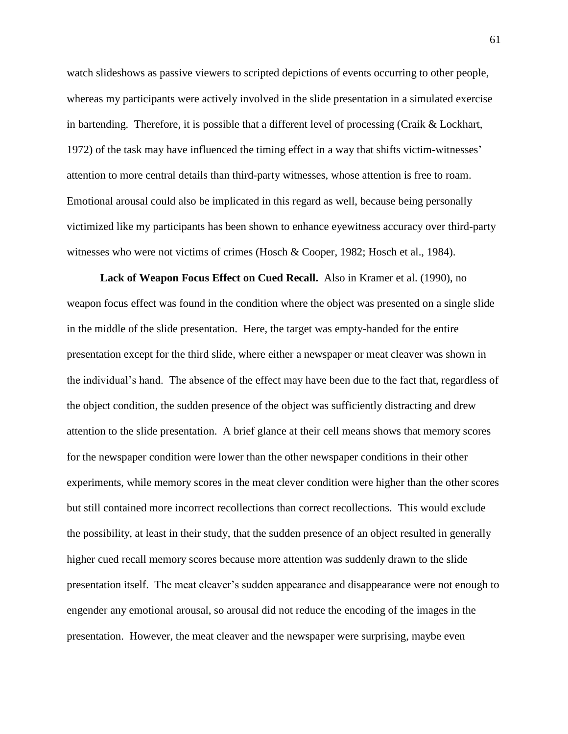watch slideshows as passive viewers to scripted depictions of events occurring to other people, whereas my participants were actively involved in the slide presentation in a simulated exercise in bartending. Therefore, it is possible that a different level of processing (Craik & Lockhart, 1972) of the task may have influenced the timing effect in a way that shifts victim-witnesses' attention to more central details than third-party witnesses, whose attention is free to roam. Emotional arousal could also be implicated in this regard as well, because being personally victimized like my participants has been shown to enhance eyewitness accuracy over third-party witnesses who were not victims of crimes (Hosch & Cooper, 1982; Hosch et al., 1984).

**Lack of Weapon Focus Effect on Cued Recall.** Also in Kramer et al. (1990), no weapon focus effect was found in the condition where the object was presented on a single slide in the middle of the slide presentation. Here, the target was empty-handed for the entire presentation except for the third slide, where either a newspaper or meat cleaver was shown in the individual's hand. The absence of the effect may have been due to the fact that, regardless of the object condition, the sudden presence of the object was sufficiently distracting and drew attention to the slide presentation. A brief glance at their cell means shows that memory scores for the newspaper condition were lower than the other newspaper conditions in their other experiments, while memory scores in the meat clever condition were higher than the other scores but still contained more incorrect recollections than correct recollections. This would exclude the possibility, at least in their study, that the sudden presence of an object resulted in generally higher cued recall memory scores because more attention was suddenly drawn to the slide presentation itself. The meat cleaver's sudden appearance and disappearance were not enough to engender any emotional arousal, so arousal did not reduce the encoding of the images in the presentation. However, the meat cleaver and the newspaper were surprising, maybe even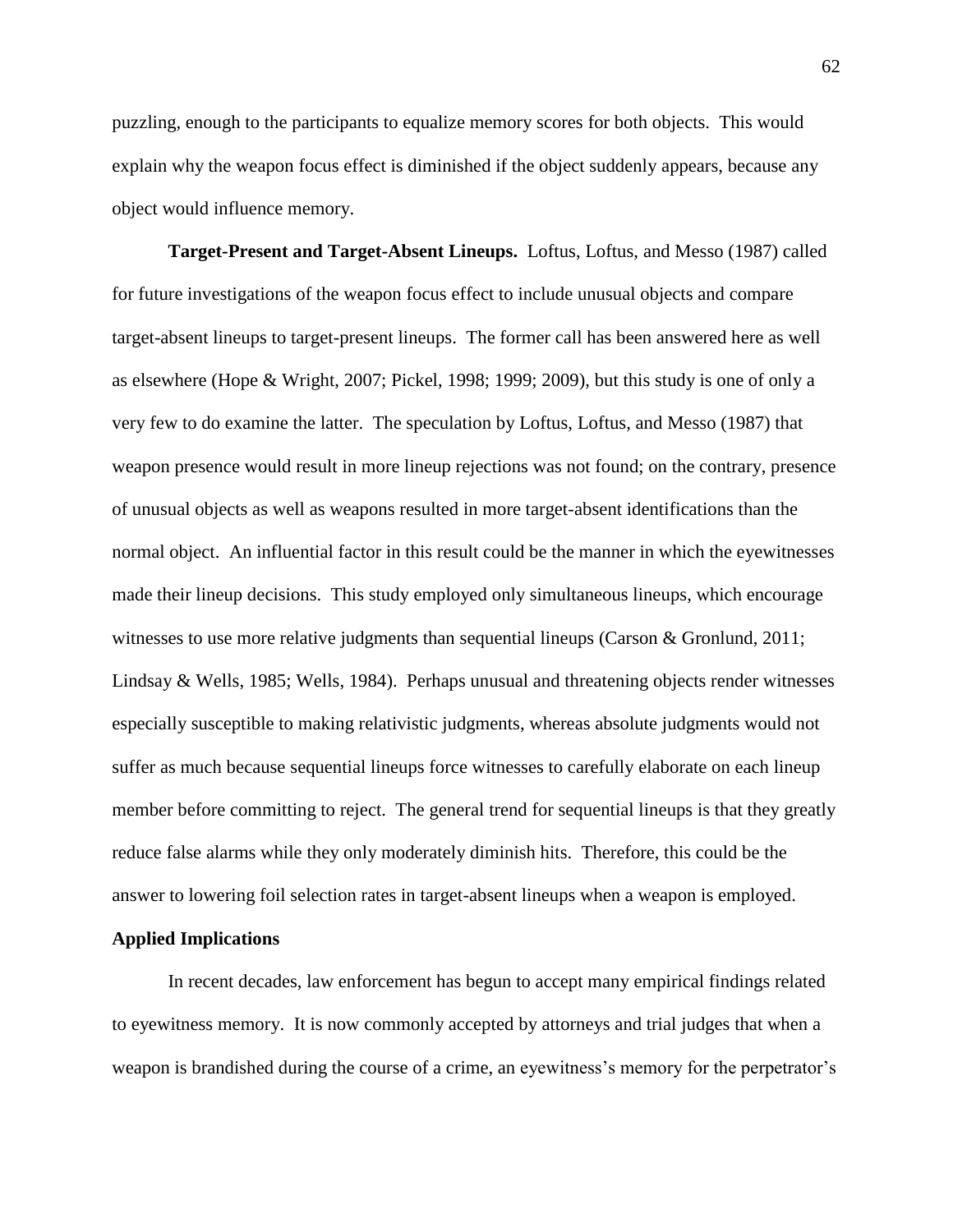puzzling, enough to the participants to equalize memory scores for both objects. This would explain why the weapon focus effect is diminished if the object suddenly appears, because any object would influence memory.

**Target-Present and Target-Absent Lineups.** Loftus, Loftus, and Messo (1987) called for future investigations of the weapon focus effect to include unusual objects and compare target-absent lineups to target-present lineups. The former call has been answered here as well as elsewhere (Hope & Wright, 2007; Pickel, 1998; 1999; 2009), but this study is one of only a very few to do examine the latter. The speculation by Loftus, Loftus, and Messo (1987) that weapon presence would result in more lineup rejections was not found; on the contrary, presence of unusual objects as well as weapons resulted in more target-absent identifications than the normal object. An influential factor in this result could be the manner in which the eyewitnesses made their lineup decisions. This study employed only simultaneous lineups, which encourage witnesses to use more relative judgments than sequential lineups (Carson & Gronlund, 2011; Lindsay & Wells, 1985; Wells, 1984). Perhaps unusual and threatening objects render witnesses especially susceptible to making relativistic judgments, whereas absolute judgments would not suffer as much because sequential lineups force witnesses to carefully elaborate on each lineup member before committing to reject. The general trend for sequential lineups is that they greatly reduce false alarms while they only moderately diminish hits. Therefore, this could be the answer to lowering foil selection rates in target-absent lineups when a weapon is employed.

## Applied Implications

In recent decades, law enforcement has begun to accept many empirical findings related to eyewitness memory. It is now commonly accepted by attorneys and trial judges that when a weapon is brandished during the course of a crime, an eyewitness's memory for the perpetrator's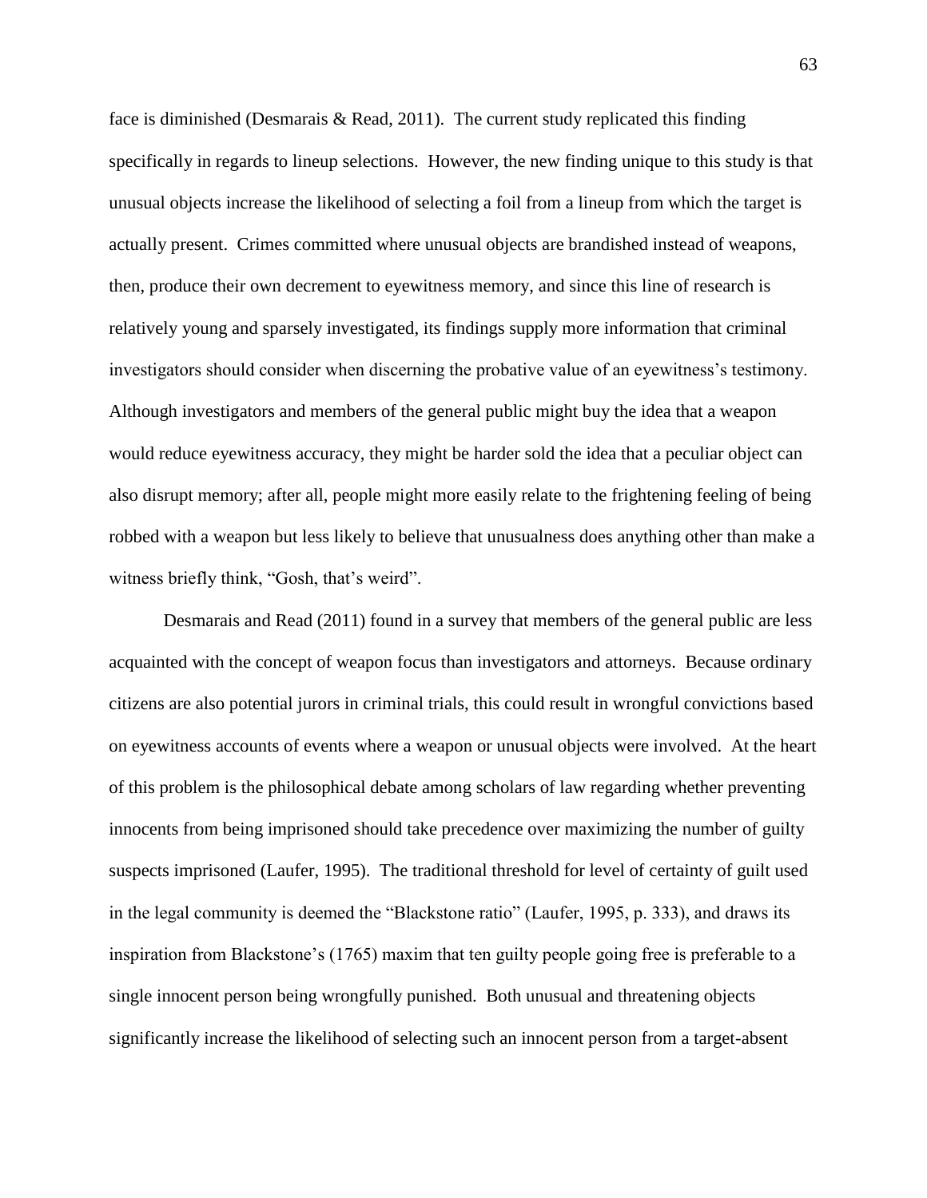face is diminished (Desmarais & Read, 2011). The current study replicated this finding specifically in regards to lineup selections. However, the new finding unique to this study is that unusual objects increase the likelihood of selecting a foil from a lineup from which the target is actually present. Crimes committed where unusual objects are brandished instead of weapons, then, produce their own decrement to eyewitness memory, and since this line of research is relatively young and sparsely investigated, its findings supply more information that criminal investigators should consider when discerning the probative value of an eyewitness's testimony. Although investigators and members of the general public might buy the idea that a weapon would reduce eyewitness accuracy, they might be harder sold the idea that a peculiar object can also disrupt memory; after all, people might more easily relate to the frightening feeling of being robbed with a weapon but less likely to believe that unusualness does anything other than make a witness briefly think, "Gosh, that's weird".

Desmarais and Read (2011) found in a survey that members of the general public are less acquainted with the concept of weapon focus than investigators and attorneys. Because ordinary citizens are also potential jurors in criminal trials, this could result in wrongful convictions based on eyewitness accounts of events where a weapon or unusual objects were involved. At the heart of this problem is the philosophical debate among scholars of law regarding whether preventing innocents from being imprisoned should take precedence over maximizing the number of guilty suspects imprisoned (Laufer, 1995). The traditional threshold for level of certainty of guilt used in the legal community is deemed the "Blackstone ratio" (Laufer, 1995, p. 333), and draws its inspiration from Blackstone's (1765) maxim that ten guilty people going free is preferable to a single innocent person being wrongfully punished. Both unusual and threatening objects significantly increase the likelihood of selecting such an innocent person from a target-absent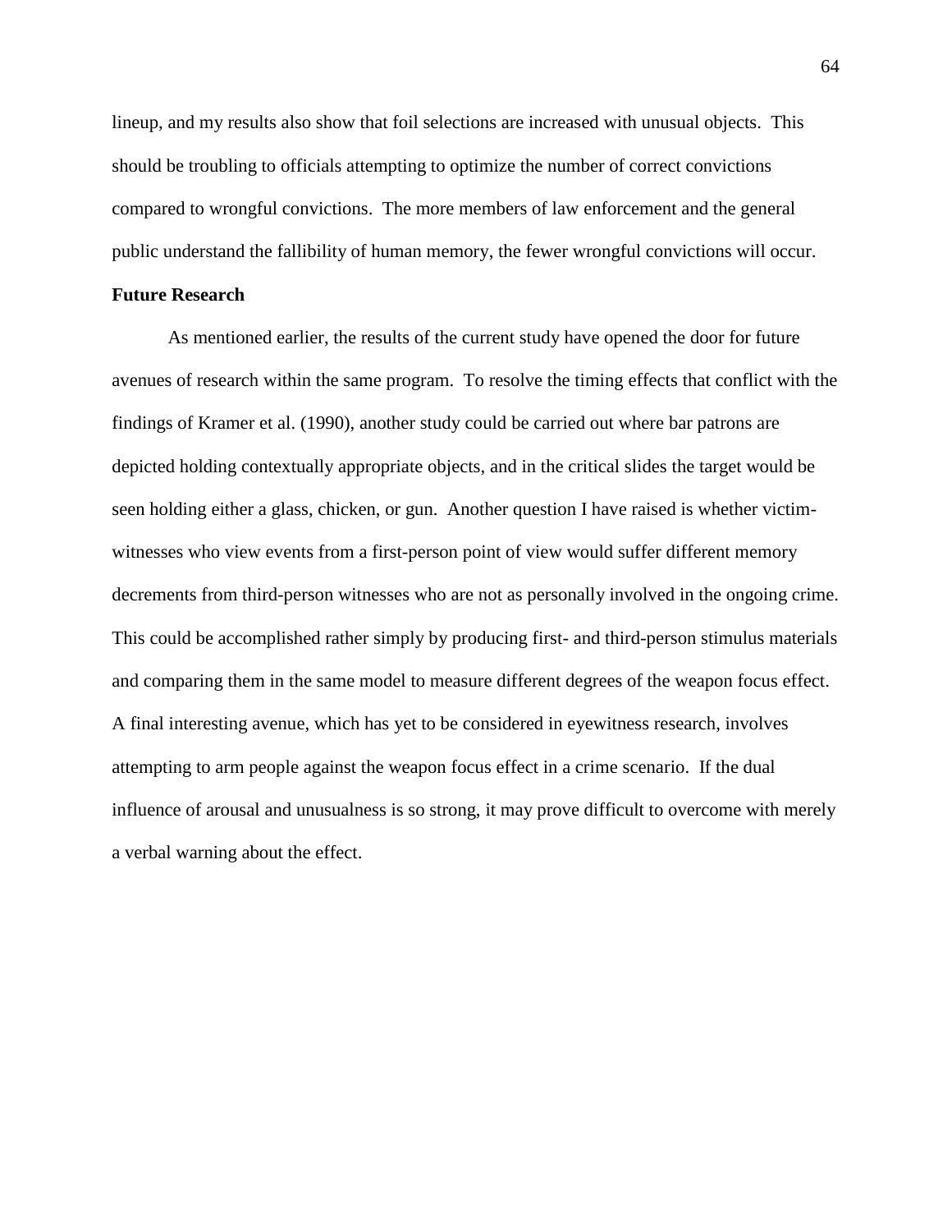lineup, and my results also show that foil selections are increased with unusual objects. This should be troubling to officials attempting to optimize the number of correct convictions compared to wrongful convictions. The more members of law enforcement and the general public understand the fallibility of human memory, the fewer wrongful convictions will occur.

**Future Research**

As mentioned earlier, the results of the current study have opened the door for future avenues of research within the same program. To resolve the timing effects that conflict with the findings of Kramer et al. (1990), another study could be carried out where bar patrons are depicted holding contextually appropriate objects, and in the critical slides the target would be seen holding either a glass, chicken, or gun. Another question I have raised is whether victim-witnesses who view events from a first-person point of view would suffer different memory decrements from third-person witnesses who are not as personally involved in the ongoing crime. This could be accomplished rather simply by producing first- and third-person stimulus materials and comparing them in the same model to measure different degrees of the weapon focus effect. A final interesting avenue, which has yet to be considered in eyewitness research, involves attempting to arm people against the weapon focus effect in a crime scenario. If the dual influence of arousal and unusualness is so strong, it may prove difficult to overcome with merely a verbal warning about the effect.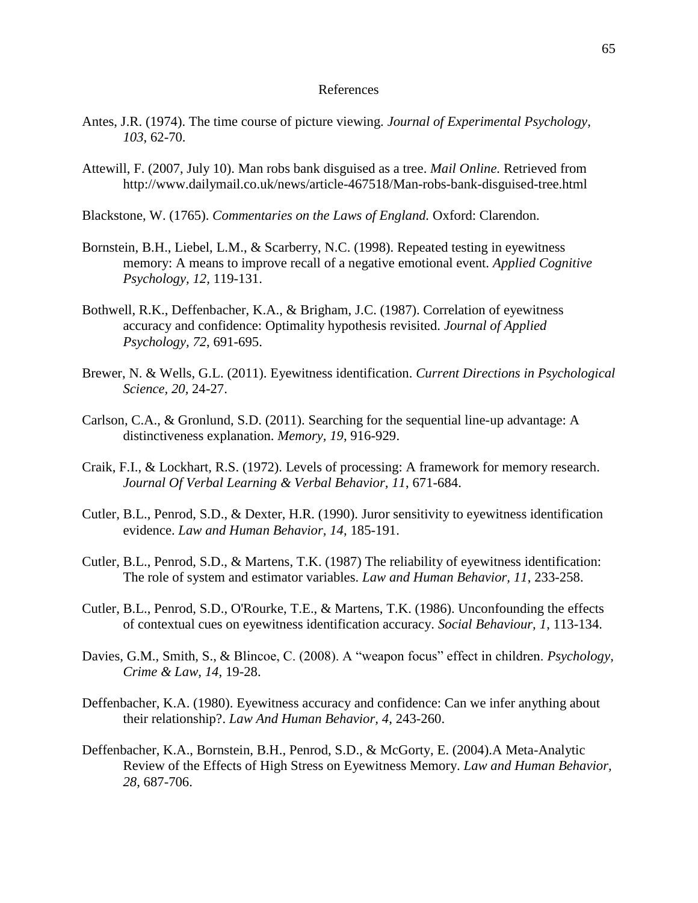# References

Antes, J.R. (1974). The time course of picture viewing. *Journal of Experimental Psychology, 103*, 62-70.

Attewill, F. (2007, July 10). Man robs bank disguised as a tree. *Mail Online.* Retrieved from http://www.dailymail.co.uk/news/article-467518/Man-robs-bank-disguised-tree.html

Blackstone, W. (1765). *Commentaries on the Laws of England.* Oxford: Clarendon.

Bornstein, B.H., Liebel, L.M., & Scarberry, N.C. (1998). Repeated testing in eyewitness memory: A means to improve recall of a negative emotional event. *Applied Cognitive Psychology, 12*, 119-131.

Bothwell, R.K., Deffenbacher, K.A., & Brigham, J.C. (1987). Correlation of eyewitness accuracy and confidence: Optimality hypothesis revisited. *Journal of Applied Psychology, 72*, 691-695.

Brewer, N. & Wells, G.L. (2011). Eyewitness identification. *Current Directions in Psychological Science, 20*, 24-27.

Carlson, C.A., & Gronlund, S.D. (2011). Searching for the sequential line-up advantage: A distinctiveness explanation. *Memory, 19*, 916-929.

Craik, F.I., & Lockhart, R.S. (1972). Levels of processing: A framework for memory research. *Journal Of Verbal Learning & Verbal Behavior, 11*, 671-684.

Cutler, B.L., Penrod, S.D., & Dexter, H.R. (1990). Juror sensitivity to eyewitness identification evidence. *Law and Human Behavior, 14*, 185-191.

Cutler, B.L., Penrod, S.D., & Martens, T.K. (1987) The reliability of eyewitness identification: The role of system and estimator variables. *Law and Human Behavior, 11*, 233-258.

Cutler, B.L., Penrod, S.D., O'Rourke, T.E., & Martens, T.K. (1986). Unconfounding the effects of contextual cues on eyewitness identification accuracy. *Social Behaviour, 1*, 113-134.

Davies, G.M., Smith, S., & Blincoe, C. (2008). A "weapon focus" effect in children. *Psychology, Crime & Law, 14*, 19-28.

Deffenbacher, K.A. (1980). Eyewitness accuracy and confidence: Can we infer anything about their relationship?. *Law And Human Behavior, 4*, 243-260.

Deffenbacher, K.A., Bornstein, B.H., Penrod, S.D., & McGorty, E. (2004).A Meta-Analytic Review of the Effects of High Stress on Eyewitness Memory. *Law and Human Behavior, 28*, 687-706.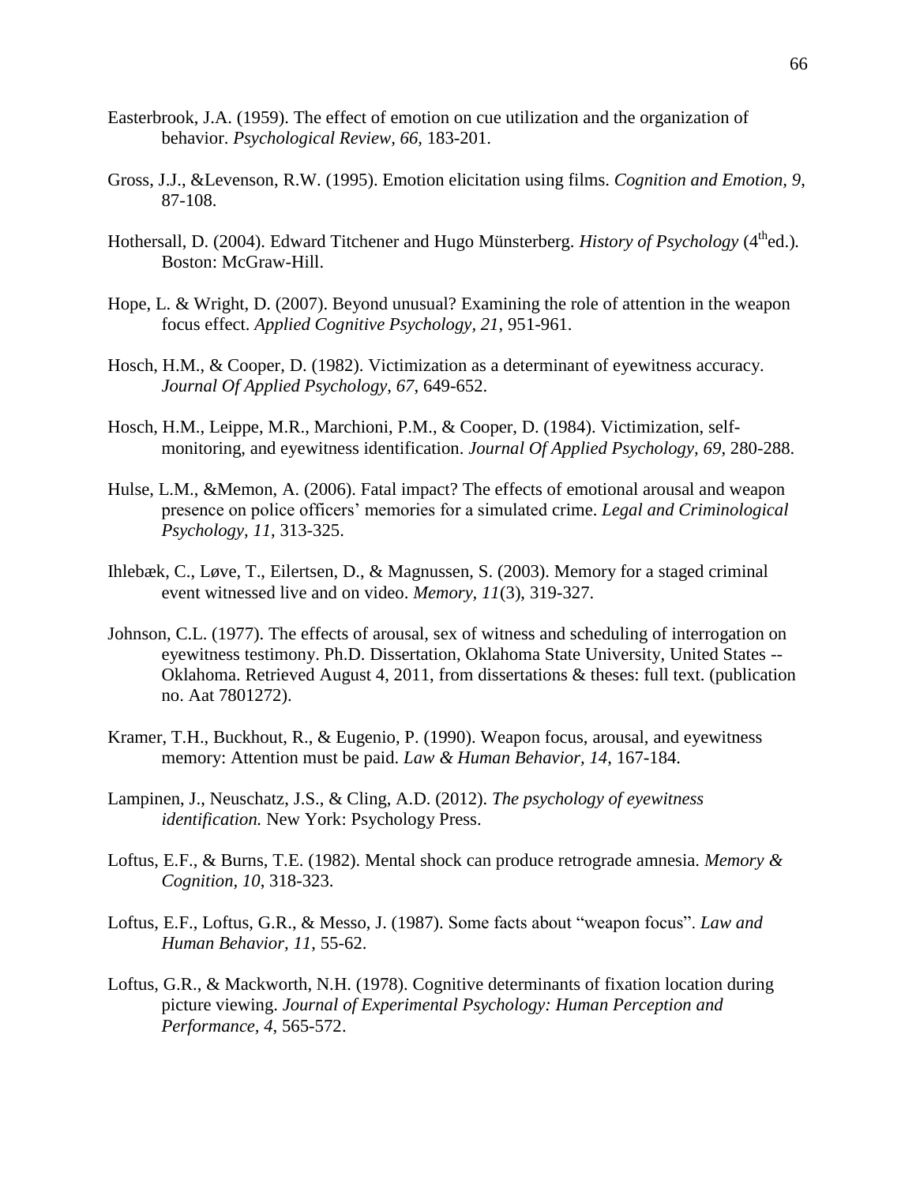Easterbrook, J.A. (1959). The effect of emotion on cue utilization and the organization of behavior. *Psychological Review, 66*, 183-201.

Gross, J.J., &Levenson, R.W. (1995). Emotion elicitation using films. *Cognition and Emotion, 9*, 87-108.

Hothersall, D. (2004). Edward Titchener and Hugo Münsterberg. *History of Psychology* (4thed.). Boston: McGraw-Hill.

Hope, L. & Wright, D. (2007). Beyond unusual? Examining the role of attention in the weapon focus effect. *Applied Cognitive Psychology, 21*, 951-961.

Hosch, H.M., & Cooper, D. (1982). Victimization as a determinant of eyewitness accuracy. *Journal Of Applied Psychology, 67*, 649-652.

Hosch, H.M., Leippe, M.R., Marchioni, P.M., & Cooper, D. (1984). Victimization, self-monitoring, and eyewitness identification. *Journal Of Applied Psychology, 69*, 280-288.

Hulse, L.M., &Memon, A. (2006). Fatal impact? The effects of emotional arousal and weapon presence on police officers' memories for a simulated crime. *Legal and Criminological Psychology, 11*, 313-325.

Ihlebæk, C., Løve, T., Eilertsen, D., & Magnussen, S. (2003). Memory for a staged criminal event witnessed live and on video. *Memory, 11*(3), 319-327.

Johnson, C.L. (1977). The effects of arousal, sex of witness and scheduling of interrogation on eyewitness testimony. Ph.D. Dissertation, Oklahoma State University, United States -- Oklahoma. Retrieved August 4, 2011, from dissertations & theses: full text. (publication no. Aat 7801272).

Kramer, T.H., Buckhout, R., & Eugenio, P. (1990). Weapon focus, arousal, and eyewitness memory: Attention must be paid. *Law & Human Behavior, 14*, 167-184.

Lampinen, J., Neuschatz, J.S., & Cling, A.D. (2012). *The psychology of eyewitness identification.* New York: Psychology Press.

Loftus, E.F., & Burns, T.E. (1982). Mental shock can produce retrograde amnesia. *Memory & Cognition, 10*, 318-323.

Loftus, E.F., Loftus, G.R., & Messo, J. (1987). Some facts about "weapon focus". *Law and Human Behavior, 11*, 55-62.

Loftus, G.R., & Mackworth, N.H. (1978). Cognitive determinants of fixation location during picture viewing. *Journal of Experimental Psychology: Human Perception and Performance, 4*, 565-572.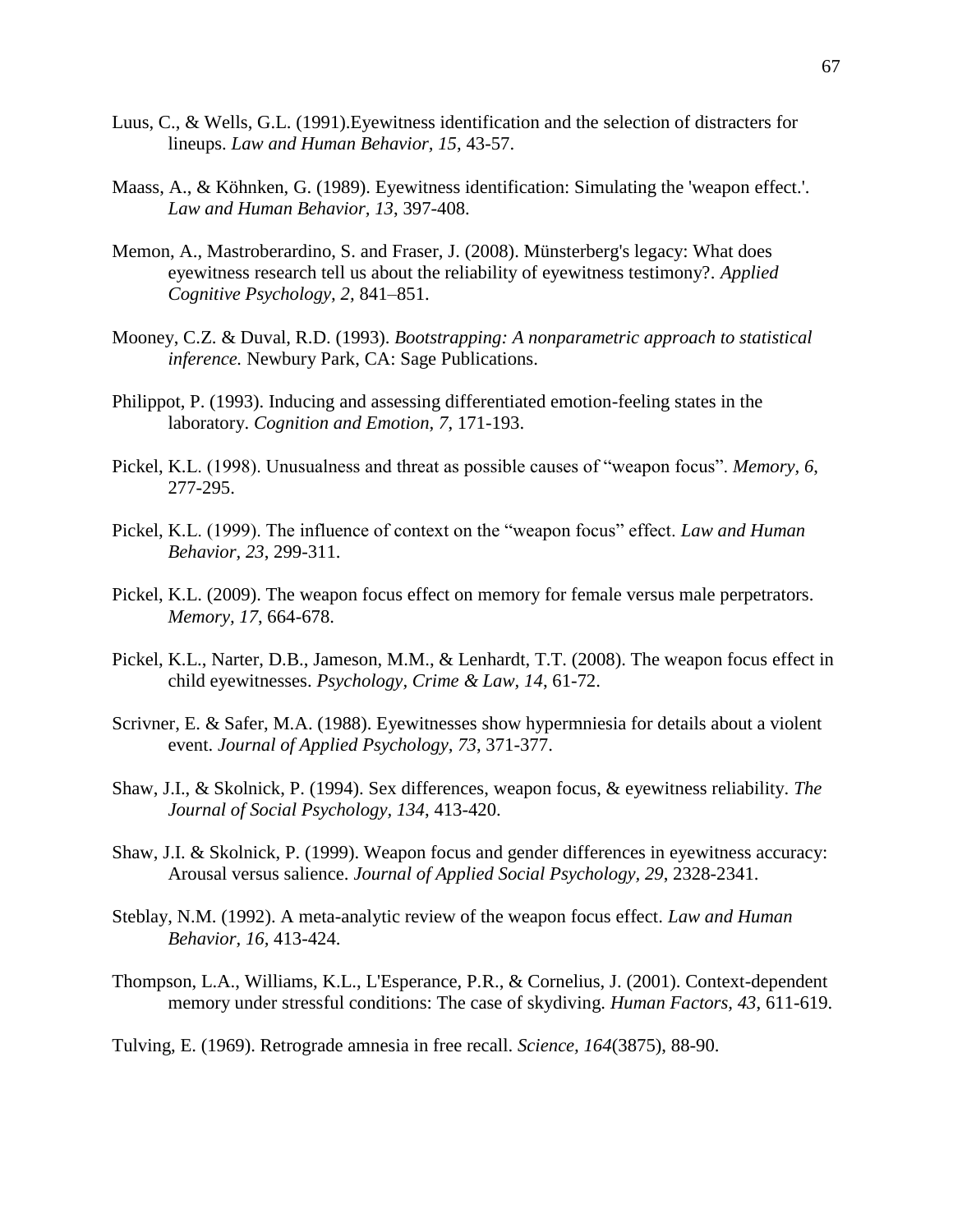Luus, C., & Wells, G.L. (1991).Eyewitness identification and the selection of distracters for lineups. *Law and Human Behavior, 15*, 43-57.

Maass, A., & Köhnken, G. (1989). Eyewitness identification: Simulating the 'weapon effect.'. *Law and Human Behavior, 13*, 397-408.

Memon, A., Mastroberardino, S. and Fraser, J. (2008). Münsterberg's legacy: What does eyewitness research tell us about the reliability of eyewitness testimony?. *Applied Cognitive Psychology, 2,* 841–851.

Mooney, C.Z. & Duval, R.D. (1993). *Bootstrapping: A nonparametric approach to statistical inference.* Newbury Park, CA: Sage Publications.

Philippot, P. (1993). Inducing and assessing differentiated emotion-feeling states in the laboratory. *Cognition and Emotion, 7*, 171-193.

Pickel, K.L. (1998). Unusualness and threat as possible causes of "weapon focus". *Memory, 6*, 277-295.

Pickel, K.L. (1999). The influence of context on the "weapon focus" effect. *Law and Human Behavior, 23*, 299-311.

Pickel, K.L. (2009). The weapon focus effect on memory for female versus male perpetrators. *Memory, 17*, 664-678.

Pickel, K.L., Narter, D.B., Jameson, M.M., & Lenhardt, T.T. (2008). The weapon focus effect in child eyewitnesses. *Psychology, Crime & Law, 14*, 61-72.

Scrivner, E. & Safer, M.A. (1988). Eyewitnesses show hypermniesia for details about a violent event. *Journal of Applied Psychology, 73*, 371-377.

Shaw, J.I., & Skolnick, P. (1994). Sex differences, weapon focus, & eyewitness reliability. *The Journal of Social Psychology, 134*, 413-420.

Shaw, J.I. & Skolnick, P. (1999). Weapon focus and gender differences in eyewitness accuracy: Arousal versus salience. *Journal of Applied Social Psychology, 29*, 2328-2341.

Steblay, N.M. (1992). A meta-analytic review of the weapon focus effect. *Law and Human Behavior, 16*, 413-424.

Thompson, L.A., Williams, K.L., L'Esperance, P.R., & Cornelius, J. (2001). Context-dependent memory under stressful conditions: The case of skydiving. *Human Factors, 43*, 611-619.

Tulving, E. (1969). Retrograde amnesia in free recall. *Science, 164*(3875), 88-90.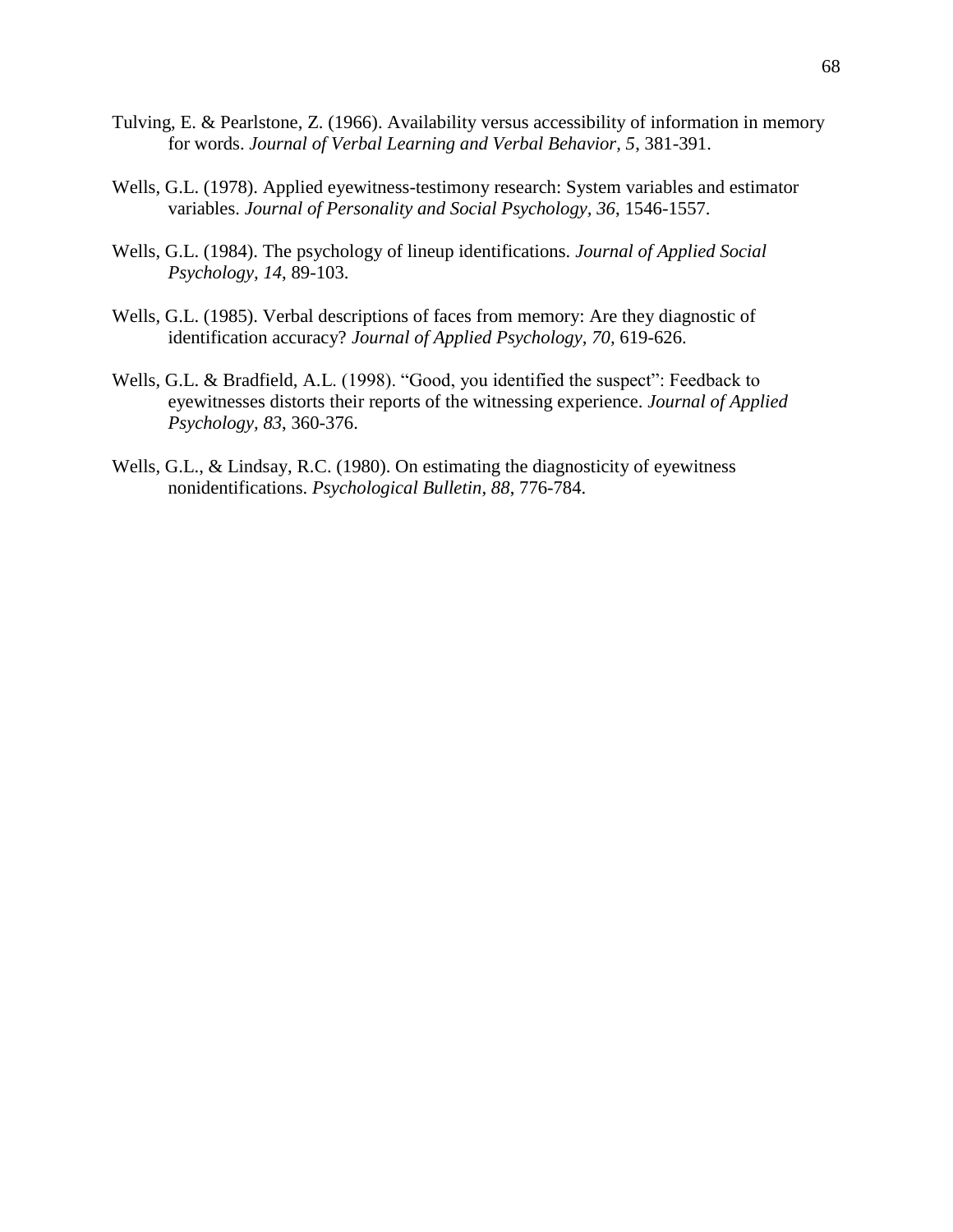Tulving, E. & Pearlstone, Z. (1966). Availability versus accessibility of information in memory for words. *Journal of Verbal Learning and Verbal Behavior, 5*, 381-391.

Wells, G.L. (1978). Applied eyewitness-testimony research: System variables and estimator variables. *Journal of Personality and Social Psychology, 36*, 1546-1557.

Wells, G.L. (1984). The psychology of lineup identifications. *Journal of Applied Social Psychology, 14*, 89-103.

Wells, G.L. (1985). Verbal descriptions of faces from memory: Are they diagnostic of identification accuracy? *Journal of Applied Psychology, 70*, 619-626.

Wells, G.L. & Bradfield, A.L. (1998). "Good, you identified the suspect": Feedback to eyewitnesses distorts their reports of the witnessing experience. *Journal of Applied Psychology, 83*, 360-376.

Wells, G.L., & Lindsay, R.C. (1980). On estimating the diagnosticity of eyewitness nonidentifications. *Psychological Bulletin, 88*, 776-784.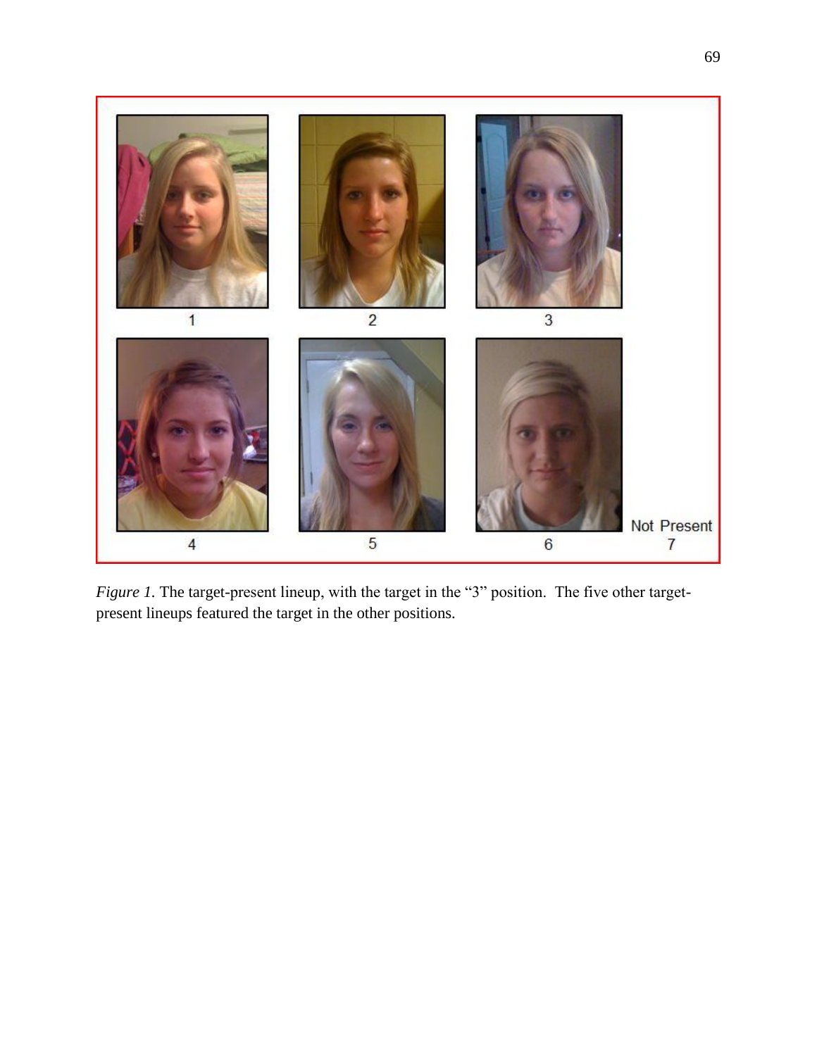*Figure 1.* The target-present lineup, with the target in the "3" position.  The five other target-present lineups featured the target in the other positions.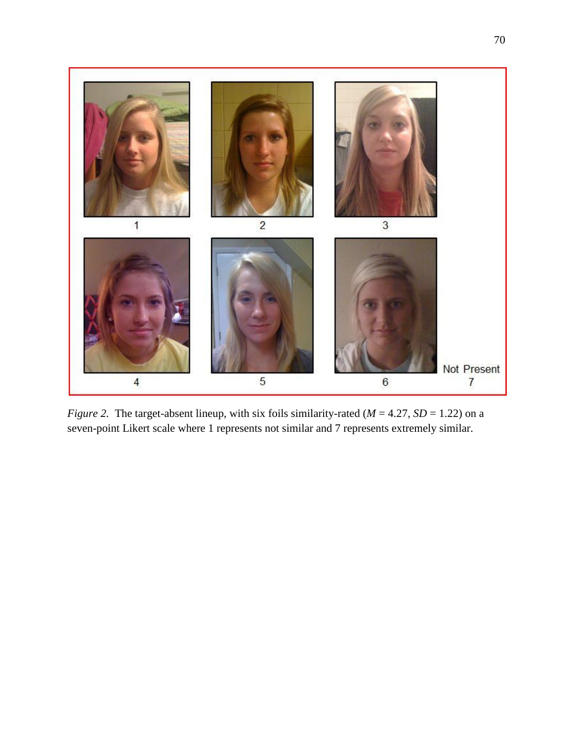1 2 3

4 5 6 Not Present 7

*Figure 2*. The target-absent lineup, with six foils similarity-rated ($M$ = 4.27, $SD$ = 1.22) on a seven-point Likert scale where 1 represents not similar and 7 represents extremely similar.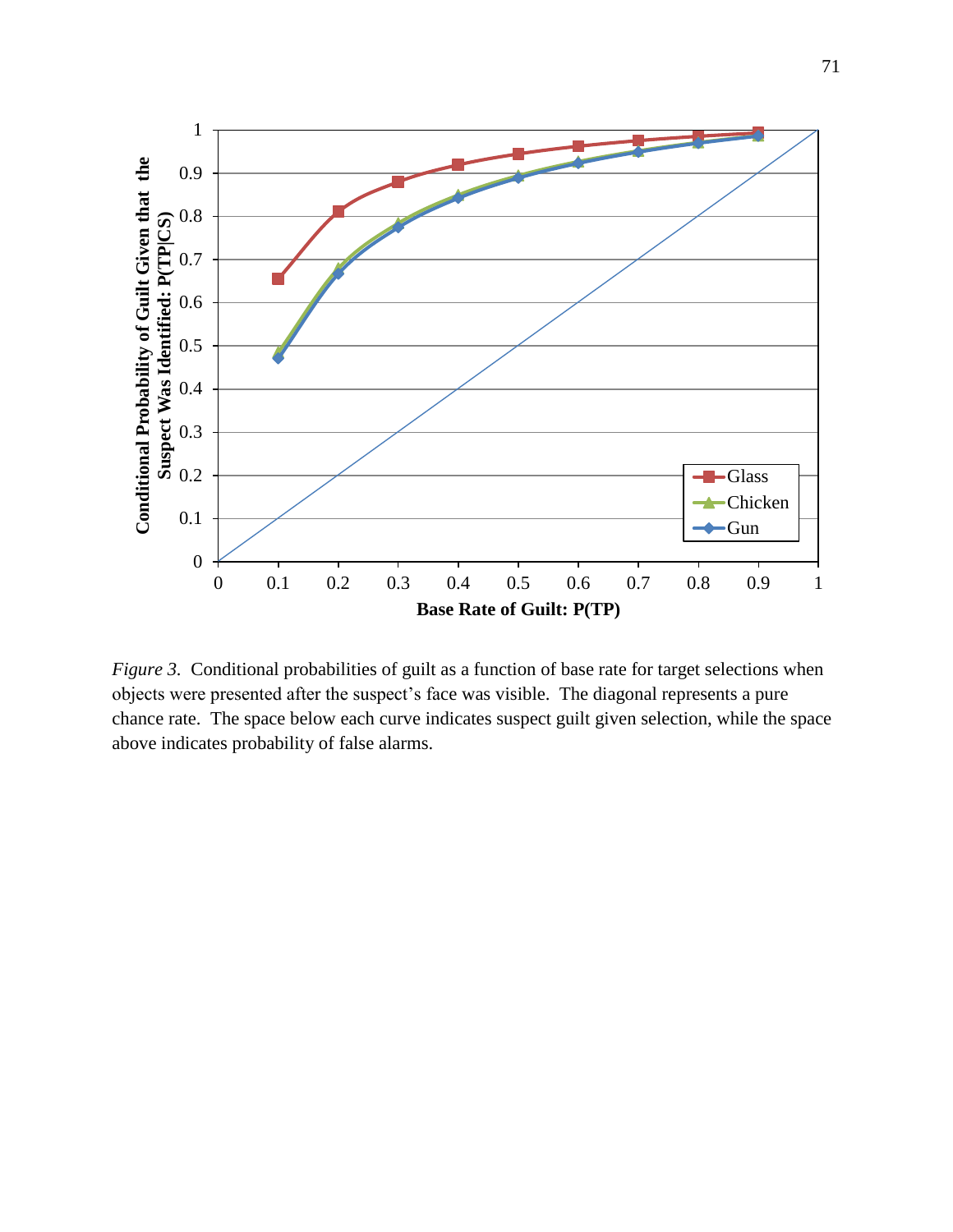*Figure 3.* Conditional probabilities of guilt as a function of base rate for target selections when objects were presented after the suspect's face was visible. The diagonal represents a pure chance rate. The space below each curve indicates suspect guilt given selection, while the space above indicates probability of false alarms.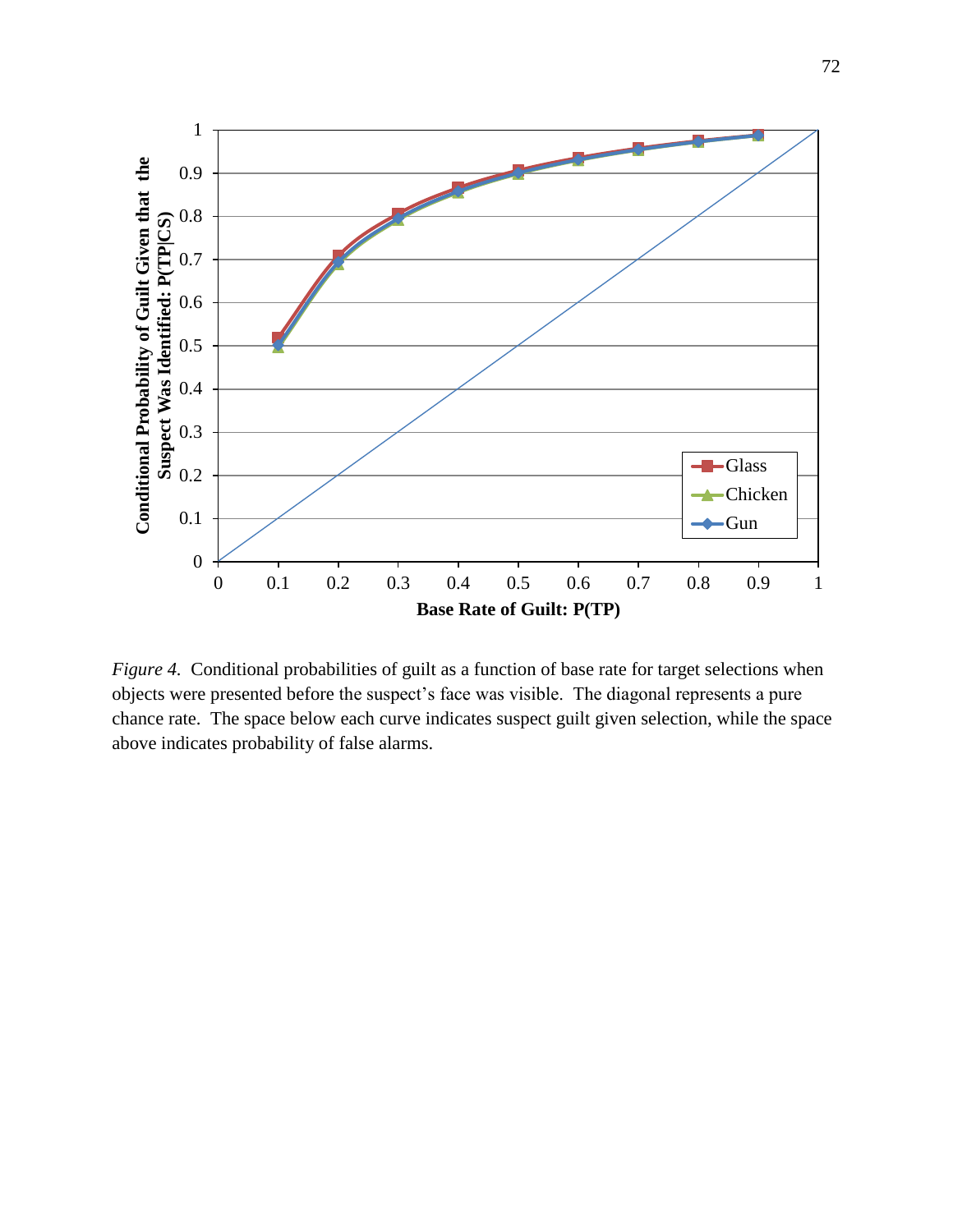*Figure 4.* Conditional probabilities of guilt as a function of base rate for target selections when objects were presented before the suspect's face was visible. The diagonal represents a pure chance rate. The space below each curve indicates suspect guilt given selection, while the space above indicates probability of false alarms.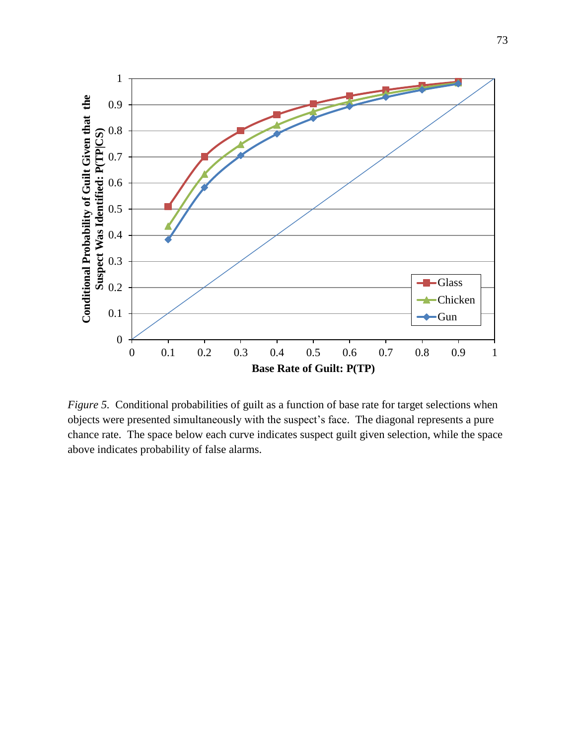*Figure 5.* Conditional probabilities of guilt as a function of base rate for target selections when objects were presented simultaneously with the suspect's face. The diagonal represents a pure chance rate. The space below each curve indicates suspect guilt given selection, while the space above indicates probability of false alarms.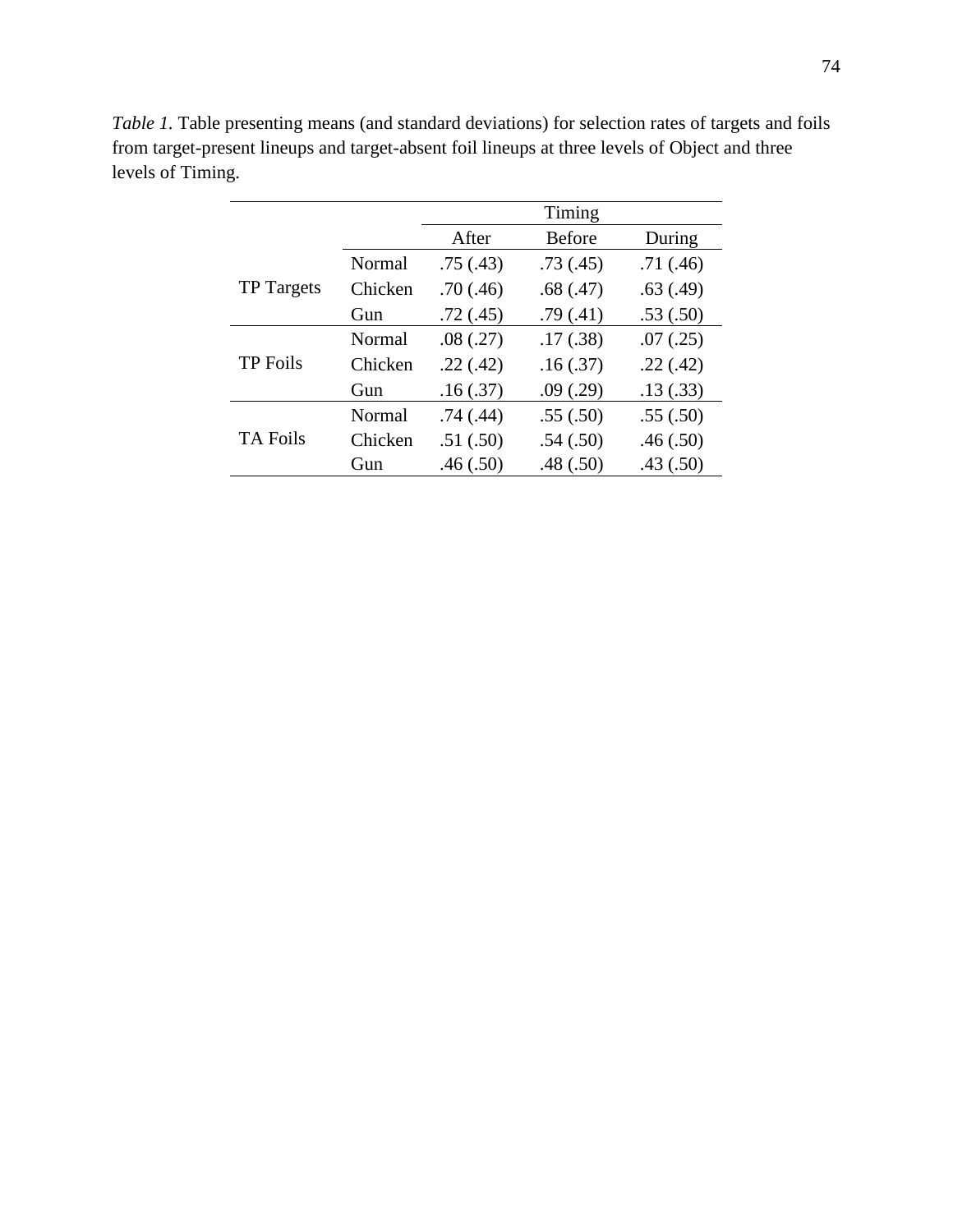*Table 1.* Table presenting means (and standard deviations) for selection rates of targets and foils from target-present lineups and target-absent foil lineups at three levels of Object and three levels of Timing.

| | | Timing | | |
|---|---|---|---|---|
| | | After | Before | During |
| TP Targets | Normal | .75 (.43) | .73 (.45) | .71 (.46) |
| | Chicken | .70 (.46) | .68 (.47) | .63 (.49) |
| | Gun | .72 (.45) | .79 (.41) | .53 (.50) |
| TP Foils | Normal | .08 (.27) | .17 (.38) | .07 (.25) |
| | Chicken | .22 (.42) | .16 (.37) | .22 (.42) |
| | Gun | .16 (.37) | .09 (.29) | .13 (.33) |
| TA Foils | Normal | .74 (.44) | .55 (.50) | .55 (.50) |
| | Chicken | .51 (.50) | .54 (.50) | .46 (.50) |
| | Gun | .46 (.50) | .48 (.50) | .43 (.50) |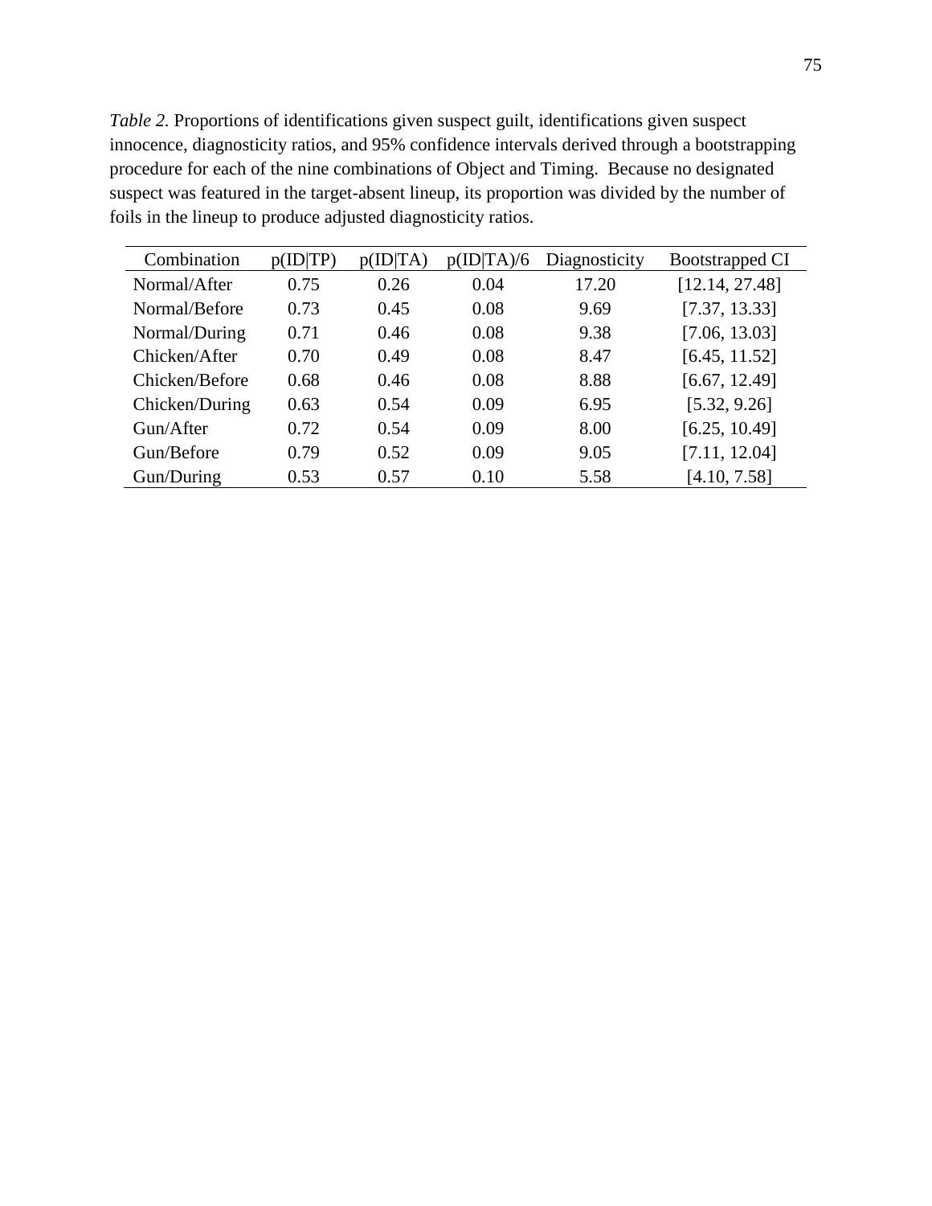*Table 2.* Proportions of identifications given suspect guilt, identifications given suspect innocence, diagnosticity ratios, and 95% confidence intervals derived through a bootstrapping procedure for each of the nine combinations of Object and Timing. Because no designated suspect was featured in the target-absent lineup, its proportion was divided by the number of foils in the lineup to produce adjusted diagnosticity ratios.

| Combination | p(ID\|TP) | p(ID\|TA) | p(ID\|TA)/6 | Diagnosticity | Bootstrapped CI |
|---|---|---|---|---|---|
| Normal/After | 0.75 | 0.26 | 0.04 | 17.20 | [12.14, 27.48] |
| Normal/Before | 0.73 | 0.45 | 0.08 | 9.69 | [7.37, 13.33] |
| Normal/During | 0.71 | 0.46 | 0.08 | 9.38 | [7.06, 13.03] |
| Chicken/After | 0.70 | 0.49 | 0.08 | 8.47 | [6.45, 11.52] |
| Chicken/Before | 0.68 | 0.46 | 0.08 | 8.88 | [6.67, 12.49] |
| Chicken/During | 0.63 | 0.54 | 0.09 | 6.95 | [5.32, 9.26] |
| Gun/After | 0.72 | 0.54 | 0.09 | 8.00 | [6.25, 10.49] |
| Gun/Before | 0.79 | 0.52 | 0.09 | 9.05 | [7.11, 12.04] |
| Gun/During | 0.53 | 0.57 | 0.10 | 5.58 | [4.10, 7.58] |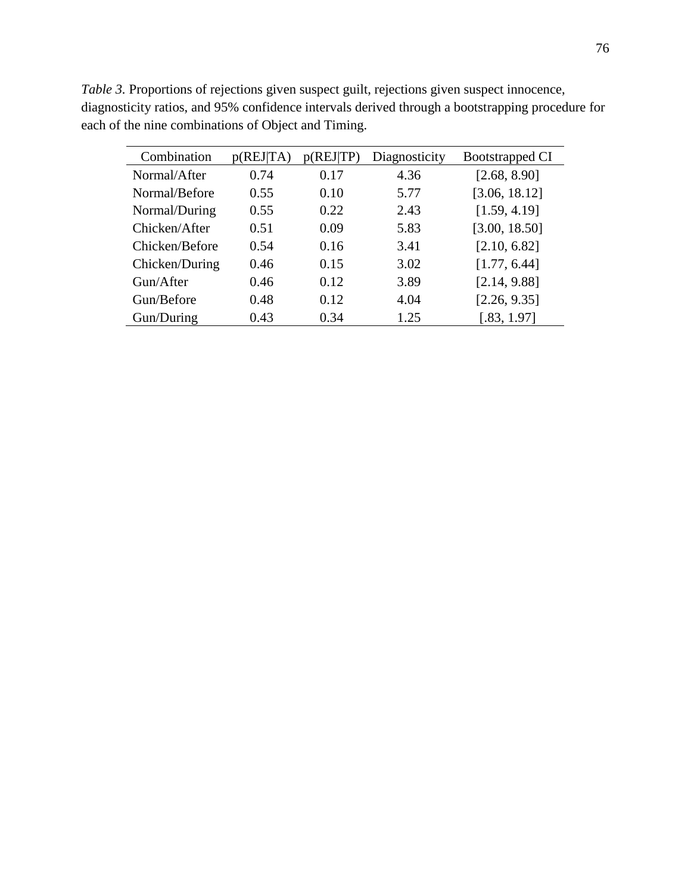*Table 3.* Proportions of rejections given suspect guilt, rejections given suspect innocence, diagnosticity ratios, and 95% confidence intervals derived through a bootstrapping procedure for each of the nine combinations of Object and Timing.

| Combination | p(REJ\|TA) | p(REJ\|TP) | Diagnosticity | Bootstrapped CI |
|---|---|---|---|---|
| Normal/After | 0.74 | 0.17 | 4.36 | [2.68, 8.90] |
| Normal/Before | 0.55 | 0.10 | 5.77 | [3.06, 18.12] |
| Normal/During | 0.55 | 0.22 | 2.43 | [1.59, 4.19] |
| Chicken/After | 0.51 | 0.09 | 5.83 | [3.00, 18.50] |
| Chicken/Before | 0.54 | 0.16 | 3.41 | [2.10, 6.82] |
| Chicken/During | 0.46 | 0.15 | 3.02 | [1.77, 6.44] |
| Gun/After | 0.46 | 0.12 | 3.89 | [2.14, 9.88] |
| Gun/Before | 0.48 | 0.12 | 4.04 | [2.26, 9.35] |
| Gun/During | 0.43 | 0.34 | 1.25 | [.83, 1.97] |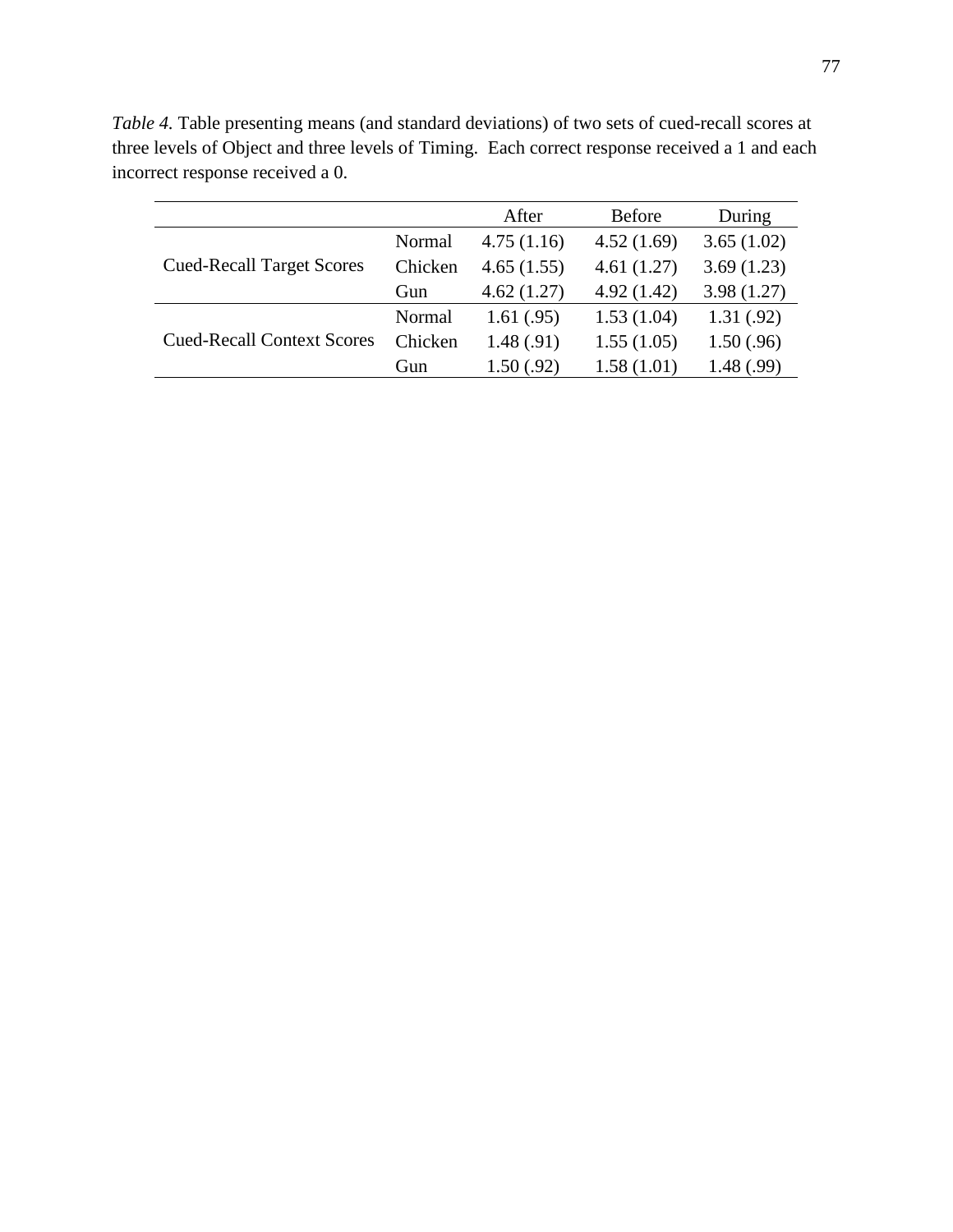*Table 4.* Table presenting means (and standard deviations) of two sets of cued-recall scores at three levels of Object and three levels of Timing. Each correct response received a 1 and each incorrect response received a 0.

| | | After | Before | During |
|---|---|---|---|---|
| Cued-Recall Target Scores | Normal | 4.75 (1.16) | 4.52 (1.69) | 3.65 (1.02) |
| | Chicken | 4.65 (1.55) | 4.61 (1.27) | 3.69 (1.23) |
| | Gun | 4.62 (1.27) | 4.92 (1.42) | 3.98 (1.27) |
| Cued-Recall Context Scores | Normal | 1.61 (.95) | 1.53 (1.04) | 1.31 (.92) |
| | Chicken | 1.48 (.91) | 1.55 (1.05) | 1.50 (.96) |
| | Gun | 1.50 (.92) | 1.58 (1.01) | 1.48 (.99) |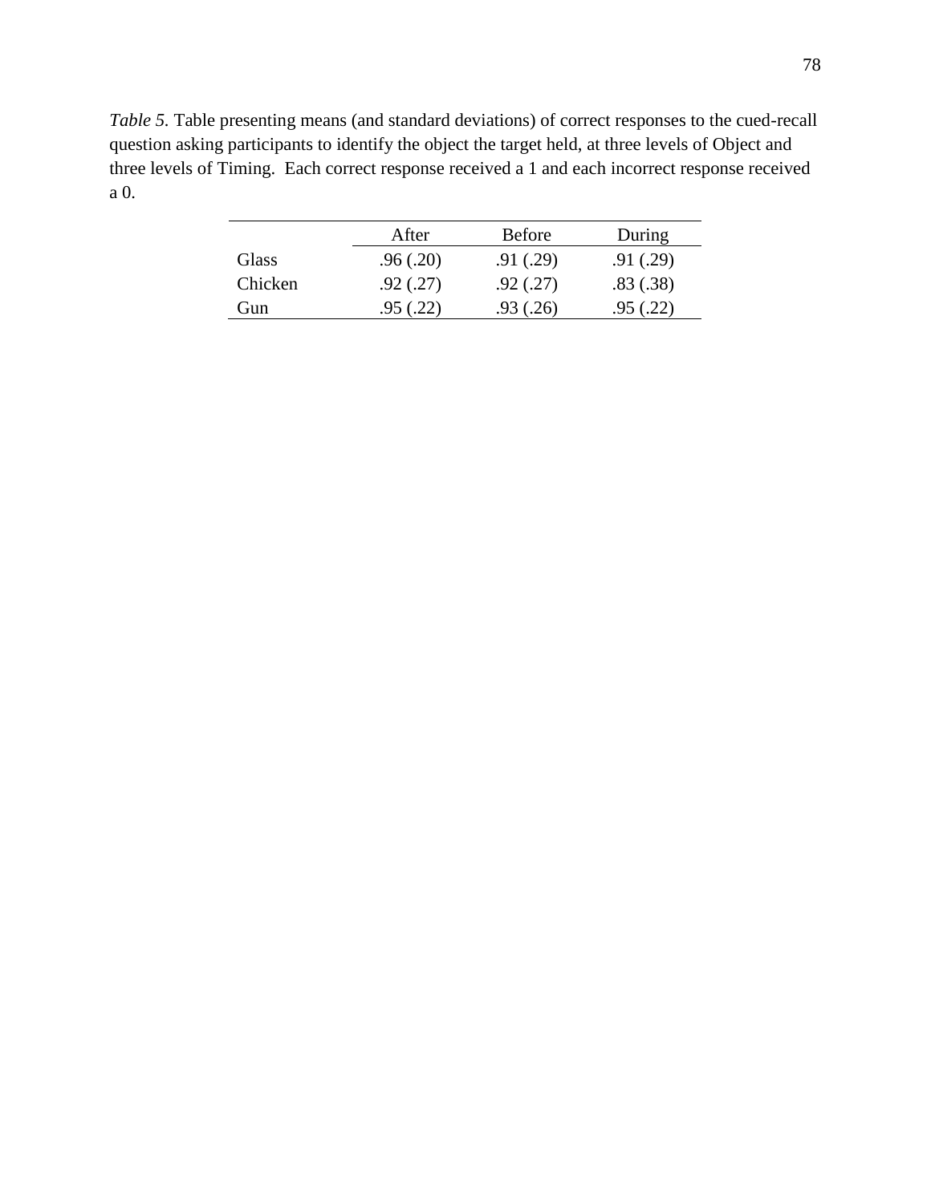*Table 5.* Table presenting means (and standard deviations) of correct responses to the cued-recall question asking participants to identify the object the target held, at three levels of Object and three levels of Timing. Each correct response received a 1 and each incorrect response received a 0.

| | After | Before | During |
|---|---|---|---|
| Glass | .96 (.20) | .91 (.29) | .91 (.29) |
| Chicken | .92 (.27) | .92 (.27) | .83 (.38) |
| Gun | .95 (.22) | .93 (.26) | .95 (.22) |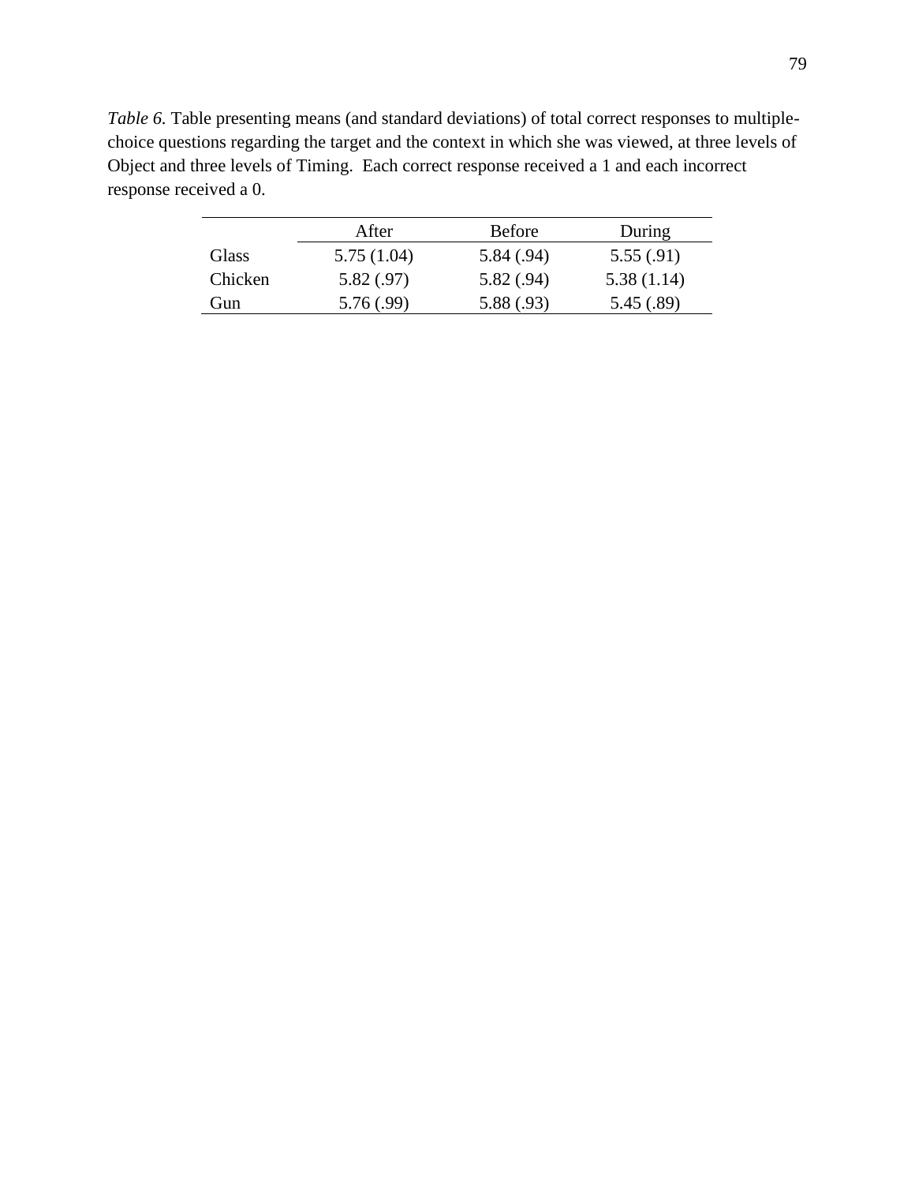*Table 6.* Table presenting means (and standard deviations) of total correct responses to multiple-choice questions regarding the target and the context in which she was viewed, at three levels of Object and three levels of Timing. Each correct response received a 1 and each incorrect response received a 0.

| | After | Before | During |
|---|---|---|---|
| Glass | 5.75 (1.04) | 5.84 (.94) | 5.55 (.91) |
| Chicken | 5.82 (.97) | 5.82 (.94) | 5.38 (1.14) |
| Gun | 5.76 (.99) | 5.88 (.93) | 5.45 (.89) |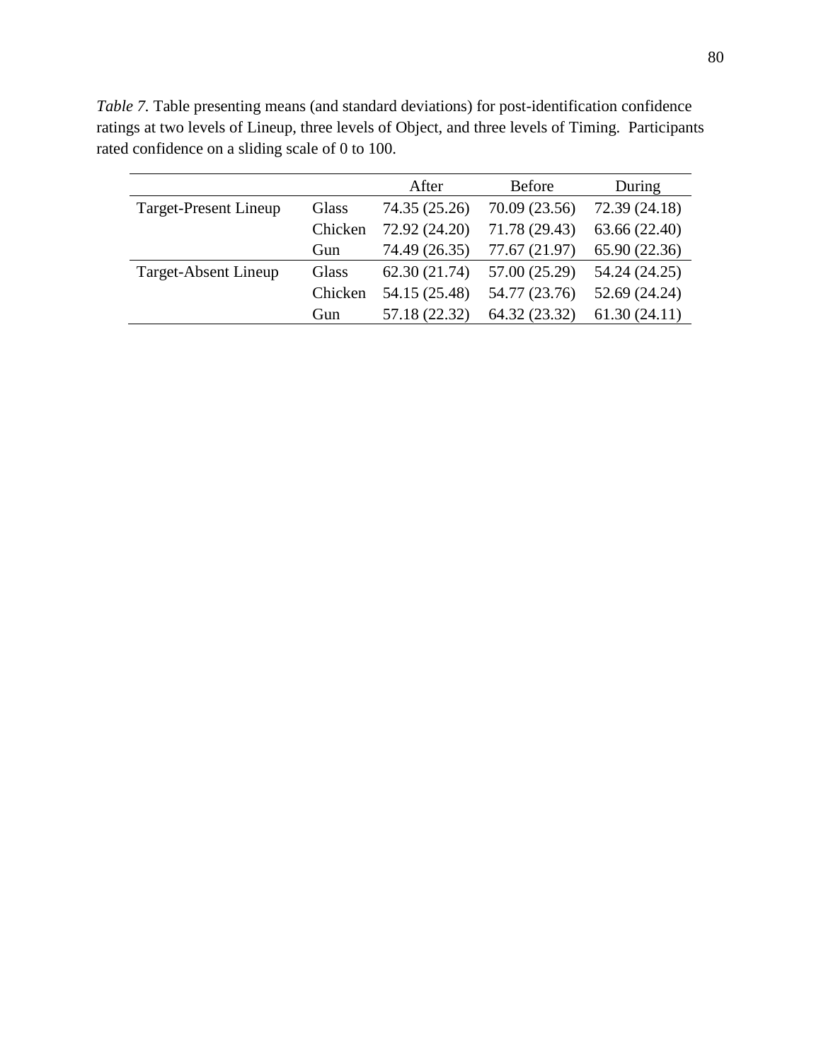*Table 7.* Table presenting means (and standard deviations) for post-identification confidence ratings at two levels of Lineup, three levels of Object, and three levels of Timing. Participants rated confidence on a sliding scale of 0 to 100.

| | | After | Before | During |
|---|---|---|---|---|
| Target-Present Lineup | Glass | 74.35 (25.26) | 70.09 (23.56) | 72.39 (24.18) |
| | Chicken | 72.92 (24.20) | 71.78 (29.43) | 63.66 (22.40) |
| | Gun | 74.49 (26.35) | 77.67 (21.97) | 65.90 (22.36) |
| Target-Absent Lineup | Glass | 62.30 (21.74) | 57.00 (25.29) | 54.24 (24.25) |
| | Chicken | 54.15 (25.48) | 54.77 (23.76) | 52.69 (24.24) |
| | Gun | 57.18 (22.32) | 64.32 (23.32) | 61.30 (24.11) |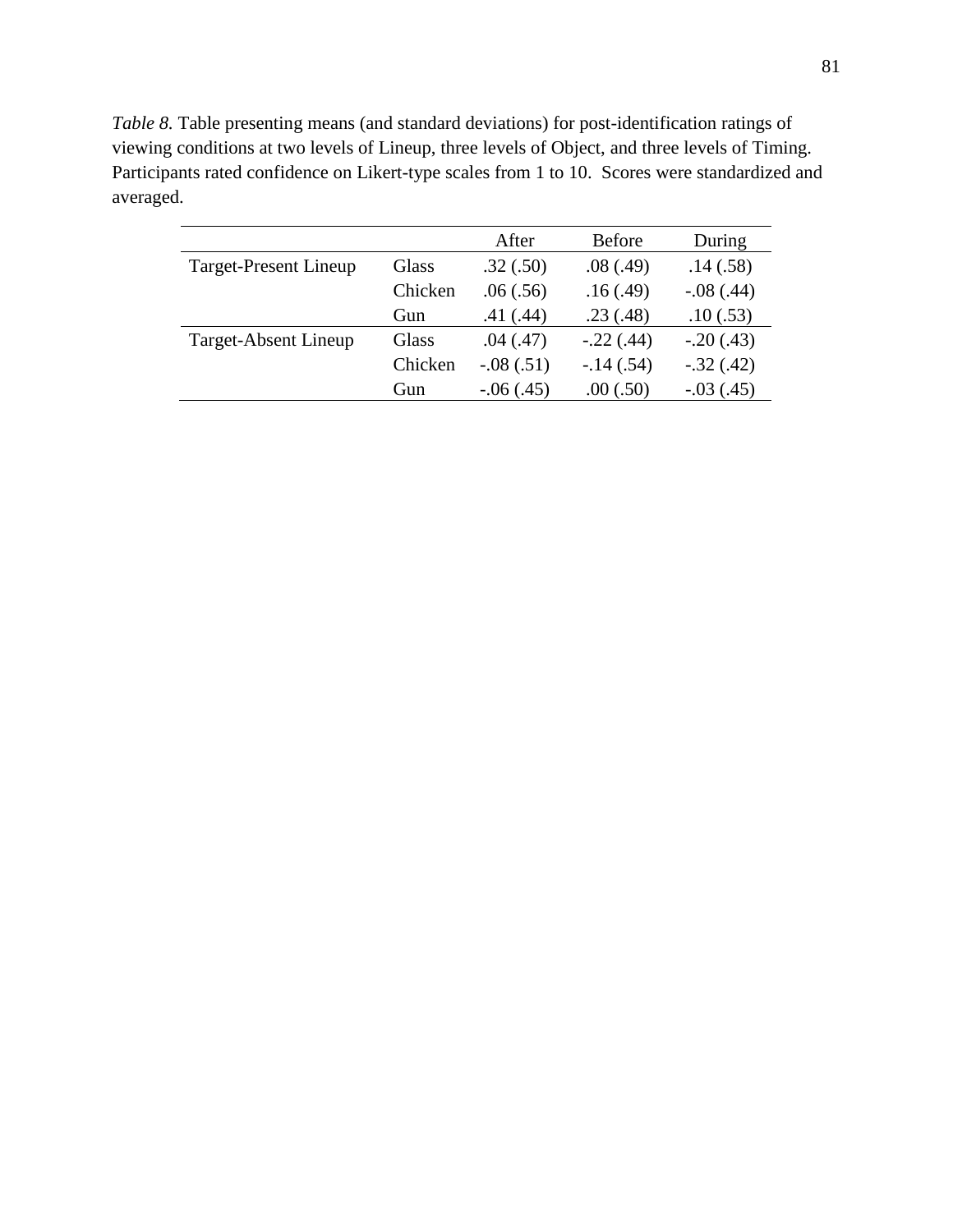*Table 8.* Table presenting means (and standard deviations) for post-identification ratings of viewing conditions at two levels of Lineup, three levels of Object, and three levels of Timing. Participants rated confidence on Likert-type scales from 1 to 10. Scores were standardized and averaged.

| | | After | Before | During |
|---|---|---|---|---|
| Target-Present Lineup | Glass | .32 (.50) | .08 (.49) | .14 (.58) |
| | Chicken | .06 (.56) | .16 (.49) | -.08 (.44) |
| | Gun | .41 (.44) | .23 (.48) | .10 (.53) |
| Target-Absent Lineup | Glass | .04 (.47) | -.22 (.44) | -.20 (.43) |
| | Chicken | -.08 (.51) | -.14 (.54) | -.32 (.42) |
| | Gun | -.06 (.45) | .00 (.50) | -.03 (.45) |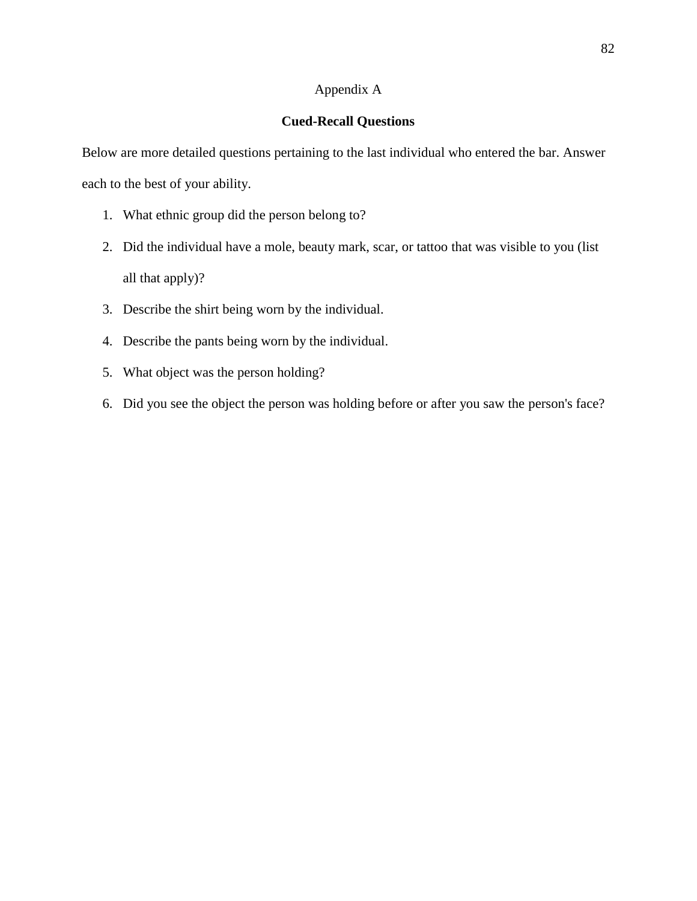# Appendix A

## Cued-Recall Questions

Below are more detailed questions pertaining to the last individual who entered the bar. Answer each to the best of your ability.

1. What ethnic group did the person belong to?
2. Did the individual have a mole, beauty mark, scar, or tattoo that was visible to you (list all that apply)?
3. Describe the shirt being worn by the individual.
4. Describe the pants being worn by the individual.
5. What object was the person holding?
6. Did you see the object the person was holding before or after you saw the person's face?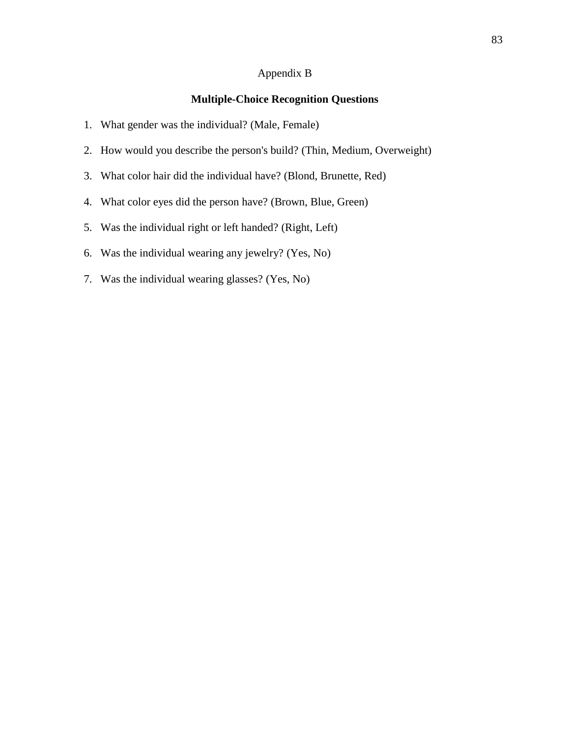Appendix B

## Multiple-Choice Recognition Questions

1. What gender was the individual? (Male, Female)
2. How would you describe the person's build? (Thin, Medium, Overweight)
3. What color hair did the individual have? (Blond, Brunette, Red)
4. What color eyes did the person have? (Brown, Blue, Green)
5. Was the individual right or left handed? (Right, Left)
6. Was the individual wearing any jewelry? (Yes, No)
7. Was the individual wearing glasses? (Yes, No)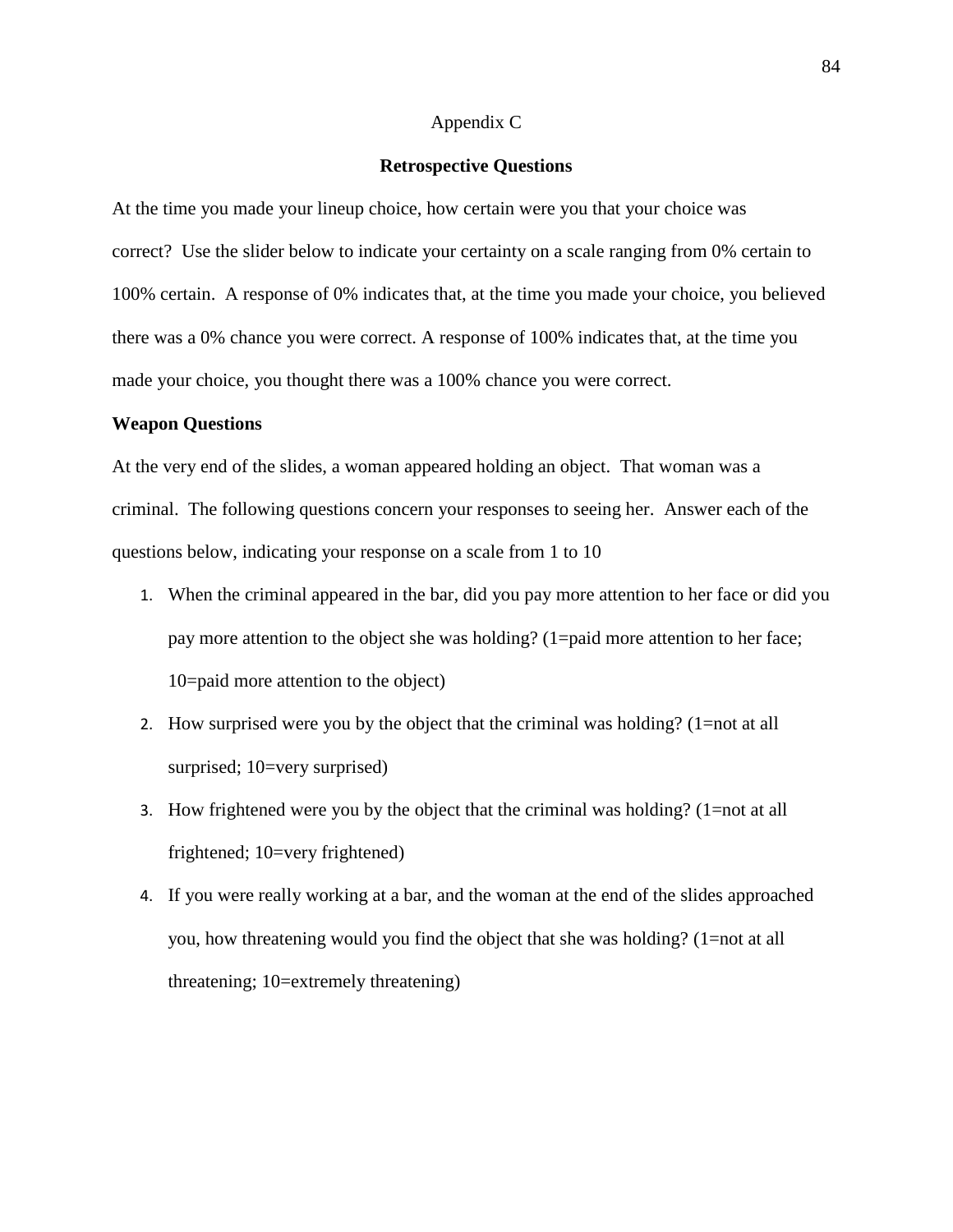# Appendix C

## Retrospective Questions

At the time you made your lineup choice, how certain were you that your choice was correct? Use the slider below to indicate your certainty on a scale ranging from 0% certain to 100% certain. A response of 0% indicates that, at the time you made your choice, you believed there was a 0% chance you were correct. A response of 100% indicates that, at the time you made your choice, you thought there was a 100% chance you were correct.

**Weapon Questions**

At the very end of the slides, a woman appeared holding an object. That woman was a criminal. The following questions concern your responses to seeing her. Answer each of the questions below, indicating your response on a scale from 1 to 10

1. When the criminal appeared in the bar, did you pay more attention to her face or did you pay more attention to the object she was holding? (1=paid more attention to her face; 10=paid more attention to the object)
2. How surprised were you by the object that the criminal was holding? (1=not at all surprised; 10=very surprised)
3. How frightened were you by the object that the criminal was holding? (1=not at all frightened; 10=very frightened)
4. If you were really working at a bar, and the woman at the end of the slides approached you, how threatening would you find the object that she was holding? (1=not at all threatening; 10=extremely threatening)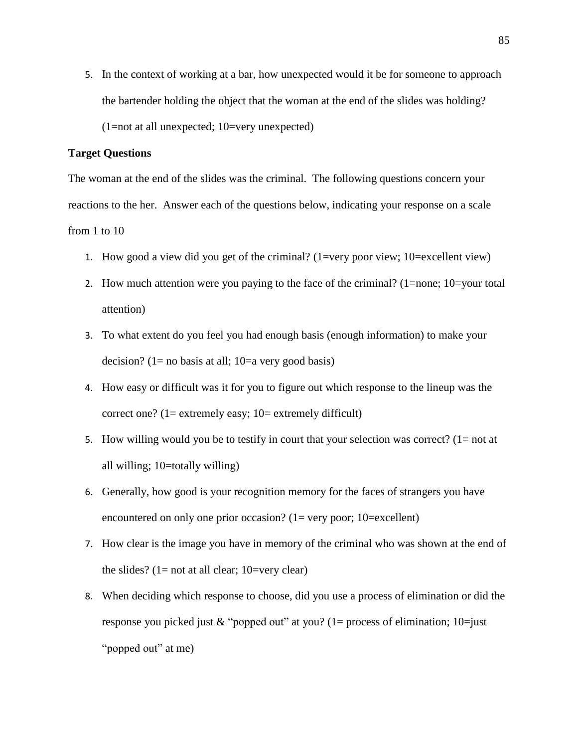5. In the context of working at a bar, how unexpected would it be for someone to approach the bartender holding the object that the woman at the end of the slides was holding? (1=not at all unexpected; 10=very unexpected)

**Target Questions**

The woman at the end of the slides was the criminal. The following questions concern your reactions to the her. Answer each of the questions below, indicating your response on a scale from 1 to 10

1. How good a view did you get of the criminal? (1=very poor view; 10=excellent view)
2. How much attention were you paying to the face of the criminal? (1=none; 10=your total attention)
3. To what extent do you feel you had enough basis (enough information) to make your decision? (1= no basis at all; 10=a very good basis)
4. How easy or difficult was it for you to figure out which response to the lineup was the correct one? (1= extremely easy; 10= extremely difficult)
5. How willing would you be to testify in court that your selection was correct? (1= not at all willing; 10=totally willing)
6. Generally, how good is your recognition memory for the faces of strangers you have encountered on only one prior occasion? (1= very poor; 10=excellent)
7. How clear is the image you have in memory of the criminal who was shown at the end of the slides? (1= not at all clear; 10=very clear)
8. When deciding which response to choose, did you use a process of elimination or did the response you picked just & "popped out" at you? (1= process of elimination; 10=just "popped out" at me)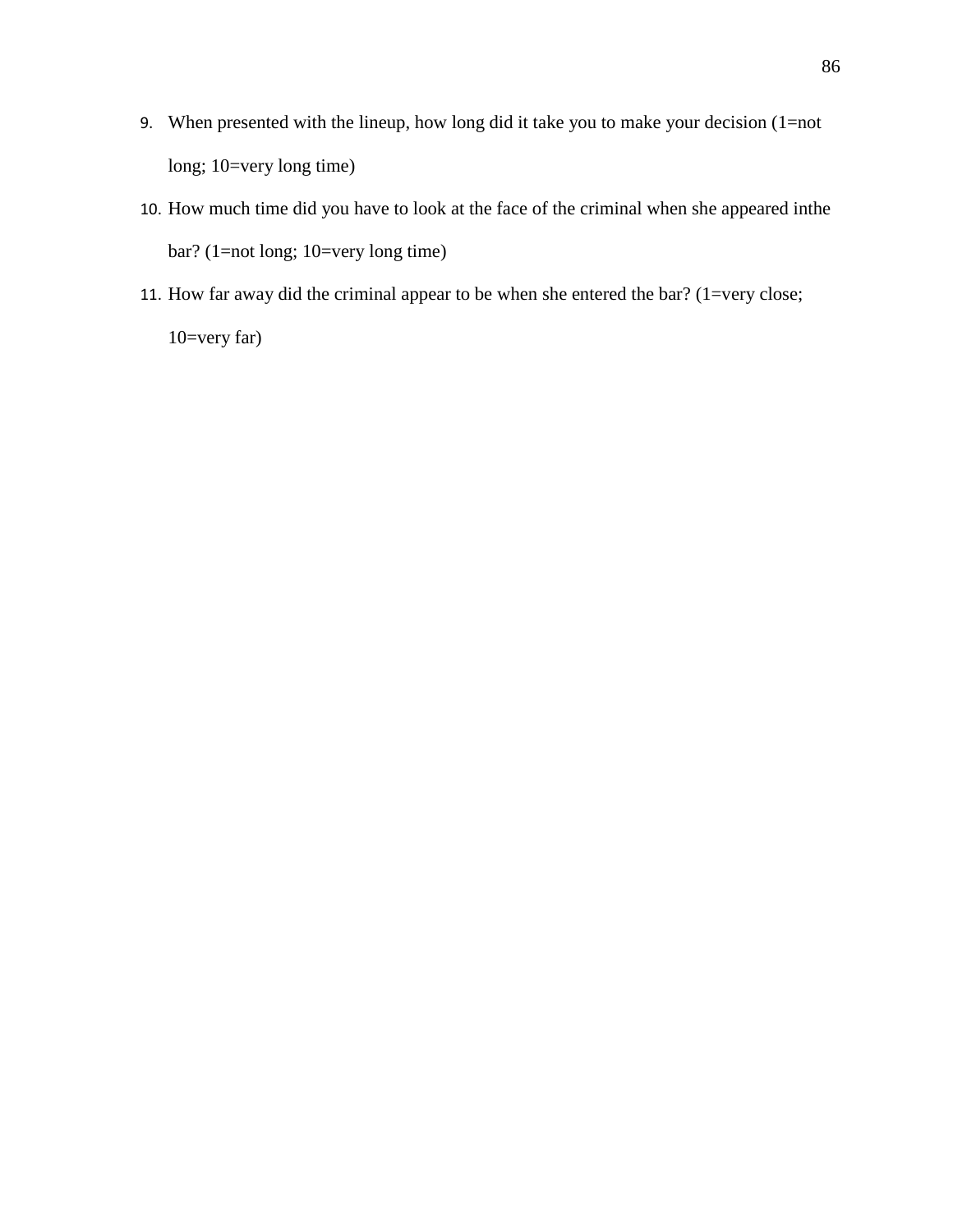9. When presented with the lineup, how long did it take you to make your decision (1=not long; 10=very long time)
10. How much time did you have to look at the face of the criminal when she appeared inthe bar? (1=not long; 10=very long time)
11. How far away did the criminal appear to be when she entered the bar? (1=very close; 10=very far)